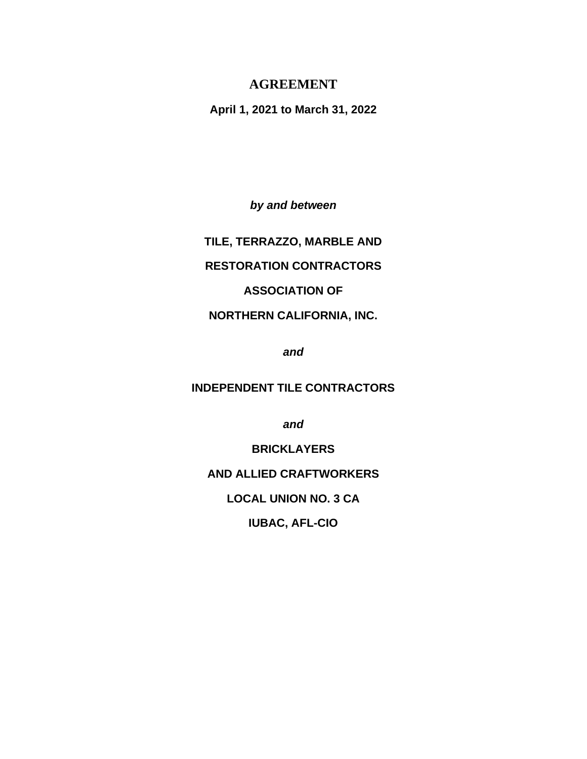# AGREEMENT

**April 1, 2021 to March 31, 2022**

***by and between***

**TILE, TERRAZZO, MARBLE AND**

**RESTORATION CONTRACTORS**

**ASSOCIATION OF**

**NORTHERN CALIFORNIA, INC.**

***and***

**INDEPENDENT TILE CONTRACTORS**

***and***

**BRICKLAYERS**

**AND ALLIED CRAFTWORKERS**

**LOCAL UNION NO. 3 CA**

**IUBAC, AFL-CIO**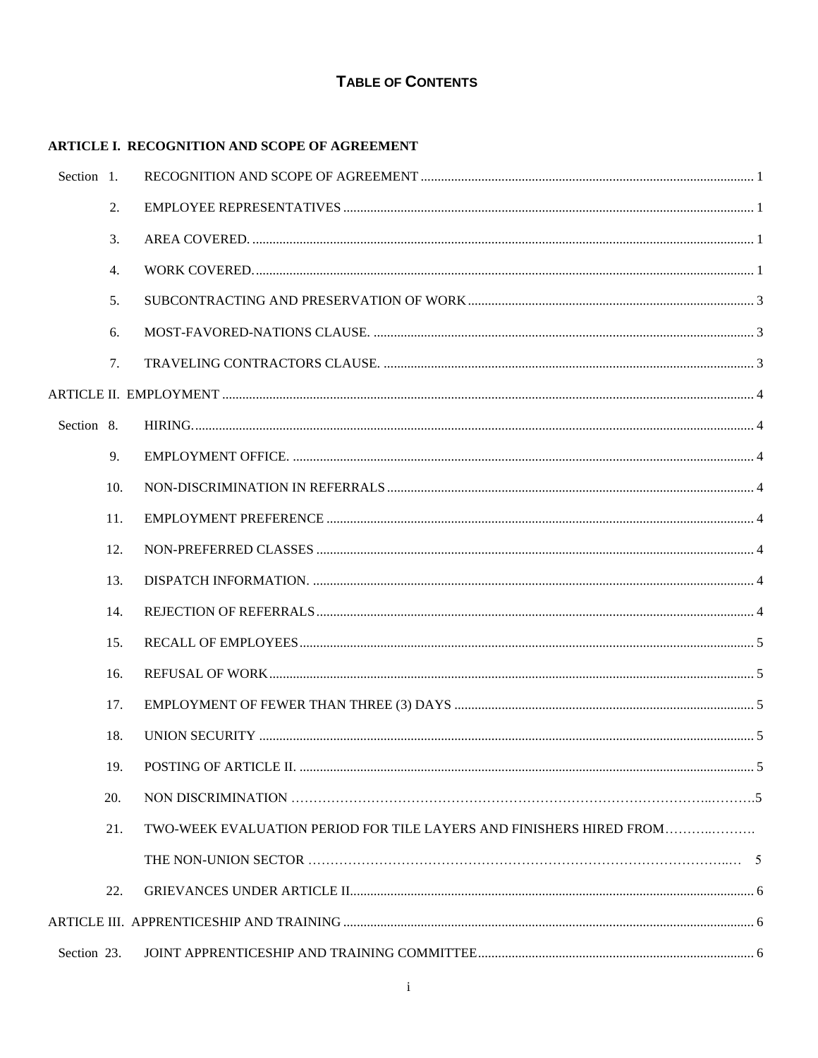# TABLE OF CONTENTS

**ARTICLE I. RECOGNITION AND SCOPE OF AGREEMENT**

| | | |
|---|---|---|
| Section 1. | RECOGNITION AND SCOPE OF AGREEMENT | 1 |
| 2. | EMPLOYEE REPRESENTATIVES | 1 |
| 3. | AREA COVERED. | 1 |
| 4. | WORK COVERED. | 1 |
| 5. | SUBCONTRACTING AND PRESERVATION OF WORK | 3 |
| 6. | MOST-FAVORED-NATIONS CLAUSE. | 3 |
| 7. | TRAVELING CONTRACTORS CLAUSE. | 3 |

ARTICLE II. EMPLOYMENT ............ 4

| | | |
|---|---|---|
| Section 8. | HIRING. | 4 |
| 9. | EMPLOYMENT OFFICE. | 4 |
| 10. | NON-DISCRIMINATION IN REFERRALS | 4 |
| 11. | EMPLOYMENT PREFERENCE | 4 |
| 12. | NON-PREFERRED CLASSES | 4 |
| 13. | DISPATCH INFORMATION. | 4 |
| 14. | REJECTION OF REFERRALS | 4 |
| 15. | RECALL OF EMPLOYEES | 5 |
| 16. | REFUSAL OF WORK | 5 |
| 17. | EMPLOYMENT OF FEWER THAN THREE (3) DAYS | 5 |
| 18. | UNION SECURITY | 5 |
| 19. | POSTING OF ARTICLE II. | 5 |
| 20. | NON DISCRIMINATION | 5 |
| 21. | TWO-WEEK EVALUATION PERIOD FOR TILE LAYERS AND FINISHERS HIRED FROM THE NON-UNION SECTOR | 5 |
| 22. | GRIEVANCES UNDER ARTICLE II. | 6 |

ARTICLE III. APPRENTICESHIP AND TRAINING ............ 6

| | | |
|---|---|---|
| Section 23. | JOINT APPRENTICESHIP AND TRAINING COMMITTEE | 6 |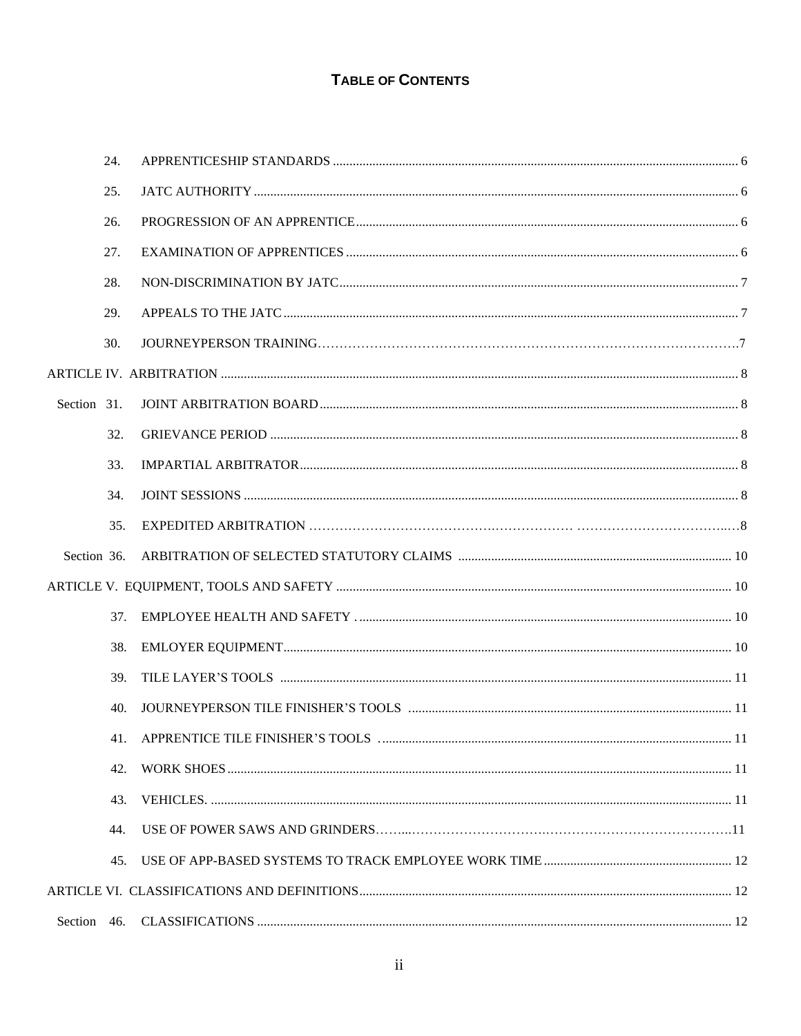**TABLE OF CONTENTS**

| | | |
|---|---|---|
| 24. | APPRENTICESHIP STANDARDS | 6 |
| 25. | JATC AUTHORITY | 6 |
| 26. | PROGRESSION OF AN APPRENTICE | 6 |
| 27. | EXAMINATION OF APPRENTICES | 6 |
| 28. | NON-DISCRIMINATION BY JATC | 7 |
| 29. | APPEALS TO THE JATC | 7 |
| 30. | JOURNEYPERSON TRAINING | 7 |
| ARTICLE IV. ARBITRATION | | 8 |
| Section 31. | JOINT ARBITRATION BOARD | 8 |
| 32. | GRIEVANCE PERIOD | 8 |
| 33. | IMPARTIAL ARBITRATOR | 8 |
| 34. | JOINT SESSIONS | 8 |
| 35. | EXPEDITED ARBITRATION | 8 |
| Section 36. | ARBITRATION OF SELECTED STATUTORY CLAIMS | 10 |
| ARTICLE V. EQUIPMENT, TOOLS AND SAFETY | | 10 |
| 37. | EMPLOYEE HEALTH AND SAFETY | 10 |
| 38. | EMLOYER EQUIPMENT | 10 |
| 39. | TILE LAYER'S TOOLS | 11 |
| 40. | JOURNEYPERSON TILE FINISHER'S TOOLS | 11 |
| 41. | APPRENTICE TILE FINISHER'S TOOLS | 11 |
| 42. | WORK SHOES | 11 |
| 43. | VEHICLES. | 11 |
| 44. | USE OF POWER SAWS AND GRINDERS | 11 |
| 45. | USE OF APP-BASED SYSTEMS TO TRACK EMPLOYEE WORK TIME | 12 |
| ARTICLE VI. CLASSIFICATIONS AND DEFINITIONS | | 12 |
| Section 46. | CLASSIFICATIONS | 12 |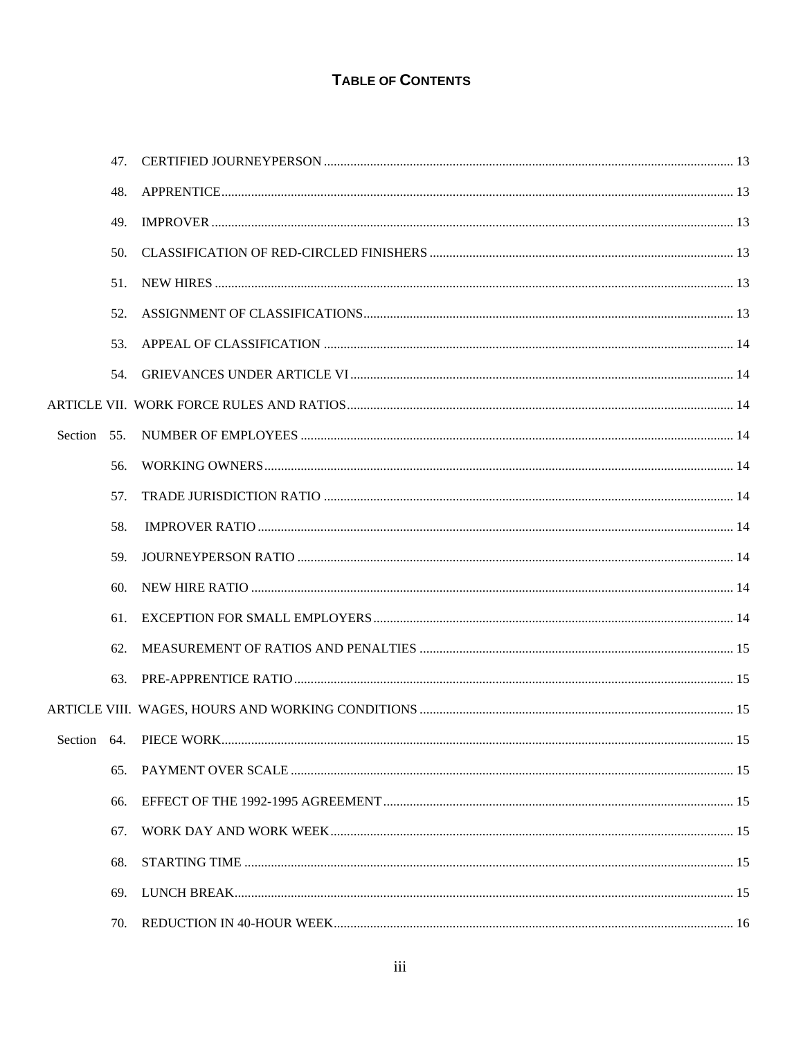# TABLE OF CONTENTS

| | | | |
|---|---|---|---|
| | 47. | CERTIFIED JOURNEYPERSON | 13 |
| | 48. | APPRENTICE | 13 |
| | 49. | IMPROVER | 13 |
| | 50. | CLASSIFICATION OF RED-CIRCLED FINISHERS | 13 |
| | 51. | NEW HIRES | 13 |
| | 52. | ASSIGNMENT OF CLASSIFICATIONS | 13 |
| | 53. | APPEAL OF CLASSIFICATION | 14 |
| | 54. | GRIEVANCES UNDER ARTICLE VI | 14 |
| ARTICLE VII. WORK FORCE RULES AND RATIOS | | | 14 |
| Section | 55. | NUMBER OF EMPLOYEES | 14 |
| | 56. | WORKING OWNERS | 14 |
| | 57. | TRADE JURISDICTION RATIO | 14 |
| | 58. | IMPROVER RATIO | 14 |
| | 59. | JOURNEYPERSON RATIO | 14 |
| | 60. | NEW HIRE RATIO | 14 |
| | 61. | EXCEPTION FOR SMALL EMPLOYERS | 14 |
| | 62. | MEASUREMENT OF RATIOS AND PENALTIES | 15 |
| | 63. | PRE-APPRENTICE RATIO | 15 |
| ARTICLE VIII. WAGES, HOURS AND WORKING CONDITIONS | | | 15 |
| Section | 64. | PIECE WORK | 15 |
| | 65. | PAYMENT OVER SCALE | 15 |
| | 66. | EFFECT OF THE 1992-1995 AGREEMENT | 15 |
| | 67. | WORK DAY AND WORK WEEK | 15 |
| | 68. | STARTING TIME | 15 |
| | 69. | LUNCH BREAK | 15 |
| | 70. | REDUCTION IN 40-HOUR WEEK | 16 |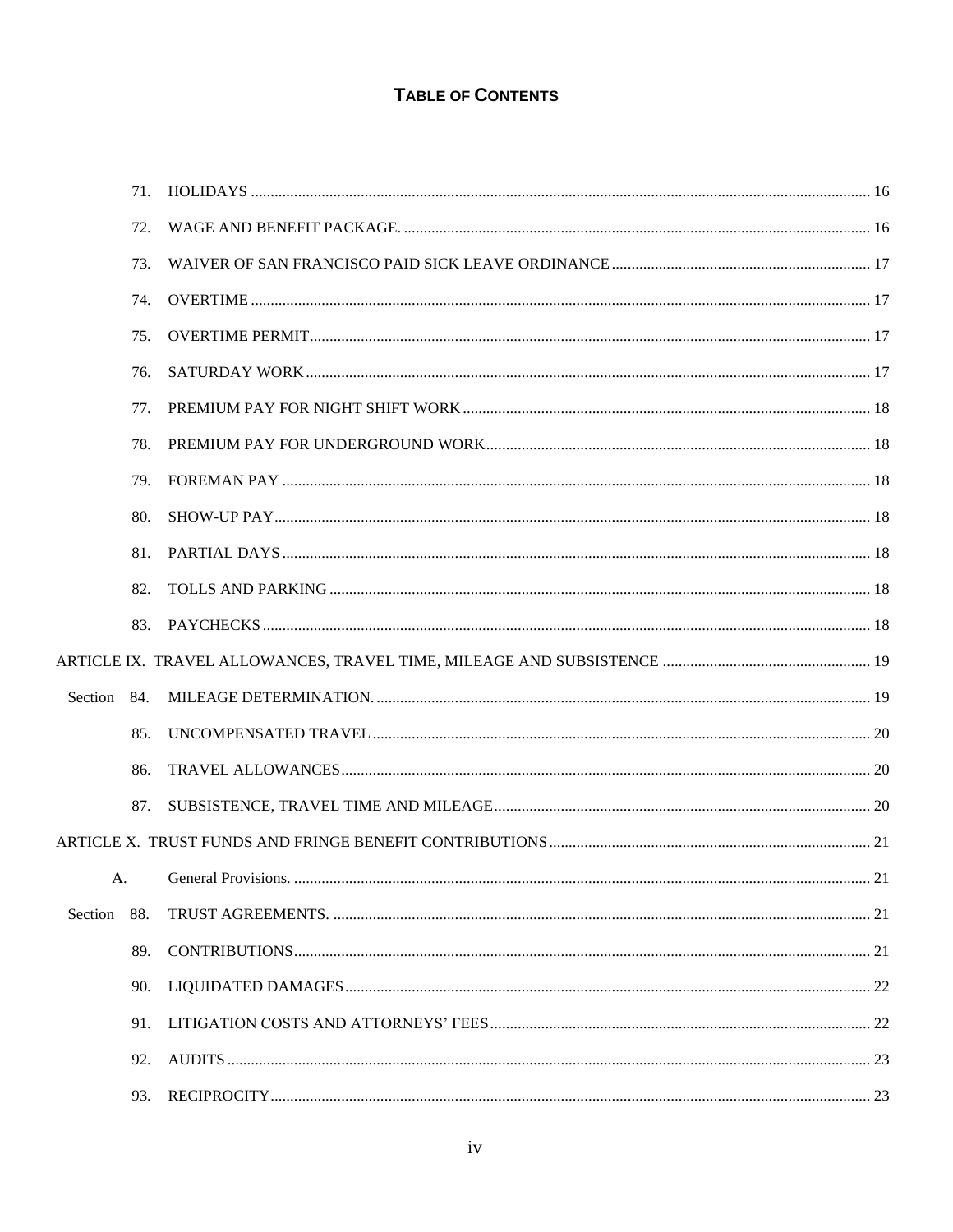# TABLE OF CONTENTS

| | | |
|---|---|---|
| 71. | HOLIDAYS | 16 |
| 72. | WAGE AND BENEFIT PACKAGE. | 16 |
| 73. | WAIVER OF SAN FRANCISCO PAID SICK LEAVE ORDINANCE | 17 |
| 74. | OVERTIME | 17 |
| 75. | OVERTIME PERMIT | 17 |
| 76. | SATURDAY WORK | 17 |
| 77. | PREMIUM PAY FOR NIGHT SHIFT WORK | 18 |
| 78. | PREMIUM PAY FOR UNDERGROUND WORK | 18 |
| 79. | FOREMAN PAY | 18 |
| 80. | SHOW-UP PAY | 18 |
| 81. | PARTIAL DAYS | 18 |
| 82. | TOLLS AND PARKING | 18 |
| 83. | PAYCHECKS | 18 |
| ARTICLE IX. | TRAVEL ALLOWANCES, TRAVEL TIME, MILEAGE AND SUBSISTENCE | 19 |
| Section 84. | MILEAGE DETERMINATION. | 19 |
| 85. | UNCOMPENSATED TRAVEL | 20 |
| 86. | TRAVEL ALLOWANCES | 20 |
| 87. | SUBSISTENCE, TRAVEL TIME AND MILEAGE | 20 |
| ARTICLE X. | TRUST FUNDS AND FRINGE BENEFIT CONTRIBUTIONS | 21 |
| A. | General Provisions. | 21 |
| Section 88. | TRUST AGREEMENTS. | 21 |
| 89. | CONTRIBUTIONS | 21 |
| 90. | LIQUIDATED DAMAGES | 22 |
| 91. | LITIGATION COSTS AND ATTORNEYS' FEES | 22 |
| 92. | AUDITS | 23 |
| 93. | RECIPROCITY | 23 |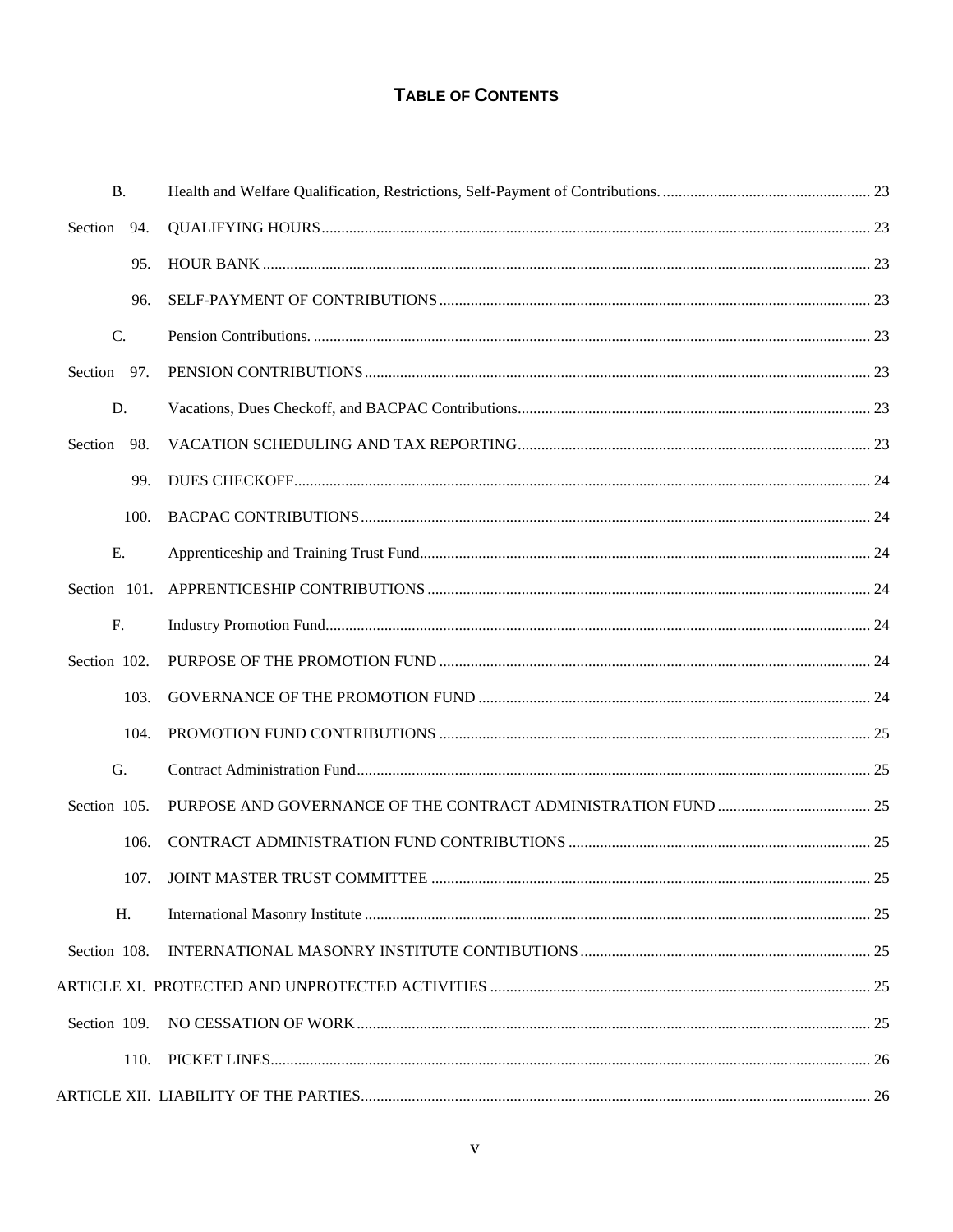# TABLE OF CONTENTS

| | | |
|---|---|---|
| B. | Health and Welfare Qualification, Restrictions, Self-Payment of Contributions. | 23 |
| Section 94. | QUALIFYING HOURS | 23 |
| 95. | HOUR BANK | 23 |
| 96. | SELF-PAYMENT OF CONTRIBUTIONS | 23 |
| C. | Pension Contributions. | 23 |
| Section 97. | PENSION CONTRIBUTIONS | 23 |
| D. | Vacations, Dues Checkoff, and BACPAC Contributions | 23 |
| Section 98. | VACATION SCHEDULING AND TAX REPORTING | 23 |
| 99. | DUES CHECKOFF | 24 |
| 100. | BACPAC CONTRIBUTIONS | 24 |
| E. | Apprenticeship and Training Trust Fund | 24 |
| Section 101. | APPRENTICESHIP CONTRIBUTIONS | 24 |
| F. | Industry Promotion Fund | 24 |
| Section 102. | PURPOSE OF THE PROMOTION FUND | 24 |
| 103. | GOVERNANCE OF THE PROMOTION FUND | 24 |
| 104. | PROMOTION FUND CONTRIBUTIONS | 25 |
| G. | Contract Administration Fund | 25 |
| Section 105. | PURPOSE AND GOVERNANCE OF THE CONTRACT ADMINISTRATION FUND | 25 |
| 106. | CONTRACT ADMINISTRATION FUND CONTRIBUTIONS | 25 |
| 107. | JOINT MASTER TRUST COMMITTEE | 25 |
| H. | International Masonry Institute | 25 |
| Section 108. | INTERNATIONAL MASONRY INSTITUTE CONTIBUTIONS | 25 |
| ARTICLE XI. | PROTECTED AND UNPROTECTED ACTIVITIES | 25 |
| Section 109. | NO CESSATION OF WORK | 25 |
| 110. | PICKET LINES | 26 |
| ARTICLE XII. | LIABILITY OF THE PARTIES | 26 |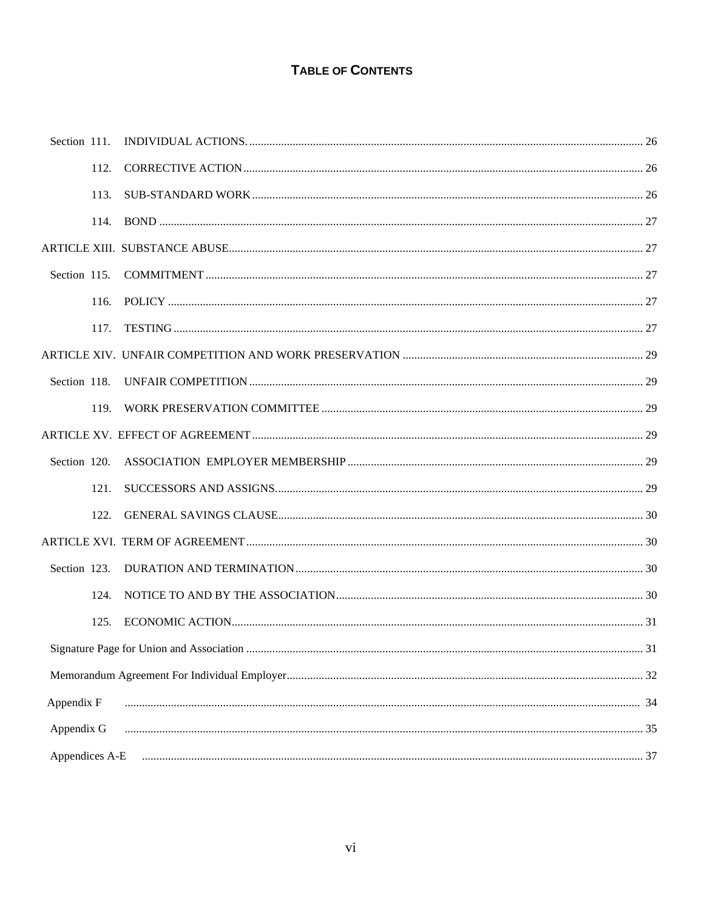# TABLE OF CONTENTS

| | | |
|---|---|---|
| Section 111. | INDIVIDUAL ACTIONS. | 26 |
| 112. | CORRECTIVE ACTION | 26 |
| 113. | SUB-STANDARD WORK | 26 |
| 114. | BOND | 27 |
| ARTICLE XIII. | SUBSTANCE ABUSE | 27 |
| Section 115. | COMMITMENT | 27 |
| 116. | POLICY | 27 |
| 117. | TESTING | 27 |
| ARTICLE XIV. | UNFAIR COMPETITION AND WORK PRESERVATION | 29 |
| Section 118. | UNFAIR COMPETITION | 29 |
| 119. | WORK PRESERVATION COMMITTEE | 29 |
| ARTICLE XV. | EFFECT OF AGREEMENT | 29 |
| Section 120. | ASSOCIATION EMPLOYER MEMBERSHIP | 29 |
| 121. | SUCCESSORS AND ASSIGNS. | 29 |
| 122. | GENERAL SAVINGS CLAUSE. | 30 |
| ARTICLE XVI. | TERM OF AGREEMENT | 30 |
| Section 123. | DURATION AND TERMINATION | 30 |
| 124. | NOTICE TO AND BY THE ASSOCIATION | 30 |
| 125. | ECONOMIC ACTION | 31 |
| Signature Page for Union and Association | | 31 |
| Memorandum Agreement For Individual Employer | | 32 |
| Appendix F | | 34 |
| Appendix G | | 35 |
| Appendices A-E | | 37 |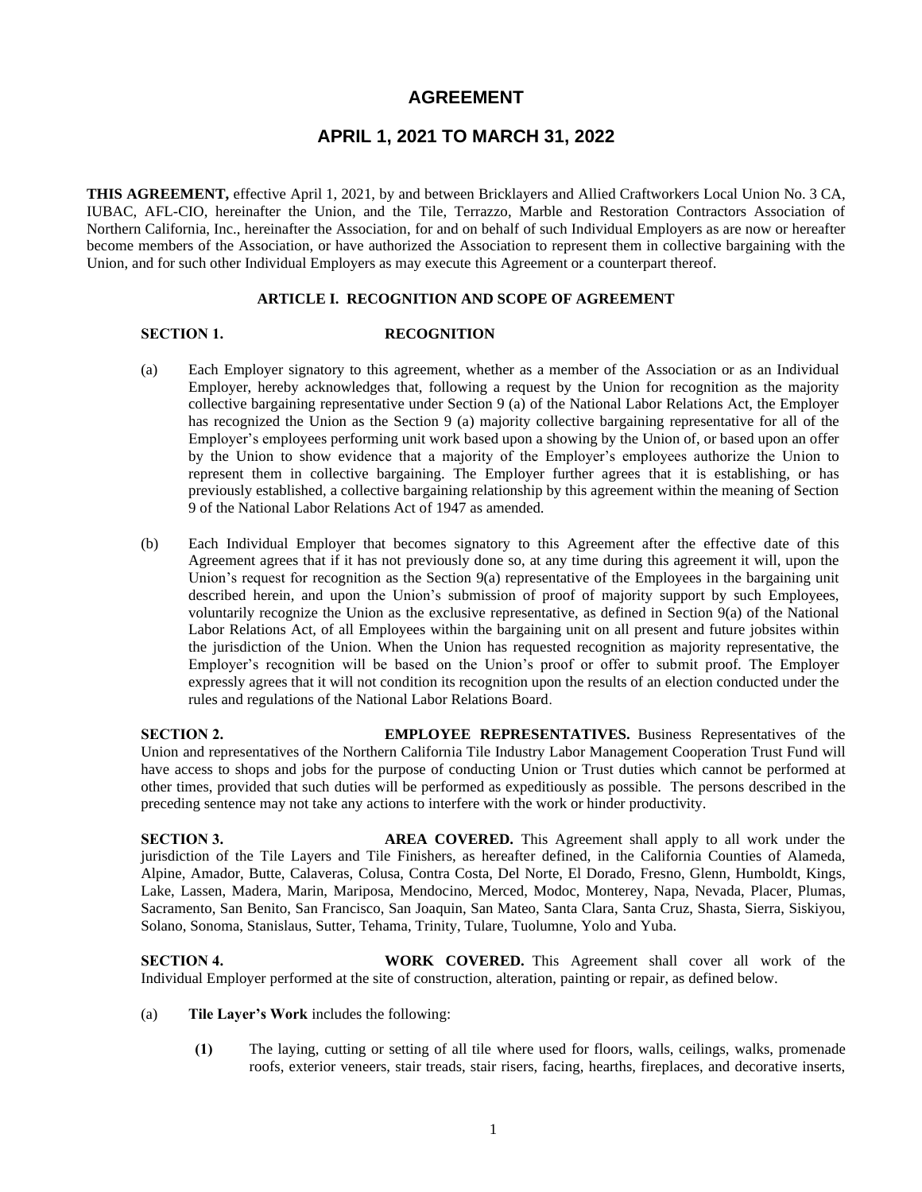# AGREEMENT

## APRIL 1, 2021 TO MARCH 31, 2022

**THIS AGREEMENT,** effective April 1, 2021, by and between Bricklayers and Allied Craftworkers Local Union No. 3 CA, IUBAC, AFL-CIO, hereinafter the Union, and the Tile, Terrazzo, Marble and Restoration Contractors Association of Northern California, Inc., hereinafter the Association, for and on behalf of such Individual Employers as are now or hereafter become members of the Association, or have authorized the Association to represent them in collective bargaining with the Union, and for such other Individual Employers as may execute this Agreement or a counterpart thereof.

### ARTICLE I. RECOGNITION AND SCOPE OF AGREEMENT

**SECTION 1. RECOGNITION**

(a) Each Employer signatory to this agreement, whether as a member of the Association or as an Individual Employer, hereby acknowledges that, following a request by the Union for recognition as the majority collective bargaining representative under Section 9 (a) of the National Labor Relations Act, the Employer has recognized the Union as the Section 9 (a) majority collective bargaining representative for all of the Employer's employees performing unit work based upon a showing by the Union of, or based upon an offer by the Union to show evidence that a majority of the Employer's employees authorize the Union to represent them in collective bargaining. The Employer further agrees that it is establishing, or has previously established, a collective bargaining relationship by this agreement within the meaning of Section 9 of the National Labor Relations Act of 1947 as amended.

(b) Each Individual Employer that becomes signatory to this Agreement after the effective date of this Agreement agrees that if it has not previously done so, at any time during this agreement it will, upon the Union's request for recognition as the Section 9(a) representative of the Employees in the bargaining unit described herein, and upon the Union's submission of proof of majority support by such Employees, voluntarily recognize the Union as the exclusive representative, as defined in Section 9(a) of the National Labor Relations Act, of all Employees within the bargaining unit on all present and future jobsites within the jurisdiction of the Union. When the Union has requested recognition as majority representative, the Employer's recognition will be based on the Union's proof or offer to submit proof. The Employer expressly agrees that it will not condition its recognition upon the results of an election conducted under the rules and regulations of the National Labor Relations Board.

**SECTION 2. EMPLOYEE REPRESENTATIVES.** Business Representatives of the Union and representatives of the Northern California Tile Industry Labor Management Cooperation Trust Fund will have access to shops and jobs for the purpose of conducting Union or Trust duties which cannot be performed at other times, provided that such duties will be performed as expeditiously as possible. The persons described in the preceding sentence may not take any actions to interfere with the work or hinder productivity.

**SECTION 3. AREA COVERED.** This Agreement shall apply to all work under the jurisdiction of the Tile Layers and Tile Finishers, as hereafter defined, in the California Counties of Alameda, Alpine, Amador, Butte, Calaveras, Colusa, Contra Costa, Del Norte, El Dorado, Fresno, Glenn, Humboldt, Kings, Lake, Lassen, Madera, Marin, Mariposa, Mendocino, Merced, Modoc, Monterey, Napa, Nevada, Placer, Plumas, Sacramento, San Benito, San Francisco, San Joaquin, San Mateo, Santa Clara, Santa Cruz, Shasta, Sierra, Siskiyou, Solano, Sonoma, Stanislaus, Sutter, Tehama, Trinity, Tulare, Tuolumne, Yolo and Yuba.

**SECTION 4. WORK COVERED.** This Agreement shall cover all work of the Individual Employer performed at the site of construction, alteration, painting or repair, as defined below.

(a) **Tile Layer's Work** includes the following:

**(1)** The laying, cutting or setting of all tile where used for floors, walls, ceilings, walks, promenade roofs, exterior veneers, stair treads, stair risers, facing, hearths, fireplaces, and decorative inserts,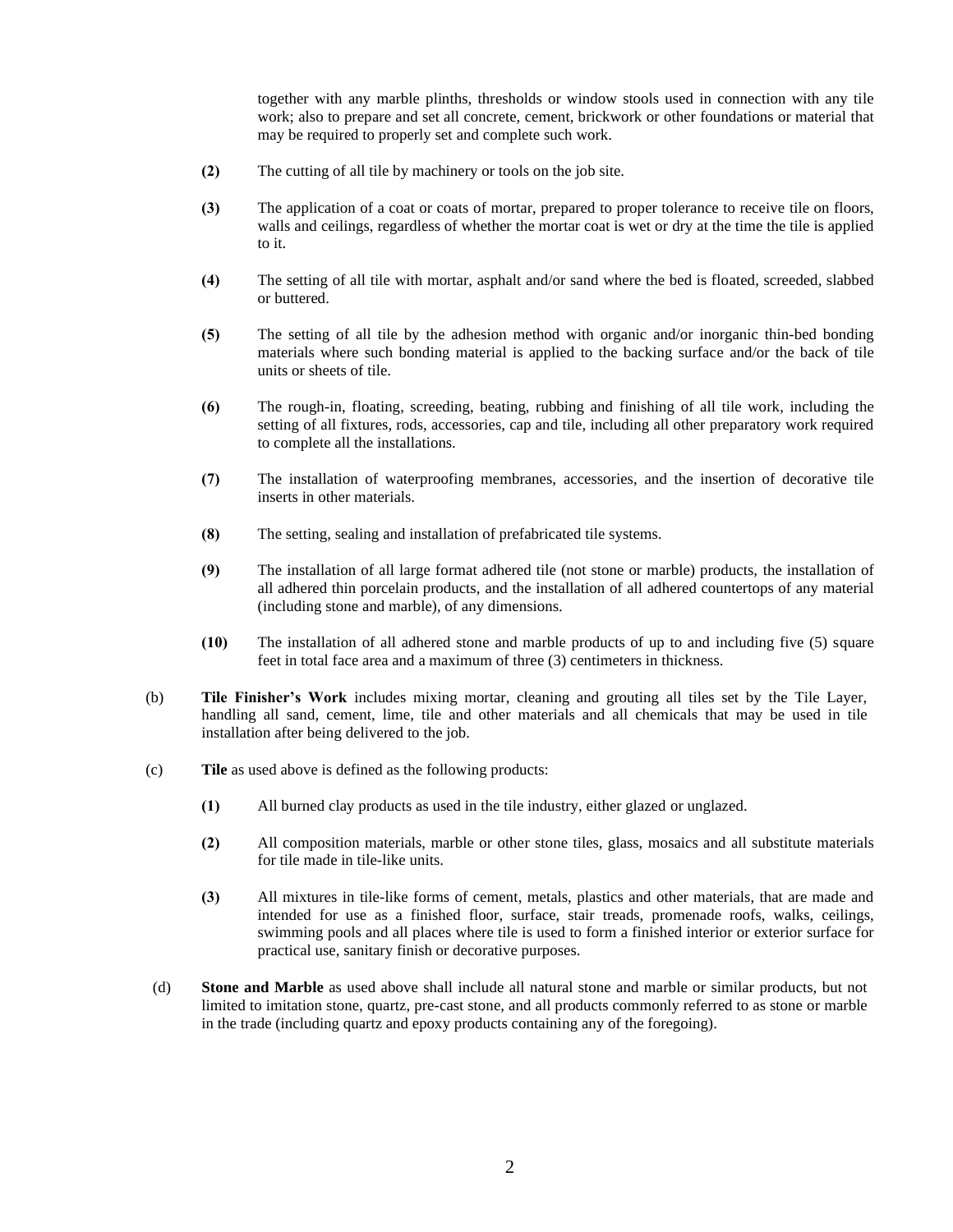together with any marble plinths, thresholds or window stools used in connection with any tile work; also to prepare and set all concrete, cement, brickwork or other foundations or material that may be required to properly set and complete such work.

**(2)** The cutting of all tile by machinery or tools on the job site.

**(3)** The application of a coat or coats of mortar, prepared to proper tolerance to receive tile on floors, walls and ceilings, regardless of whether the mortar coat is wet or dry at the time the tile is applied to it.

**(4)** The setting of all tile with mortar, asphalt and/or sand where the bed is floated, screeded, slabbed or buttered.

**(5)** The setting of all tile by the adhesion method with organic and/or inorganic thin-bed bonding materials where such bonding material is applied to the backing surface and/or the back of tile units or sheets of tile.

**(6)** The rough-in, floating, screeding, beating, rubbing and finishing of all tile work, including the setting of all fixtures, rods, accessories, cap and tile, including all other preparatory work required to complete all the installations.

**(7)** The installation of waterproofing membranes, accessories, and the insertion of decorative tile inserts in other materials.

**(8)** The setting, sealing and installation of prefabricated tile systems.

**(9)** The installation of all large format adhered tile (not stone or marble) products, the installation of all adhered thin porcelain products, and the installation of all adhered countertops of any material (including stone and marble), of any dimensions.

**(10)** The installation of all adhered stone and marble products of up to and including five (5) square feet in total face area and a maximum of three (3) centimeters in thickness.

(b) **Tile Finisher's Work** includes mixing mortar, cleaning and grouting all tiles set by the Tile Layer, handling all sand, cement, lime, tile and other materials and all chemicals that may be used in tile installation after being delivered to the job.

(c) **Tile** as used above is defined as the following products:

**(1)** All burned clay products as used in the tile industry, either glazed or unglazed.

**(2)** All composition materials, marble or other stone tiles, glass, mosaics and all substitute materials for tile made in tile-like units.

**(3)** All mixtures in tile-like forms of cement, metals, plastics and other materials, that are made and intended for use as a finished floor, surface, stair treads, promenade roofs, walks, ceilings, swimming pools and all places where tile is used to form a finished interior or exterior surface for practical use, sanitary finish or decorative purposes.

(d) **Stone and Marble** as used above shall include all natural stone and marble or similar products, but not limited to imitation stone, quartz, pre-cast stone, and all products commonly referred to as stone or marble in the trade (including quartz and epoxy products containing any of the foregoing).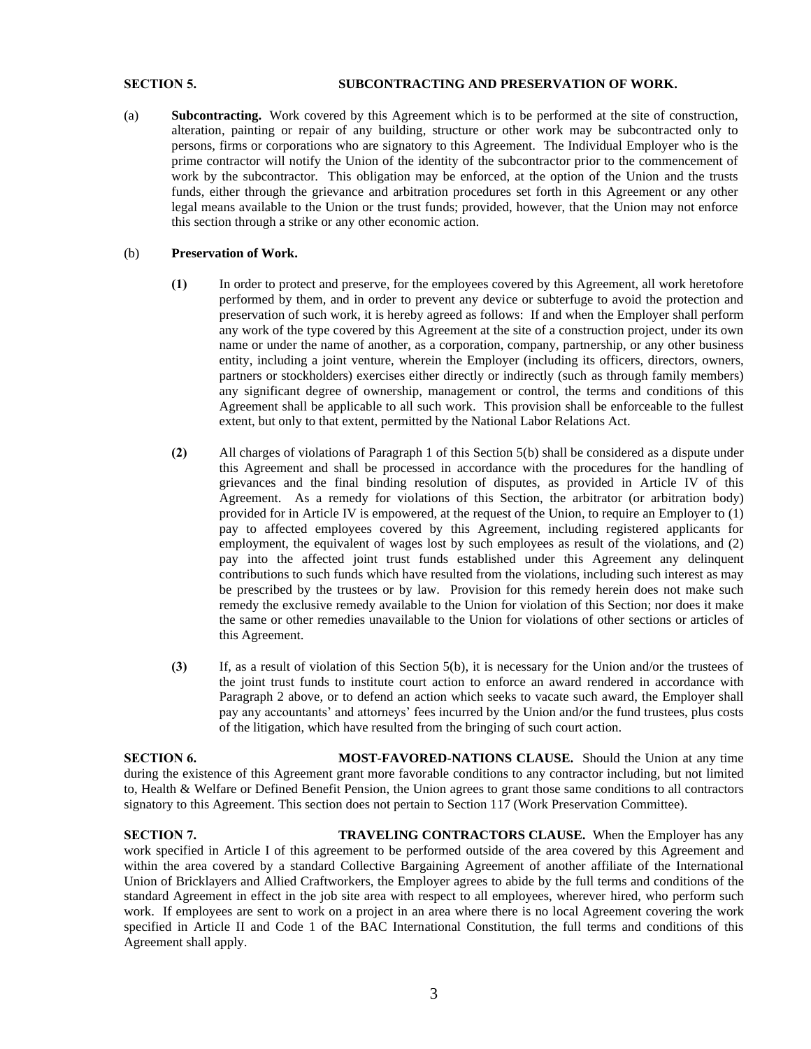**SECTION 5. SUBCONTRACTING AND PRESERVATION OF WORK.**

(a) **Subcontracting.** Work covered by this Agreement which is to be performed at the site of construction, alteration, painting or repair of any building, structure or other work may be subcontracted only to persons, firms or corporations who are signatory to this Agreement. The Individual Employer who is the prime contractor will notify the Union of the identity of the subcontractor prior to the commencement of work by the subcontractor. This obligation may be enforced, at the option of the Union and the trusts funds, either through the grievance and arbitration procedures set forth in this Agreement or any other legal means available to the Union or the trust funds; provided, however, that the Union may not enforce this section through a strike or any other economic action.

(b) **Preservation of Work.**

**(1)** In order to protect and preserve, for the employees covered by this Agreement, all work heretofore performed by them, and in order to prevent any device or subterfuge to avoid the protection and preservation of such work, it is hereby agreed as follows: If and when the Employer shall perform any work of the type covered by this Agreement at the site of a construction project, under its own name or under the name of another, as a corporation, company, partnership, or any other business entity, including a joint venture, wherein the Employer (including its officers, directors, owners, partners or stockholders) exercises either directly or indirectly (such as through family members) any significant degree of ownership, management or control, the terms and conditions of this Agreement shall be applicable to all such work. This provision shall be enforceable to the fullest extent, but only to that extent, permitted by the National Labor Relations Act.

**(2)** All charges of violations of Paragraph 1 of this Section 5(b) shall be considered as a dispute under this Agreement and shall be processed in accordance with the procedures for the handling of grievances and the final binding resolution of disputes, as provided in Article IV of this Agreement. As a remedy for violations of this Section, the arbitrator (or arbitration body) provided for in Article IV is empowered, at the request of the Union, to require an Employer to (1) pay to affected employees covered by this Agreement, including registered applicants for employment, the equivalent of wages lost by such employees as result of the violations, and (2) pay into the affected joint trust funds established under this Agreement any delinquent contributions to such funds which have resulted from the violations, including such interest as may be prescribed by the trustees or by law. Provision for this remedy herein does not make such remedy the exclusive remedy available to the Union for violation of this Section; nor does it make the same or other remedies unavailable to the Union for violations of other sections or articles of this Agreement.

**(3)** If, as a result of violation of this Section 5(b), it is necessary for the Union and/or the trustees of the joint trust funds to institute court action to enforce an award rendered in accordance with Paragraph 2 above, or to defend an action which seeks to vacate such award, the Employer shall pay any accountants' and attorneys' fees incurred by the Union and/or the fund trustees, plus costs of the litigation, which have resulted from the bringing of such court action.

**SECTION 6. MOST-FAVORED-NATIONS CLAUSE.** Should the Union at any time during the existence of this Agreement grant more favorable conditions to any contractor including, but not limited to, Health & Welfare or Defined Benefit Pension, the Union agrees to grant those same conditions to all contractors signatory to this Agreement. This section does not pertain to Section 117 (Work Preservation Committee).

**SECTION 7. TRAVELING CONTRACTORS CLAUSE.** When the Employer has any work specified in Article I of this agreement to be performed outside of the area covered by this Agreement and within the area covered by a standard Collective Bargaining Agreement of another affiliate of the International Union of Bricklayers and Allied Craftworkers, the Employer agrees to abide by the full terms and conditions of the standard Agreement in effect in the job site area with respect to all employees, wherever hired, who perform such work. If employees are sent to work on a project in an area where there is no local Agreement covering the work specified in Article II and Code 1 of the BAC International Constitution, the full terms and conditions of this Agreement shall apply.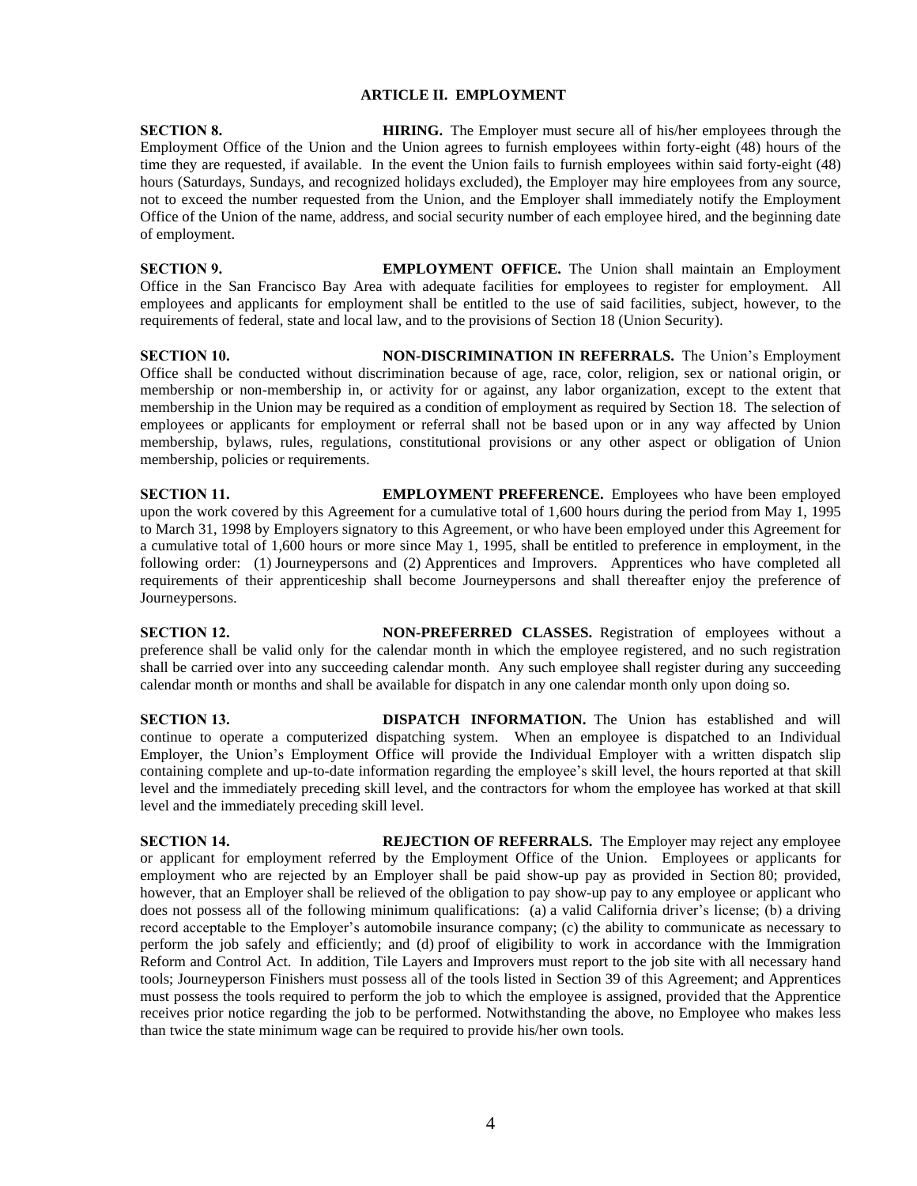## ARTICLE II. EMPLOYMENT

**SECTION 8. HIRING.** The Employer must secure all of his/her employees through the Employment Office of the Union and the Union agrees to furnish employees within forty-eight (48) hours of the time they are requested, if available. In the event the Union fails to furnish employees within said forty-eight (48) hours (Saturdays, Sundays, and recognized holidays excluded), the Employer may hire employees from any source, not to exceed the number requested from the Union, and the Employer shall immediately notify the Employment Office of the Union of the name, address, and social security number of each employee hired, and the beginning date of employment.

**SECTION 9. EMPLOYMENT OFFICE.** The Union shall maintain an Employment Office in the San Francisco Bay Area with adequate facilities for employees to register for employment. All employees and applicants for employment shall be entitled to the use of said facilities, subject, however, to the requirements of federal, state and local law, and to the provisions of Section 18 (Union Security).

**SECTION 10. NON-DISCRIMINATION IN REFERRALS.** The Union's Employment Office shall be conducted without discrimination because of age, race, color, religion, sex or national origin, or membership or non-membership in, or activity for or against, any labor organization, except to the extent that membership in the Union may be required as a condition of employment as required by Section 18. The selection of employees or applicants for employment or referral shall not be based upon or in any way affected by Union membership, bylaws, rules, regulations, constitutional provisions or any other aspect or obligation of Union membership, policies or requirements.

**SECTION 11. EMPLOYMENT PREFERENCE.** Employees who have been employed upon the work covered by this Agreement for a cumulative total of 1,600 hours during the period from May 1, 1995 to March 31, 1998 by Employers signatory to this Agreement, or who have been employed under this Agreement for a cumulative total of 1,600 hours or more since May 1, 1995, shall be entitled to preference in employment, in the following order: (1) Journeypersons and (2) Apprentices and Improvers. Apprentices who have completed all requirements of their apprenticeship shall become Journeypersons and shall thereafter enjoy the preference of Journeypersons.

**SECTION 12. NON-PREFERRED CLASSES.** Registration of employees without a preference shall be valid only for the calendar month in which the employee registered, and no such registration shall be carried over into any succeeding calendar month. Any such employee shall register during any succeeding calendar month or months and shall be available for dispatch in any one calendar month only upon doing so.

**SECTION 13. DISPATCH INFORMATION.** The Union has established and will continue to operate a computerized dispatching system. When an employee is dispatched to an Individual Employer, the Union's Employment Office will provide the Individual Employer with a written dispatch slip containing complete and up-to-date information regarding the employee's skill level, the hours reported at that skill level and the immediately preceding skill level, and the contractors for whom the employee has worked at that skill level and the immediately preceding skill level.

**SECTION 14. REJECTION OF REFERRALS.** The Employer may reject any employee or applicant for employment referred by the Employment Office of the Union. Employees or applicants for employment who are rejected by an Employer shall be paid show-up pay as provided in Section 80; provided, however, that an Employer shall be relieved of the obligation to pay show-up pay to any employee or applicant who does not possess all of the following minimum qualifications: (a) a valid California driver's license; (b) a driving record acceptable to the Employer's automobile insurance company; (c) the ability to communicate as necessary to perform the job safely and efficiently; and (d) proof of eligibility to work in accordance with the Immigration Reform and Control Act. In addition, Tile Layers and Improvers must report to the job site with all necessary hand tools; Journeyperson Finishers must possess all of the tools listed in Section 39 of this Agreement; and Apprentices must possess the tools required to perform the job to which the employee is assigned, provided that the Apprentice receives prior notice regarding the job to be performed. Notwithstanding the above, no Employee who makes less than twice the state minimum wage can be required to provide his/her own tools.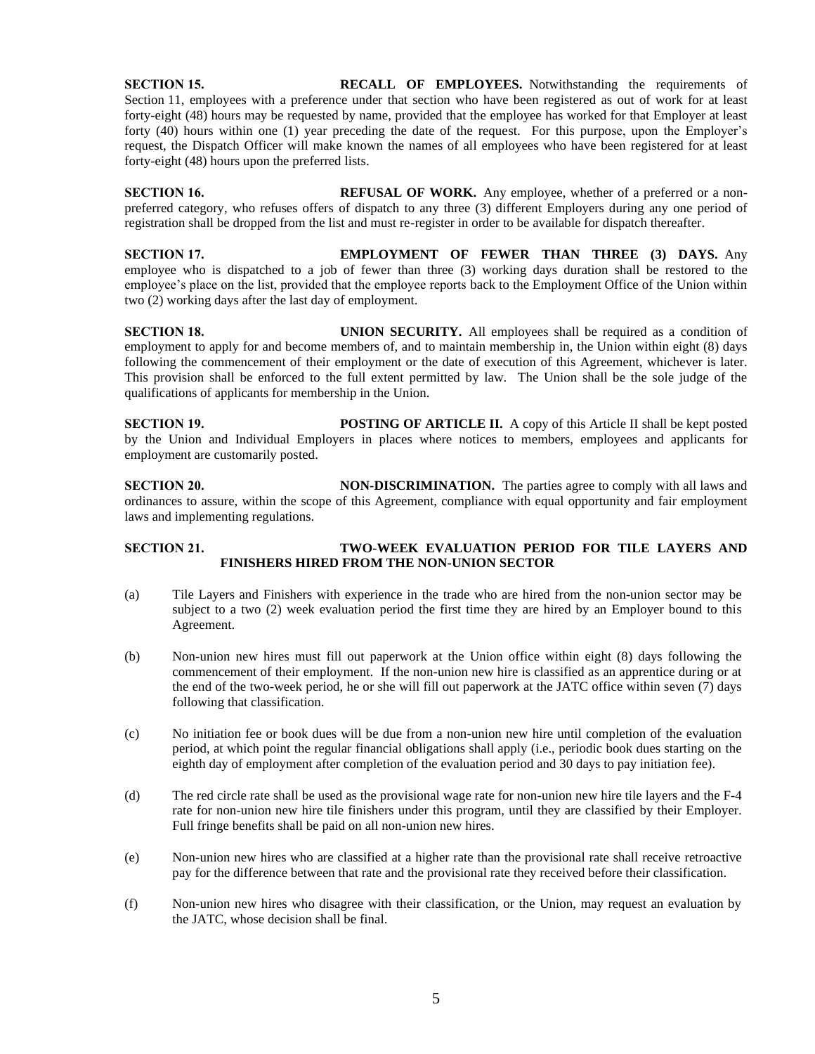**SECTION 15. RECALL OF EMPLOYEES.** Notwithstanding the requirements of Section 11, employees with a preference under that section who have been registered as out of work for at least forty-eight (48) hours may be requested by name, provided that the employee has worked for that Employer at least forty (40) hours within one (1) year preceding the date of the request. For this purpose, upon the Employer's request, the Dispatch Officer will make known the names of all employees who have been registered for at least forty-eight (48) hours upon the preferred lists.

**SECTION 16. REFUSAL OF WORK.** Any employee, whether of a preferred or a non-preferred category, who refuses offers of dispatch to any three (3) different Employers during any one period of registration shall be dropped from the list and must re-register in order to be available for dispatch thereafter.

**SECTION 17. EMPLOYMENT OF FEWER THAN THREE (3) DAYS.** Any employee who is dispatched to a job of fewer than three (3) working days duration shall be restored to the employee's place on the list, provided that the employee reports back to the Employment Office of the Union within two (2) working days after the last day of employment.

**SECTION 18. UNION SECURITY.** All employees shall be required as a condition of employment to apply for and become members of, and to maintain membership in, the Union within eight (8) days following the commencement of their employment or the date of execution of this Agreement, whichever is later. This provision shall be enforced to the full extent permitted by law. The Union shall be the sole judge of the qualifications of applicants for membership in the Union.

**SECTION 19. POSTING OF ARTICLE II.** A copy of this Article II shall be kept posted by the Union and Individual Employers in places where notices to members, employees and applicants for employment are customarily posted.

**SECTION 20. NON-DISCRIMINATION.** The parties agree to comply with all laws and ordinances to assure, within the scope of this Agreement, compliance with equal opportunity and fair employment laws and implementing regulations.

**SECTION 21. TWO-WEEK EVALUATION PERIOD FOR TILE LAYERS AND FINISHERS HIRED FROM THE NON-UNION SECTOR**

(a) Tile Layers and Finishers with experience in the trade who are hired from the non-union sector may be subject to a two (2) week evaluation period the first time they are hired by an Employer bound to this Agreement.

(b) Non-union new hires must fill out paperwork at the Union office within eight (8) days following the commencement of their employment. If the non-union new hire is classified as an apprentice during or at the end of the two-week period, he or she will fill out paperwork at the JATC office within seven (7) days following that classification.

(c) No initiation fee or book dues will be due from a non-union new hire until completion of the evaluation period, at which point the regular financial obligations shall apply (i.e., periodic book dues starting on the eighth day of employment after completion of the evaluation period and 30 days to pay initiation fee).

(d) The red circle rate shall be used as the provisional wage rate for non-union new hire tile layers and the F-4 rate for non-union new hire tile finishers under this program, until they are classified by their Employer. Full fringe benefits shall be paid on all non-union new hires.

(e) Non-union new hires who are classified at a higher rate than the provisional rate shall receive retroactive pay for the difference between that rate and the provisional rate they received before their classification.

(f) Non-union new hires who disagree with their classification, or the Union, may request an evaluation by the JATC, whose decision shall be final.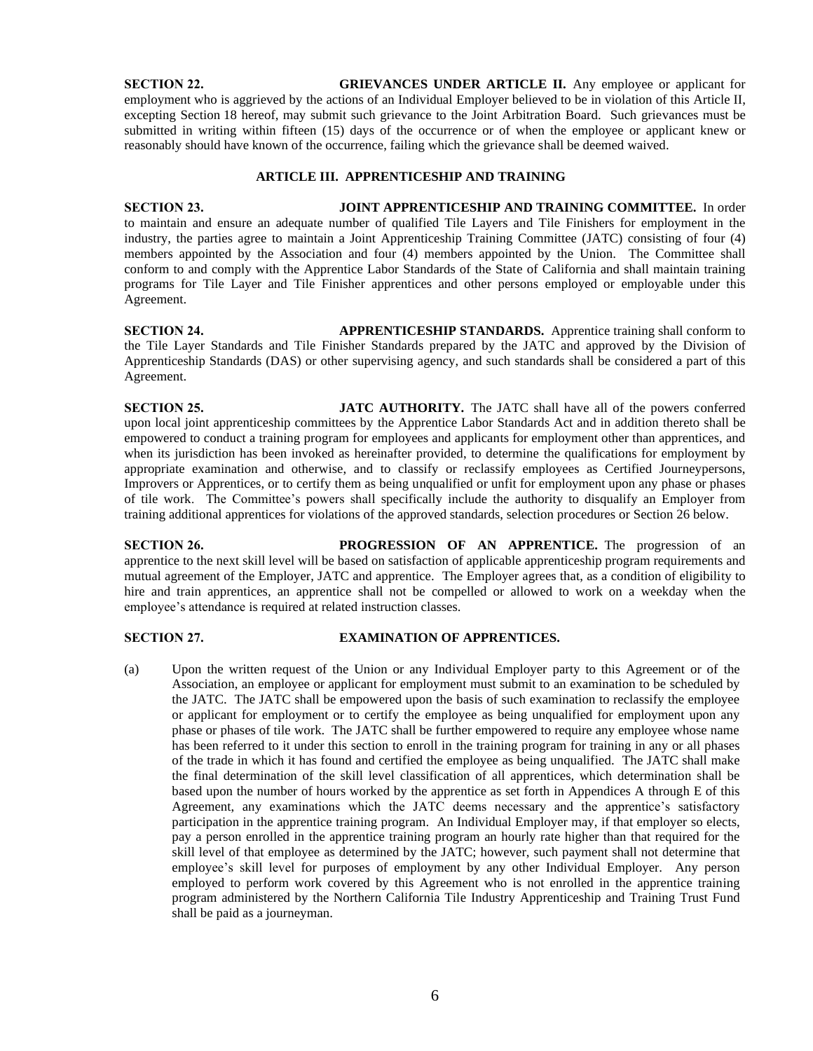**SECTION 22.** **GRIEVANCES UNDER ARTICLE II.** Any employee or applicant for employment who is aggrieved by the actions of an Individual Employer believed to be in violation of this Article II, excepting Section 18 hereof, may submit such grievance to the Joint Arbitration Board. Such grievances must be submitted in writing within fifteen (15) days of the occurrence or of when the employee or applicant knew or reasonably should have known of the occurrence, failing which the grievance shall be deemed waived.

## ARTICLE III. APPRENTICESHIP AND TRAINING

**SECTION 23.** **JOINT APPRENTICESHIP AND TRAINING COMMITTEE.** In order to maintain and ensure an adequate number of qualified Tile Layers and Tile Finishers for employment in the industry, the parties agree to maintain a Joint Apprenticeship Training Committee (JATC) consisting of four (4) members appointed by the Association and four (4) members appointed by the Union. The Committee shall conform to and comply with the Apprentice Labor Standards of the State of California and shall maintain training programs for Tile Layer and Tile Finisher apprentices and other persons employed or employable under this Agreement.

**SECTION 24.** **APPRENTICESHIP STANDARDS.** Apprentice training shall conform to the Tile Layer Standards and Tile Finisher Standards prepared by the JATC and approved by the Division of Apprenticeship Standards (DAS) or other supervising agency, and such standards shall be considered a part of this Agreement.

**SECTION 25.** **JATC AUTHORITY.** The JATC shall have all of the powers conferred upon local joint apprenticeship committees by the Apprentice Labor Standards Act and in addition thereto shall be empowered to conduct a training program for employees and applicants for employment other than apprentices, and when its jurisdiction has been invoked as hereinafter provided, to determine the qualifications for employment by appropriate examination and otherwise, and to classify or reclassify employees as Certified Journeypersons, Improvers or Apprentices, or to certify them as being unqualified or unfit for employment upon any phase or phases of tile work. The Committee's powers shall specifically include the authority to disqualify an Employer from training additional apprentices for violations of the approved standards, selection procedures or Section 26 below.

**SECTION 26.** **PROGRESSION OF AN APPRENTICE.** The progression of an apprentice to the next skill level will be based on satisfaction of applicable apprenticeship program requirements and mutual agreement of the Employer, JATC and apprentice. The Employer agrees that, as a condition of eligibility to hire and train apprentices, an apprentice shall not be compelled or allowed to work on a weekday when the employee's attendance is required at related instruction classes.

**SECTION 27.** **EXAMINATION OF APPRENTICES.**

(a) Upon the written request of the Union or any Individual Employer party to this Agreement or of the Association, an employee or applicant for employment must submit to an examination to be scheduled by the JATC. The JATC shall be empowered upon the basis of such examination to reclassify the employee or applicant for employment or to certify the employee as being unqualified for employment upon any phase or phases of tile work. The JATC shall be further empowered to require any employee whose name has been referred to it under this section to enroll in the training program for training in any or all phases of the trade in which it has found and certified the employee as being unqualified. The JATC shall make the final determination of the skill level classification of all apprentices, which determination shall be based upon the number of hours worked by the apprentice as set forth in Appendices A through E of this Agreement, any examinations which the JATC deems necessary and the apprentice's satisfactory participation in the apprentice training program. An Individual Employer may, if that employer so elects, pay a person enrolled in the apprentice training program an hourly rate higher than that required for the skill level of that employee as determined by the JATC; however, such payment shall not determine that employee's skill level for purposes of employment by any other Individual Employer. Any person employed to perform work covered by this Agreement who is not enrolled in the apprentice training program administered by the Northern California Tile Industry Apprenticeship and Training Trust Fund shall be paid as a journeyman.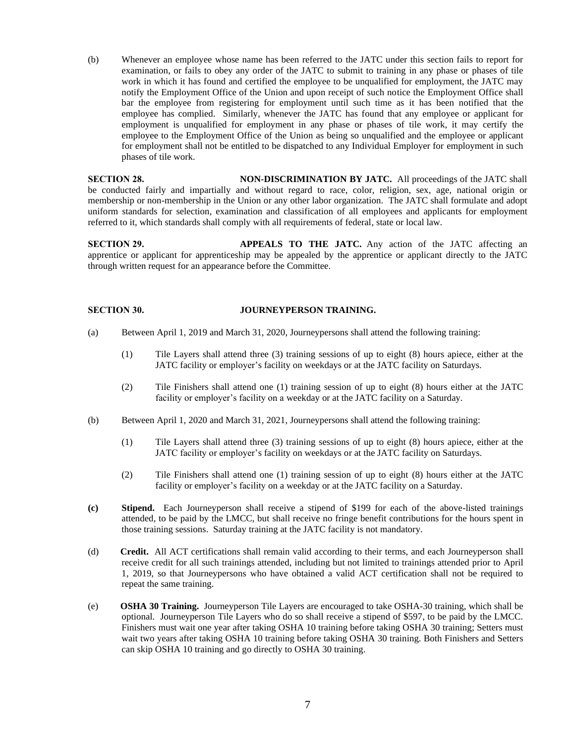(b) Whenever an employee whose name has been referred to the JATC under this section fails to report for examination, or fails to obey any order of the JATC to submit to training in any phase or phases of tile work in which it has found and certified the employee to be unqualified for employment, the JATC may notify the Employment Office of the Union and upon receipt of such notice the Employment Office shall bar the employee from registering for employment until such time as it has been notified that the employee has complied. Similarly, whenever the JATC has found that any employee or applicant for employment is unqualified for employment in any phase or phases of tile work, it may certify the employee to the Employment Office of the Union as being so unqualified and the employee or applicant for employment shall not be entitled to be dispatched to any Individual Employer for employment in such phases of tile work.

**SECTION 28. NON-DISCRIMINATION BY JATC.** All proceedings of the JATC shall be conducted fairly and impartially and without regard to race, color, religion, sex, age, national origin or membership or non-membership in the Union or any other labor organization. The JATC shall formulate and adopt uniform standards for selection, examination and classification of all employees and applicants for employment referred to it, which standards shall comply with all requirements of federal, state or local law.

**SECTION 29. APPEALS TO THE JATC.** Any action of the JATC affecting an apprentice or applicant for apprenticeship may be appealed by the apprentice or applicant directly to the JATC through written request for an appearance before the Committee.

**SECTION 30. JOURNEYPERSON TRAINING.**

(a) Between April 1, 2019 and March 31, 2020, Journeypersons shall attend the following training:

(1) Tile Layers shall attend three (3) training sessions of up to eight (8) hours apiece, either at the JATC facility or employer's facility on weekdays or at the JATC facility on Saturdays.

(2) Tile Finishers shall attend one (1) training session of up to eight (8) hours either at the JATC facility or employer's facility on a weekday or at the JATC facility on a Saturday.

(b) Between April 1, 2020 and March 31, 2021, Journeypersons shall attend the following training:

(1) Tile Layers shall attend three (3) training sessions of up to eight (8) hours apiece, either at the JATC facility or employer's facility on weekdays or at the JATC facility on Saturdays.

(2) Tile Finishers shall attend one (1) training session of up to eight (8) hours either at the JATC facility or employer's facility on a weekday or at the JATC facility on a Saturday.

**(c) Stipend.** Each Journeyperson shall receive a stipend of $199 for each of the above-listed trainings attended, to be paid by the LMCC, but shall receive no fringe benefit contributions for the hours spent in those training sessions. Saturday training at the JATC facility is not mandatory.

(d) **Credit.** All ACT certifications shall remain valid according to their terms, and each Journeyperson shall receive credit for all such trainings attended, including but not limited to trainings attended prior to April 1, 2019, so that Journeypersons who have obtained a valid ACT certification shall not be required to repeat the same training.

(e) **OSHA 30 Training.** Journeyperson Tile Layers are encouraged to take OSHA-30 training, which shall be optional. Journeyperson Tile Layers who do so shall receive a stipend of $597, to be paid by the LMCC. Finishers must wait one year after taking OSHA 10 training before taking OSHA 30 training; Setters must wait two years after taking OSHA 10 training before taking OSHA 30 training. Both Finishers and Setters can skip OSHA 10 training and go directly to OSHA 30 training.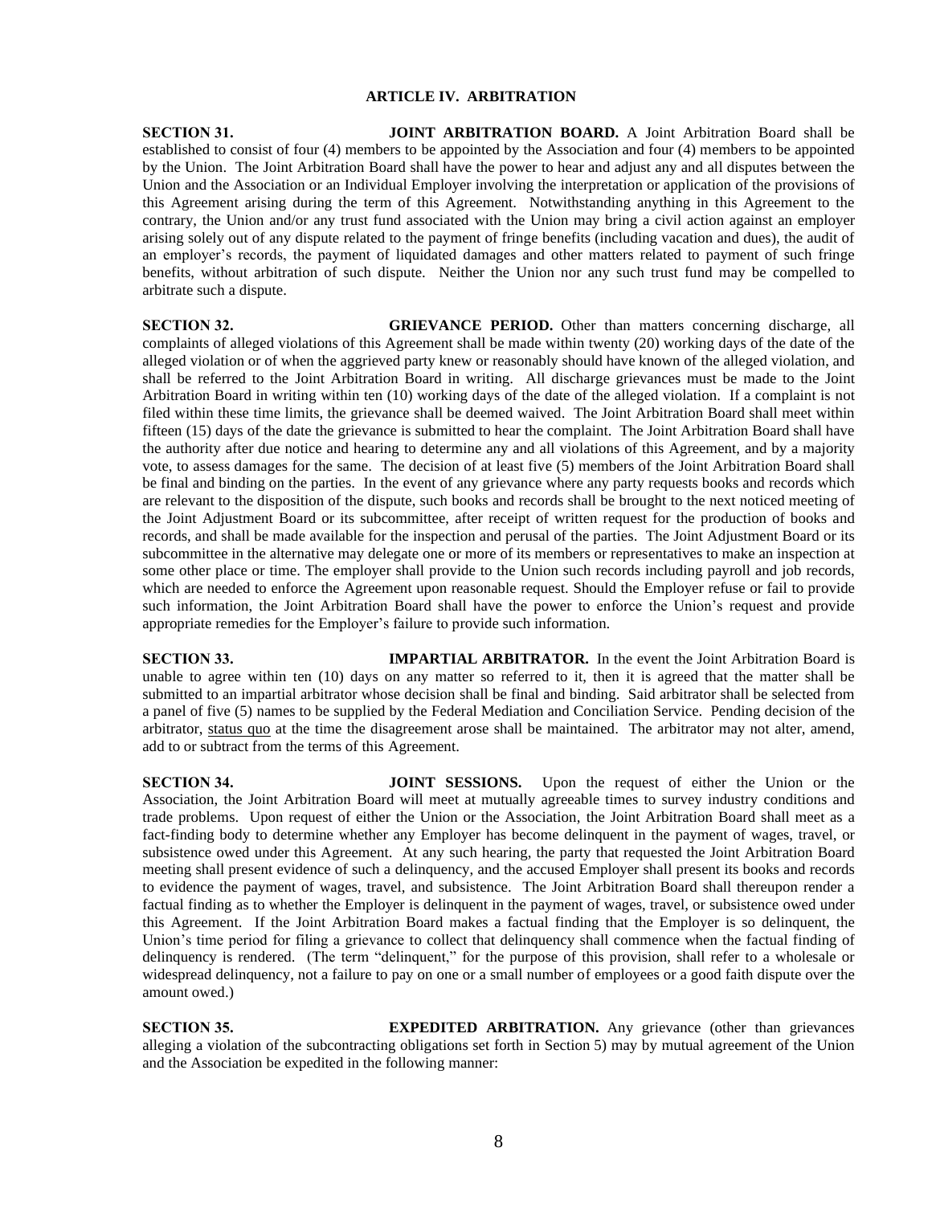## ARTICLE IV. ARBITRATION

**SECTION 31. JOINT ARBITRATION BOARD.** A Joint Arbitration Board shall be established to consist of four (4) members to be appointed by the Association and four (4) members to be appointed by the Union. The Joint Arbitration Board shall have the power to hear and adjust any and all disputes between the Union and the Association or an Individual Employer involving the interpretation or application of the provisions of this Agreement arising during the term of this Agreement. Notwithstanding anything in this Agreement to the contrary, the Union and/or any trust fund associated with the Union may bring a civil action against an employer arising solely out of any dispute related to the payment of fringe benefits (including vacation and dues), the audit of an employer's records, the payment of liquidated damages and other matters related to payment of such fringe benefits, without arbitration of such dispute. Neither the Union nor any such trust fund may be compelled to arbitrate such a dispute.

**SECTION 32. GRIEVANCE PERIOD.** Other than matters concerning discharge, all complaints of alleged violations of this Agreement shall be made within twenty (20) working days of the date of the alleged violation or of when the aggrieved party knew or reasonably should have known of the alleged violation, and shall be referred to the Joint Arbitration Board in writing. All discharge grievances must be made to the Joint Arbitration Board in writing within ten (10) working days of the date of the alleged violation. If a complaint is not filed within these time limits, the grievance shall be deemed waived. The Joint Arbitration Board shall meet within fifteen (15) days of the date the grievance is submitted to hear the complaint. The Joint Arbitration Board shall have the authority after due notice and hearing to determine any and all violations of this Agreement, and by a majority vote, to assess damages for the same. The decision of at least five (5) members of the Joint Arbitration Board shall be final and binding on the parties. In the event of any grievance where any party requests books and records which are relevant to the disposition of the dispute, such books and records shall be brought to the next noticed meeting of the Joint Adjustment Board or its subcommittee, after receipt of written request for the production of books and records, and shall be made available for the inspection and perusal of the parties. The Joint Adjustment Board or its subcommittee in the alternative may delegate one or more of its members or representatives to make an inspection at some other place or time. The employer shall provide to the Union such records including payroll and job records, which are needed to enforce the Agreement upon reasonable request. Should the Employer refuse or fail to provide such information, the Joint Arbitration Board shall have the power to enforce the Union's request and provide appropriate remedies for the Employer's failure to provide such information.

**SECTION 33. IMPARTIAL ARBITRATOR.** In the event the Joint Arbitration Board is unable to agree within ten (10) days on any matter so referred to it, then it is agreed that the matter shall be submitted to an impartial arbitrator whose decision shall be final and binding. Said arbitrator shall be selected from a panel of five (5) names to be supplied by the Federal Mediation and Conciliation Service. Pending decision of the arbitrator, status quo at the time the disagreement arose shall be maintained. The arbitrator may not alter, amend, add to or subtract from the terms of this Agreement.

**SECTION 34. JOINT SESSIONS.** Upon the request of either the Union or the Association, the Joint Arbitration Board will meet at mutually agreeable times to survey industry conditions and trade problems. Upon request of either the Union or the Association, the Joint Arbitration Board shall meet as a fact-finding body to determine whether any Employer has become delinquent in the payment of wages, travel, or subsistence owed under this Agreement. At any such hearing, the party that requested the Joint Arbitration Board meeting shall present evidence of such a delinquency, and the accused Employer shall present its books and records to evidence the payment of wages, travel, and subsistence. The Joint Arbitration Board shall thereupon render a factual finding as to whether the Employer is delinquent in the payment of wages, travel, or subsistence owed under this Agreement. If the Joint Arbitration Board makes a factual finding that the Employer is so delinquent, the Union's time period for filing a grievance to collect that delinquency shall commence when the factual finding of delinquency is rendered. (The term "delinquent," for the purpose of this provision, shall refer to a wholesale or widespread delinquency, not a failure to pay on one or a small number of employees or a good faith dispute over the amount owed.)

**SECTION 35. EXPEDITED ARBITRATION.** Any grievance (other than grievances alleging a violation of the subcontracting obligations set forth in Section 5) may by mutual agreement of the Union and the Association be expedited in the following manner: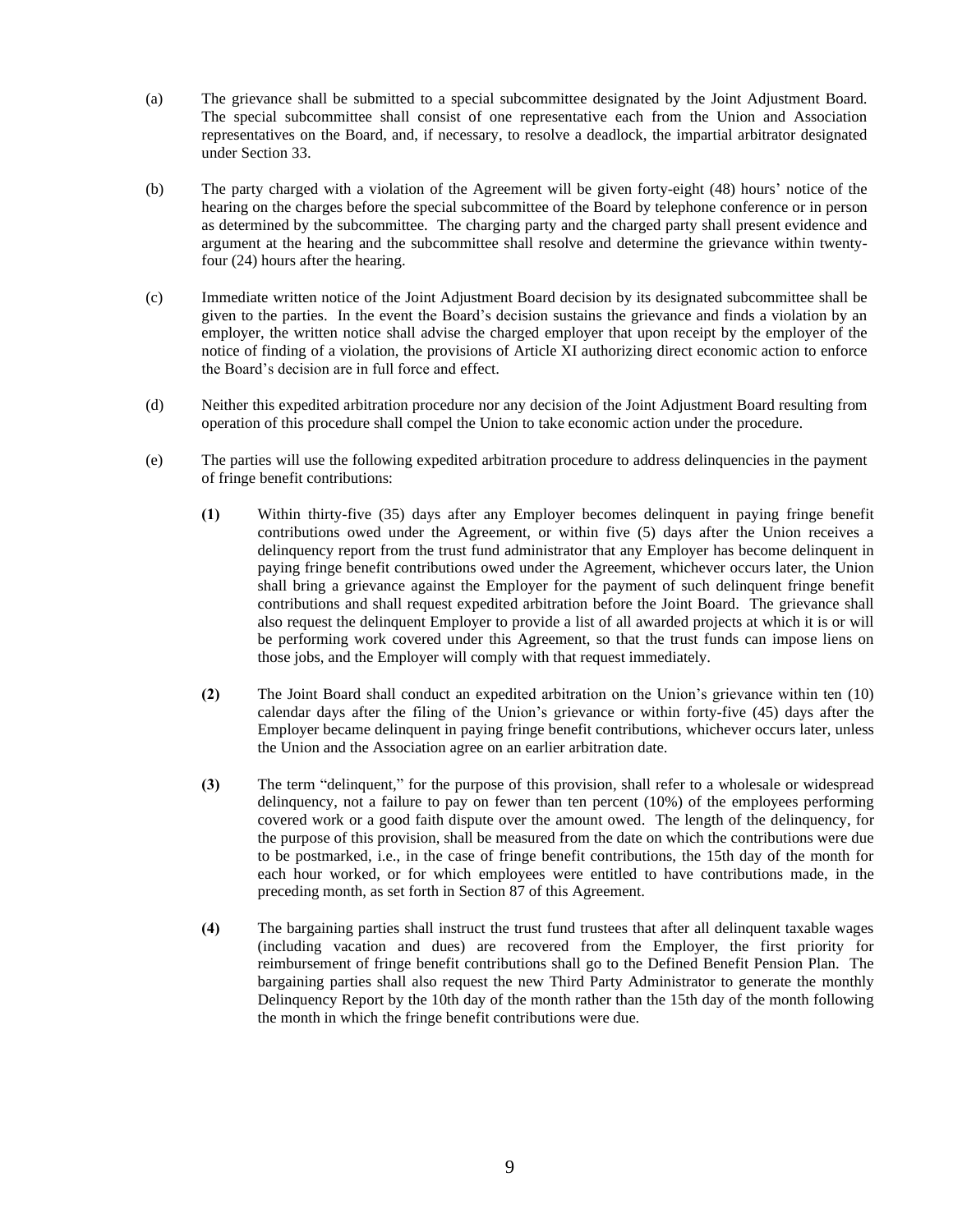(a) The grievance shall be submitted to a special subcommittee designated by the Joint Adjustment Board. The special subcommittee shall consist of one representative each from the Union and Association representatives on the Board, and, if necessary, to resolve a deadlock, the impartial arbitrator designated under Section 33.

(b) The party charged with a violation of the Agreement will be given forty-eight (48) hours' notice of the hearing on the charges before the special subcommittee of the Board by telephone conference or in person as determined by the subcommittee. The charging party and the charged party shall present evidence and argument at the hearing and the subcommittee shall resolve and determine the grievance within twenty-four (24) hours after the hearing.

(c) Immediate written notice of the Joint Adjustment Board decision by its designated subcommittee shall be given to the parties. In the event the Board's decision sustains the grievance and finds a violation by an employer, the written notice shall advise the charged employer that upon receipt by the employer of the notice of finding of a violation, the provisions of Article XI authorizing direct economic action to enforce the Board's decision are in full force and effect.

(d) Neither this expedited arbitration procedure nor any decision of the Joint Adjustment Board resulting from operation of this procedure shall compel the Union to take economic action under the procedure.

(e) The parties will use the following expedited arbitration procedure to address delinquencies in the payment of fringe benefit contributions:

**(1)** Within thirty-five (35) days after any Employer becomes delinquent in paying fringe benefit contributions owed under the Agreement, or within five (5) days after the Union receives a delinquency report from the trust fund administrator that any Employer has become delinquent in paying fringe benefit contributions owed under the Agreement, whichever occurs later, the Union shall bring a grievance against the Employer for the payment of such delinquent fringe benefit contributions and shall request expedited arbitration before the Joint Board. The grievance shall also request the delinquent Employer to provide a list of all awarded projects at which it is or will be performing work covered under this Agreement, so that the trust funds can impose liens on those jobs, and the Employer will comply with that request immediately.

**(2)** The Joint Board shall conduct an expedited arbitration on the Union's grievance within ten (10) calendar days after the filing of the Union's grievance or within forty-five (45) days after the Employer became delinquent in paying fringe benefit contributions, whichever occurs later, unless the Union and the Association agree on an earlier arbitration date.

**(3)** The term "delinquent," for the purpose of this provision, shall refer to a wholesale or widespread delinquency, not a failure to pay on fewer than ten percent (10%) of the employees performing covered work or a good faith dispute over the amount owed. The length of the delinquency, for the purpose of this provision, shall be measured from the date on which the contributions were due to be postmarked, i.e., in the case of fringe benefit contributions, the 15th day of the month for each hour worked, or for which employees were entitled to have contributions made, in the preceding month, as set forth in Section 87 of this Agreement.

**(4)** The bargaining parties shall instruct the trust fund trustees that after all delinquent taxable wages (including vacation and dues) are recovered from the Employer, the first priority for reimbursement of fringe benefit contributions shall go to the Defined Benefit Pension Plan. The bargaining parties shall also request the new Third Party Administrator to generate the monthly Delinquency Report by the 10th day of the month rather than the 15th day of the month following the month in which the fringe benefit contributions were due.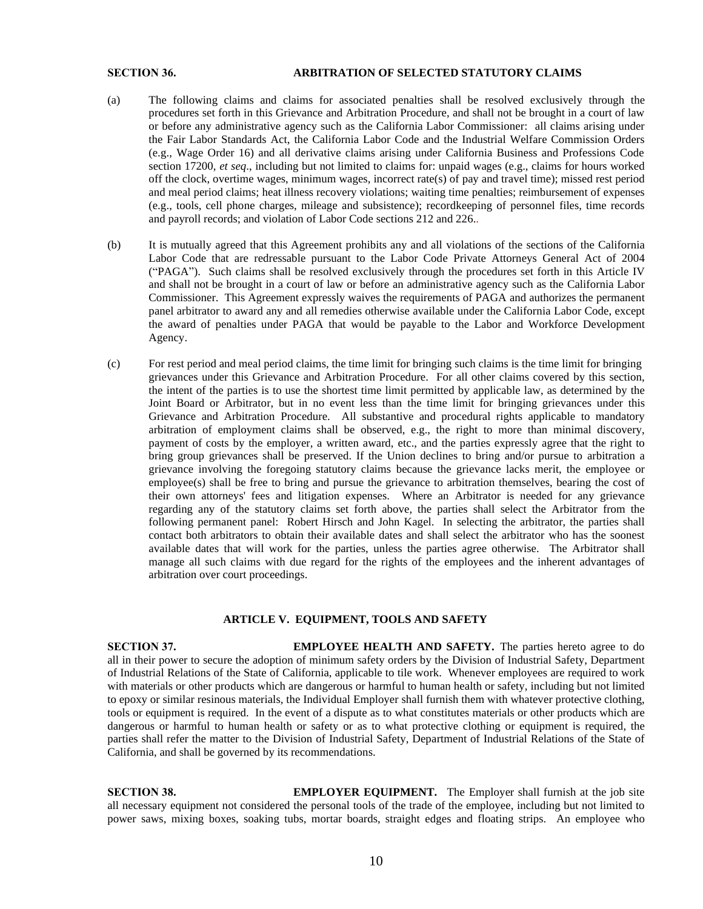**SECTION 36. ARBITRATION OF SELECTED STATUTORY CLAIMS**

(a) The following claims and claims for associated penalties shall be resolved exclusively through the procedures set forth in this Grievance and Arbitration Procedure, and shall not be brought in a court of law or before any administrative agency such as the California Labor Commissioner: all claims arising under the Fair Labor Standards Act, the California Labor Code and the Industrial Welfare Commission Orders (e.g., Wage Order 16) and all derivative claims arising under California Business and Professions Code section 17200, *et seq*., including but not limited to claims for: unpaid wages (e.g., claims for hours worked off the clock, overtime wages, minimum wages, incorrect rate(s) of pay and travel time); missed rest period and meal period claims; heat illness recovery violations; waiting time penalties; reimbursement of expenses (e.g., tools, cell phone charges, mileage and subsistence); recordkeeping of personnel files, time records and payroll records; and violation of Labor Code sections 212 and 226..

(b) It is mutually agreed that this Agreement prohibits any and all violations of the sections of the California Labor Code that are redressable pursuant to the Labor Code Private Attorneys General Act of 2004 ("PAGA"). Such claims shall be resolved exclusively through the procedures set forth in this Article IV and shall not be brought in a court of law or before an administrative agency such as the California Labor Commissioner. This Agreement expressly waives the requirements of PAGA and authorizes the permanent panel arbitrator to award any and all remedies otherwise available under the California Labor Code, except the award of penalties under PAGA that would be payable to the Labor and Workforce Development Agency.

(c) For rest period and meal period claims, the time limit for bringing such claims is the time limit for bringing grievances under this Grievance and Arbitration Procedure. For all other claims covered by this section, the intent of the parties is to use the shortest time limit permitted by applicable law, as determined by the Joint Board or Arbitrator, but in no event less than the time limit for bringing grievances under this Grievance and Arbitration Procedure. All substantive and procedural rights applicable to mandatory arbitration of employment claims shall be observed, e.g., the right to more than minimal discovery, payment of costs by the employer, a written award, etc., and the parties expressly agree that the right to bring group grievances shall be preserved. If the Union declines to bring and/or pursue to arbitration a grievance involving the foregoing statutory claims because the grievance lacks merit, the employee or employee(s) shall be free to bring and pursue the grievance to arbitration themselves, bearing the cost of their own attorneys' fees and litigation expenses. Where an Arbitrator is needed for any grievance regarding any of the statutory claims set forth above, the parties shall select the Arbitrator from the following permanent panel: Robert Hirsch and John Kagel. In selecting the arbitrator, the parties shall contact both arbitrators to obtain their available dates and shall select the arbitrator who has the soonest available dates that will work for the parties, unless the parties agree otherwise. The Arbitrator shall manage all such claims with due regard for the rights of the employees and the inherent advantages of arbitration over court proceedings.

## ARTICLE V. EQUIPMENT, TOOLS AND SAFETY

**SECTION 37. EMPLOYEE HEALTH AND SAFETY.** The parties hereto agree to do all in their power to secure the adoption of minimum safety orders by the Division of Industrial Safety, Department of Industrial Relations of the State of California, applicable to tile work. Whenever employees are required to work with materials or other products which are dangerous or harmful to human health or safety, including but not limited to epoxy or similar resinous materials, the Individual Employer shall furnish them with whatever protective clothing, tools or equipment is required. In the event of a dispute as to what constitutes materials or other products which are dangerous or harmful to human health or safety or as to what protective clothing or equipment is required, the parties shall refer the matter to the Division of Industrial Safety, Department of Industrial Relations of the State of California, and shall be governed by its recommendations.

**SECTION 38. EMPLOYER EQUIPMENT.** The Employer shall furnish at the job site all necessary equipment not considered the personal tools of the trade of the employee, including but not limited to power saws, mixing boxes, soaking tubs, mortar boards, straight edges and floating strips. An employee who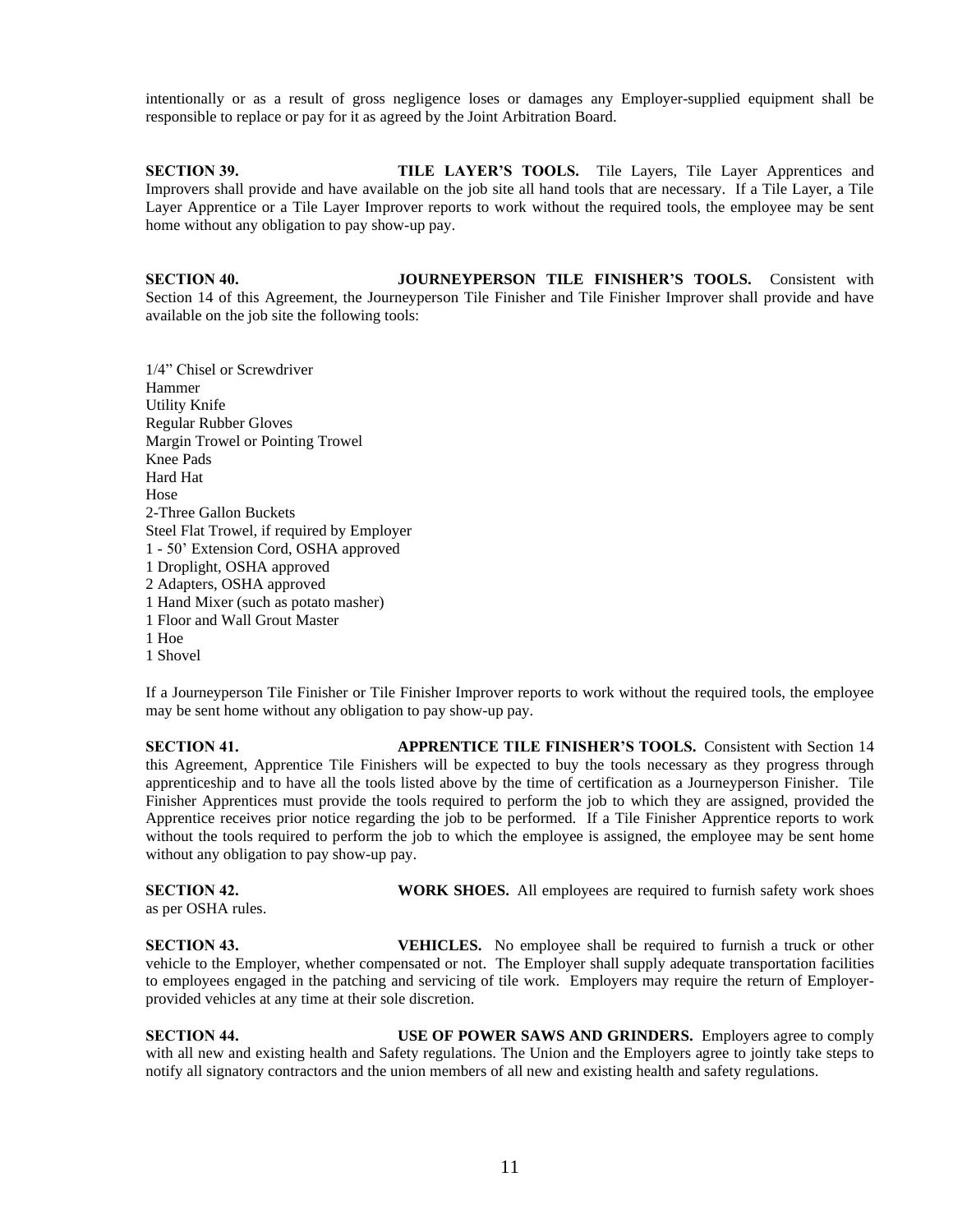intentionally or as a result of gross negligence loses or damages any Employer-supplied equipment shall be responsible to replace or pay for it as agreed by the Joint Arbitration Board.

**SECTION 39. TILE LAYER'S TOOLS.** Tile Layers, Tile Layer Apprentices and Improvers shall provide and have available on the job site all hand tools that are necessary. If a Tile Layer, a Tile Layer Apprentice or a Tile Layer Improver reports to work without the required tools, the employee may be sent home without any obligation to pay show-up pay.

**SECTION 40. JOURNEYPERSON TILE FINISHER'S TOOLS.** Consistent with Section 14 of this Agreement, the Journeyperson Tile Finisher and Tile Finisher Improver shall provide and have available on the job site the following tools:

1/4" Chisel or Screwdriver
Hammer
Utility Knife
Regular Rubber Gloves
Margin Trowel or Pointing Trowel
Knee Pads
Hard Hat
Hose
2-Three Gallon Buckets
Steel Flat Trowel, if required by Employer
1 - 50' Extension Cord, OSHA approved
1 Droplight, OSHA approved
2 Adapters, OSHA approved
1 Hand Mixer (such as potato masher)
1 Floor and Wall Grout Master
1 Hoe
1 Shovel

If a Journeyperson Tile Finisher or Tile Finisher Improver reports to work without the required tools, the employee may be sent home without any obligation to pay show-up pay.

**SECTION 41. APPRENTICE TILE FINISHER'S TOOLS.** Consistent with Section 14 this Agreement, Apprentice Tile Finishers will be expected to buy the tools necessary as they progress through apprenticeship and to have all the tools listed above by the time of certification as a Journeyperson Finisher. Tile Finisher Apprentices must provide the tools required to perform the job to which they are assigned, provided the Apprentice receives prior notice regarding the job to be performed. If a Tile Finisher Apprentice reports to work without the tools required to perform the job to which the employee is assigned, the employee may be sent home without any obligation to pay show-up pay.

**SECTION 42. WORK SHOES.** All employees are required to furnish safety work shoes as per OSHA rules.

**SECTION 43. VEHICLES.** No employee shall be required to furnish a truck or other vehicle to the Employer, whether compensated or not. The Employer shall supply adequate transportation facilities to employees engaged in the patching and servicing of tile work. Employers may require the return of Employer-provided vehicles at any time at their sole discretion.

**SECTION 44. USE OF POWER SAWS AND GRINDERS.** Employers agree to comply with all new and existing health and Safety regulations. The Union and the Employers agree to jointly take steps to notify all signatory contractors and the union members of all new and existing health and safety regulations.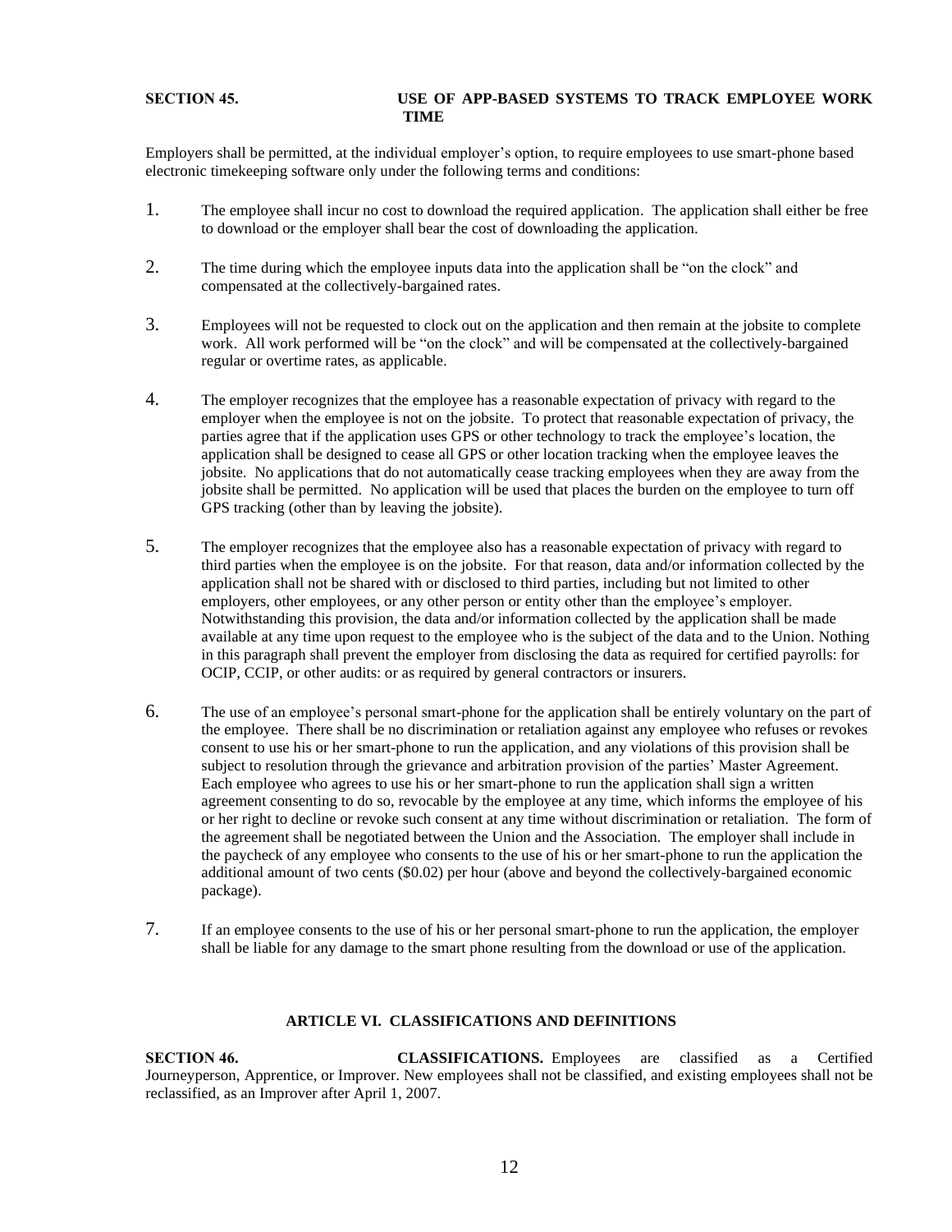**SECTION 45. USE OF APP-BASED SYSTEMS TO TRACK EMPLOYEE WORK TIME**

Employers shall be permitted, at the individual employer's option, to require employees to use smart-phone based electronic timekeeping software only under the following terms and conditions:

1. The employee shall incur no cost to download the required application. The application shall either be free to download or the employer shall bear the cost of downloading the application.

2. The time during which the employee inputs data into the application shall be "on the clock" and compensated at the collectively-bargained rates.

3. Employees will not be requested to clock out on the application and then remain at the jobsite to complete work. All work performed will be "on the clock" and will be compensated at the collectively-bargained regular or overtime rates, as applicable.

4. The employer recognizes that the employee has a reasonable expectation of privacy with regard to the employer when the employee is not on the jobsite. To protect that reasonable expectation of privacy, the parties agree that if the application uses GPS or other technology to track the employee's location, the application shall be designed to cease all GPS or other location tracking when the employee leaves the jobsite. No applications that do not automatically cease tracking employees when they are away from the jobsite shall be permitted. No application will be used that places the burden on the employee to turn off GPS tracking (other than by leaving the jobsite).

5. The employer recognizes that the employee also has a reasonable expectation of privacy with regard to third parties when the employee is on the jobsite. For that reason, data and/or information collected by the application shall not be shared with or disclosed to third parties, including but not limited to other employers, other employees, or any other person or entity other than the employee's employer. Notwithstanding this provision, the data and/or information collected by the application shall be made available at any time upon request to the employee who is the subject of the data and to the Union. Nothing in this paragraph shall prevent the employer from disclosing the data as required for certified payrolls: for OCIP, CCIP, or other audits: or as required by general contractors or insurers.

6. The use of an employee's personal smart-phone for the application shall be entirely voluntary on the part of the employee. There shall be no discrimination or retaliation against any employee who refuses or revokes consent to use his or her smart-phone to run the application, and any violations of this provision shall be subject to resolution through the grievance and arbitration provision of the parties' Master Agreement. Each employee who agrees to use his or her smart-phone to run the application shall sign a written agreement consenting to do so, revocable by the employee at any time, which informs the employee of his or her right to decline or revoke such consent at any time without discrimination or retaliation. The form of the agreement shall be negotiated between the Union and the Association. The employer shall include in the paycheck of any employee who consents to the use of his or her smart-phone to run the application the additional amount of two cents ($0.02) per hour (above and beyond the collectively-bargained economic package).

7. If an employee consents to the use of his or her personal smart-phone to run the application, the employer shall be liable for any damage to the smart phone resulting from the download or use of the application.

## ARTICLE VI. CLASSIFICATIONS AND DEFINITIONS

**SECTION 46. CLASSIFICATIONS.** Employees are classified as a Certified Journeyperson, Apprentice, or Improver. New employees shall not be classified, and existing employees shall not be reclassified, as an Improver after April 1, 2007.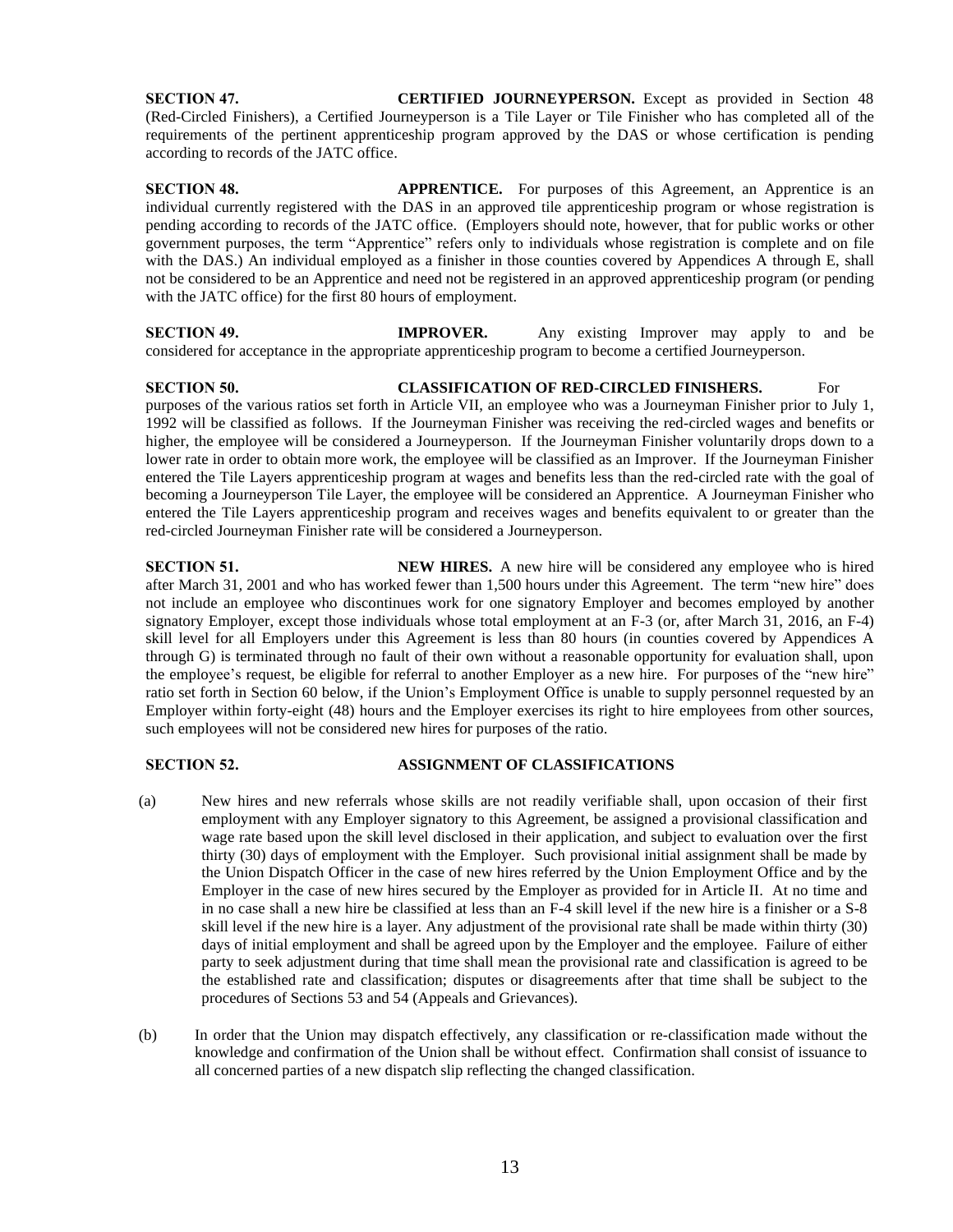**SECTION 47. CERTIFIED JOURNEYPERSON.** Except as provided in Section 48 (Red-Circled Finishers), a Certified Journeyperson is a Tile Layer or Tile Finisher who has completed all of the requirements of the pertinent apprenticeship program approved by the DAS or whose certification is pending according to records of the JATC office.

**SECTION 48. APPRENTICE.** For purposes of this Agreement, an Apprentice is an individual currently registered with the DAS in an approved tile apprenticeship program or whose registration is pending according to records of the JATC office. (Employers should note, however, that for public works or other government purposes, the term "Apprentice" refers only to individuals whose registration is complete and on file with the DAS.) An individual employed as a finisher in those counties covered by Appendices A through E, shall not be considered to be an Apprentice and need not be registered in an approved apprenticeship program (or pending with the JATC office) for the first 80 hours of employment.

**SECTION 49. IMPROVER.** Any existing Improver may apply to and be considered for acceptance in the appropriate apprenticeship program to become a certified Journeyperson.

**SECTION 50. CLASSIFICATION OF RED-CIRCLED FINISHERS.** For purposes of the various ratios set forth in Article VII, an employee who was a Journeyman Finisher prior to July 1, 1992 will be classified as follows. If the Journeyman Finisher was receiving the red-circled wages and benefits or higher, the employee will be considered a Journeyperson. If the Journeyman Finisher voluntarily drops down to a lower rate in order to obtain more work, the employee will be classified as an Improver. If the Journeyman Finisher entered the Tile Layers apprenticeship program at wages and benefits less than the red-circled rate with the goal of becoming a Journeyperson Tile Layer, the employee will be considered an Apprentice. A Journeyman Finisher who entered the Tile Layers apprenticeship program and receives wages and benefits equivalent to or greater than the red-circled Journeyman Finisher rate will be considered a Journeyperson.

**SECTION 51. NEW HIRES.** A new hire will be considered any employee who is hired after March 31, 2001 and who has worked fewer than 1,500 hours under this Agreement. The term "new hire" does not include an employee who discontinues work for one signatory Employer and becomes employed by another signatory Employer, except those individuals whose total employment at an F-3 (or, after March 31, 2016, an F-4) skill level for all Employers under this Agreement is less than 80 hours (in counties covered by Appendices A through G) is terminated through no fault of their own without a reasonable opportunity for evaluation shall, upon the employee's request, be eligible for referral to another Employer as a new hire. For purposes of the "new hire" ratio set forth in Section 60 below, if the Union's Employment Office is unable to supply personnel requested by an Employer within forty-eight (48) hours and the Employer exercises its right to hire employees from other sources, such employees will not be considered new hires for purposes of the ratio.

**SECTION 52. ASSIGNMENT OF CLASSIFICATIONS**

(a) New hires and new referrals whose skills are not readily verifiable shall, upon occasion of their first employment with any Employer signatory to this Agreement, be assigned a provisional classification and wage rate based upon the skill level disclosed in their application, and subject to evaluation over the first thirty (30) days of employment with the Employer. Such provisional initial assignment shall be made by the Union Dispatch Officer in the case of new hires referred by the Union Employment Office and by the Employer in the case of new hires secured by the Employer as provided for in Article II. At no time and in no case shall a new hire be classified at less than an F-4 skill level if the new hire is a finisher or a S-8 skill level if the new hire is a layer. Any adjustment of the provisional rate shall be made within thirty (30) days of initial employment and shall be agreed upon by the Employer and the employee. Failure of either party to seek adjustment during that time shall mean the provisional rate and classification is agreed to be the established rate and classification; disputes or disagreements after that time shall be subject to the procedures of Sections 53 and 54 (Appeals and Grievances).

(b) In order that the Union may dispatch effectively, any classification or re-classification made without the knowledge and confirmation of the Union shall be without effect. Confirmation shall consist of issuance to all concerned parties of a new dispatch slip reflecting the changed classification.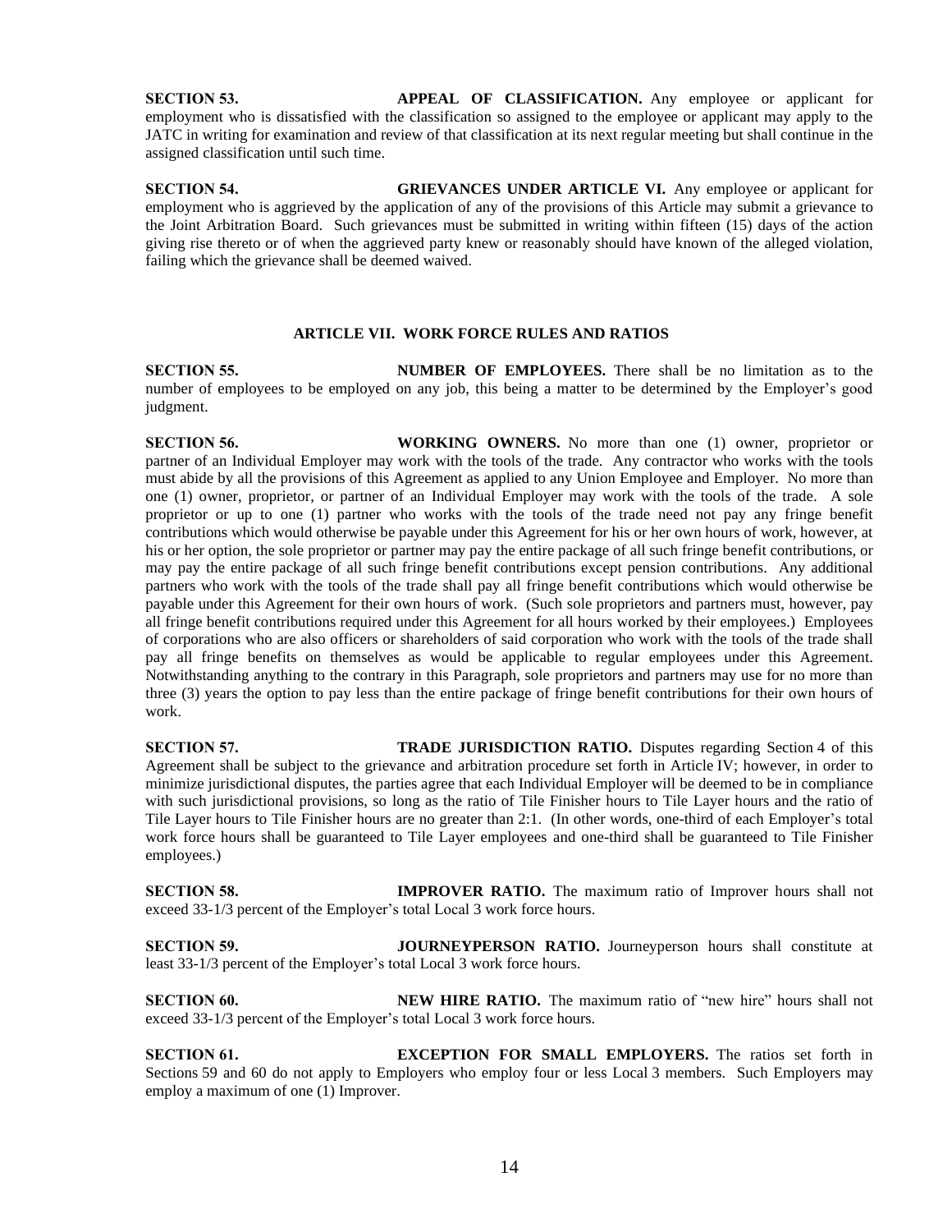**SECTION 53.** **APPEAL OF CLASSIFICATION.** Any employee or applicant for employment who is dissatisfied with the classification so assigned to the employee or applicant may apply to the JATC in writing for examination and review of that classification at its next regular meeting but shall continue in the assigned classification until such time.

**SECTION 54.** **GRIEVANCES UNDER ARTICLE VI.** Any employee or applicant for employment who is aggrieved by the application of any of the provisions of this Article may submit a grievance to the Joint Arbitration Board. Such grievances must be submitted in writing within fifteen (15) days of the action giving rise thereto or of when the aggrieved party knew or reasonably should have known of the alleged violation, failing which the grievance shall be deemed waived.

## ARTICLE VII. WORK FORCE RULES AND RATIOS

**SECTION 55.** **NUMBER OF EMPLOYEES.** There shall be no limitation as to the number of employees to be employed on any job, this being a matter to be determined by the Employer's good judgment.

**SECTION 56.** **WORKING OWNERS.** No more than one (1) owner, proprietor or partner of an Individual Employer may work with the tools of the trade. Any contractor who works with the tools must abide by all the provisions of this Agreement as applied to any Union Employee and Employer. No more than one (1) owner, proprietor, or partner of an Individual Employer may work with the tools of the trade. A sole proprietor or up to one (1) partner who works with the tools of the trade need not pay any fringe benefit contributions which would otherwise be payable under this Agreement for his or her own hours of work, however, at his or her option, the sole proprietor or partner may pay the entire package of all such fringe benefit contributions, or may pay the entire package of all such fringe benefit contributions except pension contributions. Any additional partners who work with the tools of the trade shall pay all fringe benefit contributions which would otherwise be payable under this Agreement for their own hours of work. (Such sole proprietors and partners must, however, pay all fringe benefit contributions required under this Agreement for all hours worked by their employees.) Employees of corporations who are also officers or shareholders of said corporation who work with the tools of the trade shall pay all fringe benefits on themselves as would be applicable to regular employees under this Agreement. Notwithstanding anything to the contrary in this Paragraph, sole proprietors and partners may use for no more than three (3) years the option to pay less than the entire package of fringe benefit contributions for their own hours of work.

**SECTION 57.** **TRADE JURISDICTION RATIO.** Disputes regarding Section 4 of this Agreement shall be subject to the grievance and arbitration procedure set forth in Article IV; however, in order to minimize jurisdictional disputes, the parties agree that each Individual Employer will be deemed to be in compliance with such jurisdictional provisions, so long as the ratio of Tile Finisher hours to Tile Layer hours and the ratio of Tile Layer hours to Tile Finisher hours are no greater than 2:1. (In other words, one-third of each Employer's total work force hours shall be guaranteed to Tile Layer employees and one-third shall be guaranteed to Tile Finisher employees.)

**SECTION 58.** **IMPROVER RATIO.** The maximum ratio of Improver hours shall not exceed 33-1/3 percent of the Employer's total Local 3 work force hours.

**SECTION 59.** **JOURNEYPERSON RATIO.** Journeyperson hours shall constitute at least 33-1/3 percent of the Employer's total Local 3 work force hours.

**SECTION 60.** **NEW HIRE RATIO.** The maximum ratio of "new hire" hours shall not exceed 33-1/3 percent of the Employer's total Local 3 work force hours.

**SECTION 61.** **EXCEPTION FOR SMALL EMPLOYERS.** The ratios set forth in Sections 59 and 60 do not apply to Employers who employ four or less Local 3 members. Such Employers may employ a maximum of one (1) Improver.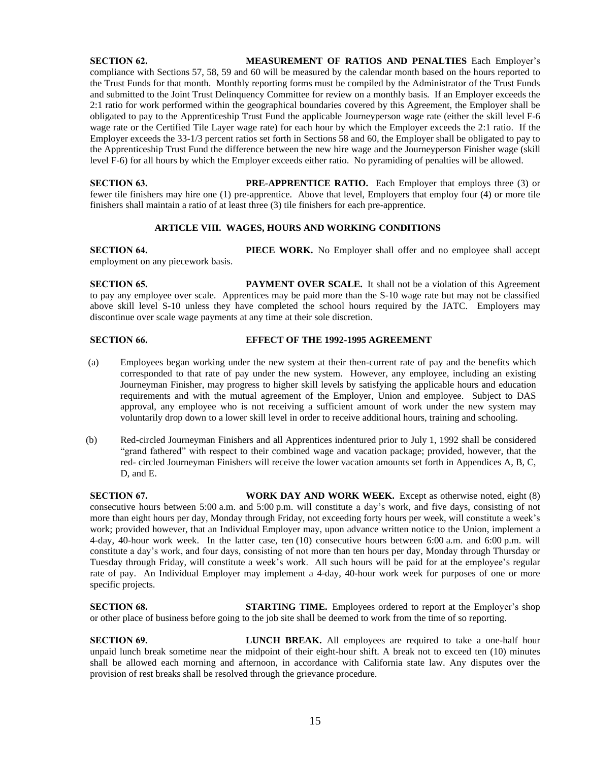**SECTION 62. MEASUREMENT OF RATIOS AND PENALTIES** Each Employer's compliance with Sections 57, 58, 59 and 60 will be measured by the calendar month based on the hours reported to the Trust Funds for that month. Monthly reporting forms must be compiled by the Administrator of the Trust Funds and submitted to the Joint Trust Delinquency Committee for review on a monthly basis. If an Employer exceeds the 2:1 ratio for work performed within the geographical boundaries covered by this Agreement, the Employer shall be obligated to pay to the Apprenticeship Trust Fund the applicable Journeyperson wage rate (either the skill level F-6 wage rate or the Certified Tile Layer wage rate) for each hour by which the Employer exceeds the 2:1 ratio. If the Employer exceeds the 33-1/3 percent ratios set forth in Sections 58 and 60, the Employer shall be obligated to pay to the Apprenticeship Trust Fund the difference between the new hire wage and the Journeyperson Finisher wage (skill level F-6) for all hours by which the Employer exceeds either ratio. No pyramiding of penalties will be allowed.

**SECTION 63. PRE-APPRENTICE RATIO.** Each Employer that employs three (3) or fewer tile finishers may hire one (1) pre-apprentice. Above that level, Employers that employ four (4) or more tile finishers shall maintain a ratio of at least three (3) tile finishers for each pre-apprentice.

## ARTICLE VIII. WAGES, HOURS AND WORKING CONDITIONS

**SECTION 64. PIECE WORK.** No Employer shall offer and no employee shall accept employment on any piecework basis.

**SECTION 65. PAYMENT OVER SCALE.** It shall not be a violation of this Agreement to pay any employee over scale. Apprentices may be paid more than the S-10 wage rate but may not be classified above skill level S-10 unless they have completed the school hours required by the JATC. Employers may discontinue over scale wage payments at any time at their sole discretion.

**SECTION 66. EFFECT OF THE 1992-1995 AGREEMENT**

(a) Employees began working under the new system at their then-current rate of pay and the benefits which corresponded to that rate of pay under the new system. However, any employee, including an existing Journeyman Finisher, may progress to higher skill levels by satisfying the applicable hours and education requirements and with the mutual agreement of the Employer, Union and employee. Subject to DAS approval, any employee who is not receiving a sufficient amount of work under the new system may voluntarily drop down to a lower skill level in order to receive additional hours, training and schooling.

(b) Red-circled Journeyman Finishers and all Apprentices indentured prior to July 1, 1992 shall be considered "grand fathered" with respect to their combined wage and vacation package; provided, however, that the red- circled Journeyman Finishers will receive the lower vacation amounts set forth in Appendices A, B, C, D, and E.

**SECTION 67. WORK DAY AND WORK WEEK.** Except as otherwise noted, eight (8) consecutive hours between 5:00 a.m. and 5:00 p.m. will constitute a day's work, and five days, consisting of not more than eight hours per day, Monday through Friday, not exceeding forty hours per week, will constitute a week's work; provided however, that an Individual Employer may, upon advance written notice to the Union, implement a 4-day, 40-hour work week. In the latter case, ten (10) consecutive hours between 6:00 a.m. and 6:00 p.m. will constitute a day's work, and four days, consisting of not more than ten hours per day, Monday through Thursday or Tuesday through Friday, will constitute a week's work. All such hours will be paid for at the employee's regular rate of pay. An Individual Employer may implement a 4-day, 40-hour work week for purposes of one or more specific projects.

**SECTION 68. STARTING TIME.** Employees ordered to report at the Employer's shop or other place of business before going to the job site shall be deemed to work from the time of so reporting.

**SECTION 69. LUNCH BREAK.** All employees are required to take a one-half hour unpaid lunch break sometime near the midpoint of their eight-hour shift. A break not to exceed ten (10) minutes shall be allowed each morning and afternoon, in accordance with California state law. Any disputes over the provision of rest breaks shall be resolved through the grievance procedure.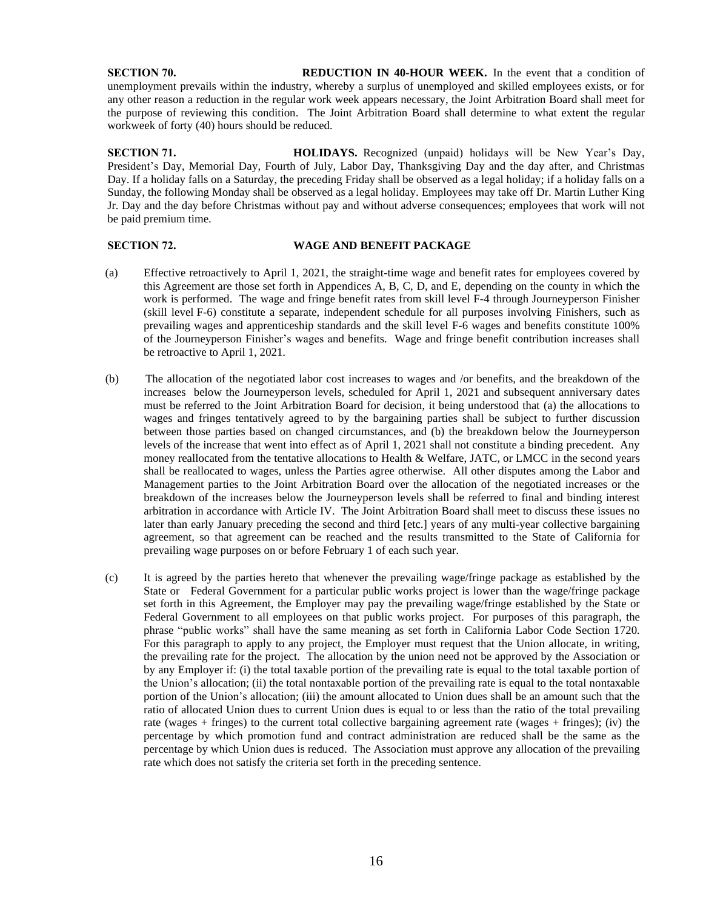**SECTION 70. REDUCTION IN 40-HOUR WEEK.** In the event that a condition of unemployment prevails within the industry, whereby a surplus of unemployed and skilled employees exists, or for any other reason a reduction in the regular work week appears necessary, the Joint Arbitration Board shall meet for the purpose of reviewing this condition. The Joint Arbitration Board shall determine to what extent the regular workweek of forty (40) hours should be reduced.

**SECTION 71. HOLIDAYS.** Recognized (unpaid) holidays will be New Year's Day, President's Day, Memorial Day, Fourth of July, Labor Day, Thanksgiving Day and the day after, and Christmas Day. If a holiday falls on a Saturday, the preceding Friday shall be observed as a legal holiday; if a holiday falls on a Sunday, the following Monday shall be observed as a legal holiday. Employees may take off Dr. Martin Luther King Jr. Day and the day before Christmas without pay and without adverse consequences; employees that work will not be paid premium time.

**SECTION 72. WAGE AND BENEFIT PACKAGE**

(a) Effective retroactively to April 1, 2021, the straight-time wage and benefit rates for employees covered by this Agreement are those set forth in Appendices A, B, C, D, and E, depending on the county in which the work is performed. The wage and fringe benefit rates from skill level F-4 through Journeyperson Finisher (skill level F-6) constitute a separate, independent schedule for all purposes involving Finishers, such as prevailing wages and apprenticeship standards and the skill level F-6 wages and benefits constitute 100% of the Journeyperson Finisher's wages and benefits. Wage and fringe benefit contribution increases shall be retroactive to April 1, 2021.

(b) The allocation of the negotiated labor cost increases to wages and /or benefits, and the breakdown of the increases below the Journeyperson levels, scheduled for April 1, 2021 and subsequent anniversary dates must be referred to the Joint Arbitration Board for decision, it being understood that (a) the allocations to wages and fringes tentatively agreed to by the bargaining parties shall be subject to further discussion between those parties based on changed circumstances, and (b) the breakdown below the Journeyperson levels of the increase that went into effect as of April 1, 2021 shall not constitute a binding precedent. Any money reallocated from the tentative allocations to Health & Welfare, JATC, or LMCC in the second years shall be reallocated to wages, unless the Parties agree otherwise. All other disputes among the Labor and Management parties to the Joint Arbitration Board over the allocation of the negotiated increases or the breakdown of the increases below the Journeyperson levels shall be referred to final and binding interest arbitration in accordance with Article IV. The Joint Arbitration Board shall meet to discuss these issues no later than early January preceding the second and third [etc.] years of any multi-year collective bargaining agreement, so that agreement can be reached and the results transmitted to the State of California for prevailing wage purposes on or before February 1 of each such year.

(c) It is agreed by the parties hereto that whenever the prevailing wage/fringe package as established by the State or Federal Government for a particular public works project is lower than the wage/fringe package set forth in this Agreement, the Employer may pay the prevailing wage/fringe established by the State or Federal Government to all employees on that public works project. For purposes of this paragraph, the phrase "public works" shall have the same meaning as set forth in California Labor Code Section 1720. For this paragraph to apply to any project, the Employer must request that the Union allocate, in writing, the prevailing rate for the project. The allocation by the union need not be approved by the Association or by any Employer if: (i) the total taxable portion of the prevailing rate is equal to the total taxable portion of the Union's allocation; (ii) the total nontaxable portion of the prevailing rate is equal to the total nontaxable portion of the Union's allocation; (iii) the amount allocated to Union dues shall be an amount such that the ratio of allocated Union dues to current Union dues is equal to or less than the ratio of the total prevailing rate (wages + fringes) to the current total collective bargaining agreement rate (wages + fringes); (iv) the percentage by which promotion fund and contract administration are reduced shall be the same as the percentage by which Union dues is reduced. The Association must approve any allocation of the prevailing rate which does not satisfy the criteria set forth in the preceding sentence.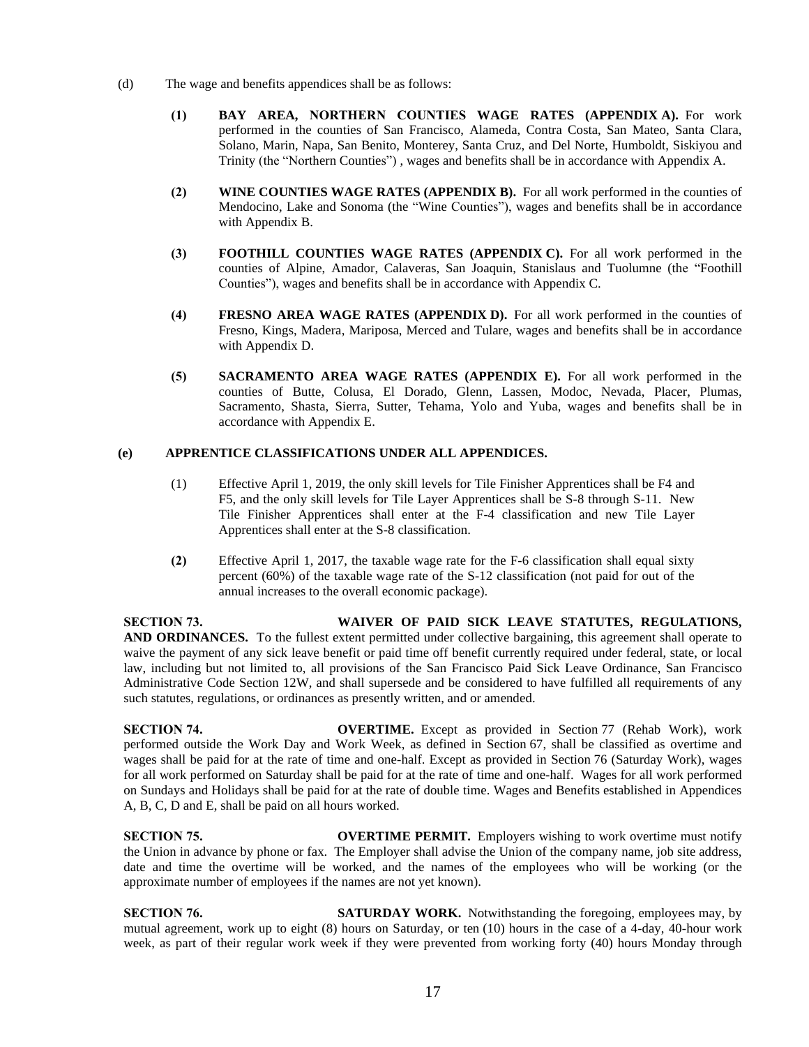(d) The wage and benefits appendices shall be as follows:

**(1) BAY AREA, NORTHERN COUNTIES WAGE RATES (APPENDIX A).** For work performed in the counties of San Francisco, Alameda, Contra Costa, San Mateo, Santa Clara, Solano, Marin, Napa, San Benito, Monterey, Santa Cruz, and Del Norte, Humboldt, Siskiyou and Trinity (the "Northern Counties") , wages and benefits shall be in accordance with Appendix A.

**(2) WINE COUNTIES WAGE RATES (APPENDIX B).** For all work performed in the counties of Mendocino, Lake and Sonoma (the "Wine Counties"), wages and benefits shall be in accordance with Appendix B.

**(3) FOOTHILL COUNTIES WAGE RATES (APPENDIX C).** For all work performed in the counties of Alpine, Amador, Calaveras, San Joaquin, Stanislaus and Tuolumne (the "Foothill Counties"), wages and benefits shall be in accordance with Appendix C.

**(4) FRESNO AREA WAGE RATES (APPENDIX D).** For all work performed in the counties of Fresno, Kings, Madera, Mariposa, Merced and Tulare, wages and benefits shall be in accordance with Appendix D.

**(5) SACRAMENTO AREA WAGE RATES (APPENDIX E).** For all work performed in the counties of Butte, Colusa, El Dorado, Glenn, Lassen, Modoc, Nevada, Placer, Plumas, Sacramento, Shasta, Sierra, Sutter, Tehama, Yolo and Yuba, wages and benefits shall be in accordance with Appendix E.

**(e) APPRENTICE CLASSIFICATIONS UNDER ALL APPENDICES.**

(1) Effective April 1, 2019, the only skill levels for Tile Finisher Apprentices shall be F4 and F5, and the only skill levels for Tile Layer Apprentices shall be S-8 through S-11. New Tile Finisher Apprentices shall enter at the F-4 classification and new Tile Layer Apprentices shall enter at the S-8 classification.

**(2)** Effective April 1, 2017, the taxable wage rate for the F-6 classification shall equal sixty percent (60%) of the taxable wage rate of the S-12 classification (not paid for out of the annual increases to the overall economic package).

**SECTION 73. WAIVER OF PAID SICK LEAVE STATUTES, REGULATIONS, AND ORDINANCES.** To the fullest extent permitted under collective bargaining, this agreement shall operate to waive the payment of any sick leave benefit or paid time off benefit currently required under federal, state, or local law, including but not limited to, all provisions of the San Francisco Paid Sick Leave Ordinance, San Francisco Administrative Code Section 12W, and shall supersede and be considered to have fulfilled all requirements of any such statutes, regulations, or ordinances as presently written, and or amended.

**SECTION 74. OVERTIME.** Except as provided in Section 77 (Rehab Work), work performed outside the Work Day and Work Week, as defined in Section 67, shall be classified as overtime and wages shall be paid for at the rate of time and one-half. Except as provided in Section 76 (Saturday Work), wages for all work performed on Saturday shall be paid for at the rate of time and one-half. Wages for all work performed on Sundays and Holidays shall be paid for at the rate of double time. Wages and Benefits established in Appendices A, B, C, D and E, shall be paid on all hours worked.

**SECTION 75. OVERTIME PERMIT.** Employers wishing to work overtime must notify the Union in advance by phone or fax. The Employer shall advise the Union of the company name, job site address, date and time the overtime will be worked, and the names of the employees who will be working (or the approximate number of employees if the names are not yet known).

**SECTION 76. SATURDAY WORK.** Notwithstanding the foregoing, employees may, by mutual agreement, work up to eight (8) hours on Saturday, or ten (10) hours in the case of a 4-day, 40-hour work week, as part of their regular work week if they were prevented from working forty (40) hours Monday through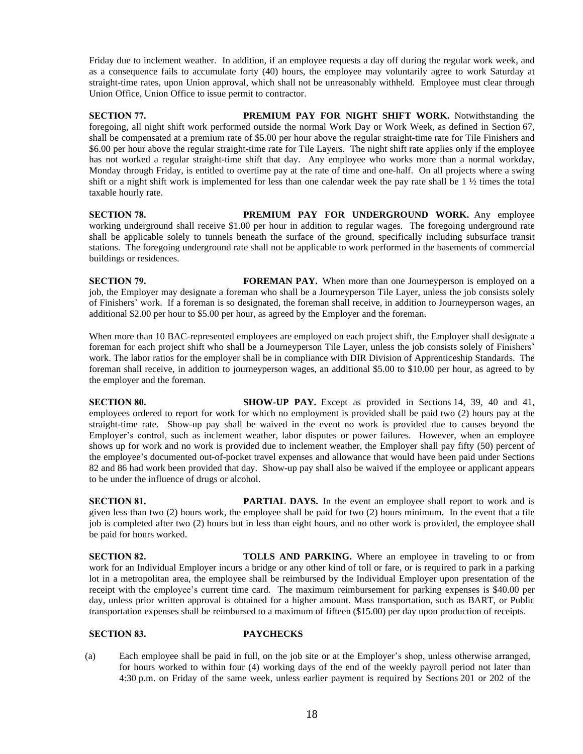Friday due to inclement weather. In addition, if an employee requests a day off during the regular work week, and as a consequence fails to accumulate forty (40) hours, the employee may voluntarily agree to work Saturday at straight-time rates, upon Union approval, which shall not be unreasonably withheld. Employee must clear through Union Office, Union Office to issue permit to contractor.

**SECTION 77. PREMIUM PAY FOR NIGHT SHIFT WORK.** Notwithstanding the foregoing, all night shift work performed outside the normal Work Day or Work Week, as defined in Section 67, shall be compensated at a premium rate of $5.00 per hour above the regular straight-time rate for Tile Finishers and $6.00 per hour above the regular straight-time rate for Tile Layers. The night shift rate applies only if the employee has not worked a regular straight-time shift that day. Any employee who works more than a normal workday, Monday through Friday, is entitled to overtime pay at the rate of time and one-half. On all projects where a swing shift or a night shift work is implemented for less than one calendar week the pay rate shall be 1 ½ times the total taxable hourly rate.

**SECTION 78. PREMIUM PAY FOR UNDERGROUND WORK.** Any employee working underground shall receive $1.00 per hour in addition to regular wages. The foregoing underground rate shall be applicable solely to tunnels beneath the surface of the ground, specifically including subsurface transit stations. The foregoing underground rate shall not be applicable to work performed in the basements of commercial buildings or residences.

**SECTION 79. FOREMAN PAY.** When more than one Journeyperson is employed on a job, the Employer may designate a foreman who shall be a Journeyperson Tile Layer, unless the job consists solely of Finishers' work. If a foreman is so designated, the foreman shall receive, in addition to Journeyperson wages, an additional $2.00 per hour to $5.00 per hour, as agreed by the Employer and the foreman.

When more than 10 BAC-represented employees are employed on each project shift, the Employer shall designate a foreman for each project shift who shall be a Journeyperson Tile Layer, unless the job consists solely of Finishers' work. The labor ratios for the employer shall be in compliance with DIR Division of Apprenticeship Standards. The foreman shall receive, in addition to journeyperson wages, an additional $5.00 to $10.00 per hour, as agreed to by the employer and the foreman.

**SECTION 80. SHOW-UP PAY.** Except as provided in Sections 14, 39, 40 and 41, employees ordered to report for work for which no employment is provided shall be paid two (2) hours pay at the straight-time rate. Show-up pay shall be waived in the event no work is provided due to causes beyond the Employer's control, such as inclement weather, labor disputes or power failures. However, when an employee shows up for work and no work is provided due to inclement weather, the Employer shall pay fifty (50) percent of the employee's documented out-of-pocket travel expenses and allowance that would have been paid under Sections 82 and 86 had work been provided that day. Show-up pay shall also be waived if the employee or applicant appears to be under the influence of drugs or alcohol.

**SECTION 81. PARTIAL DAYS.** In the event an employee shall report to work and is given less than two (2) hours work, the employee shall be paid for two (2) hours minimum. In the event that a tile job is completed after two (2) hours but in less than eight hours, and no other work is provided, the employee shall be paid for hours worked.

**SECTION 82. TOLLS AND PARKING.** Where an employee in traveling to or from work for an Individual Employer incurs a bridge or any other kind of toll or fare, or is required to park in a parking lot in a metropolitan area, the employee shall be reimbursed by the Individual Employer upon presentation of the receipt with the employee's current time card. The maximum reimbursement for parking expenses is $40.00 per day, unless prior written approval is obtained for a higher amount. Mass transportation, such as BART, or Public transportation expenses shall be reimbursed to a maximum of fifteen ($15.00) per day upon production of receipts.

**SECTION 83. PAYCHECKS**

(a) Each employee shall be paid in full, on the job site or at the Employer's shop, unless otherwise arranged, for hours worked to within four (4) working days of the end of the weekly payroll period not later than 4:30 p.m. on Friday of the same week, unless earlier payment is required by Sections 201 or 202 of the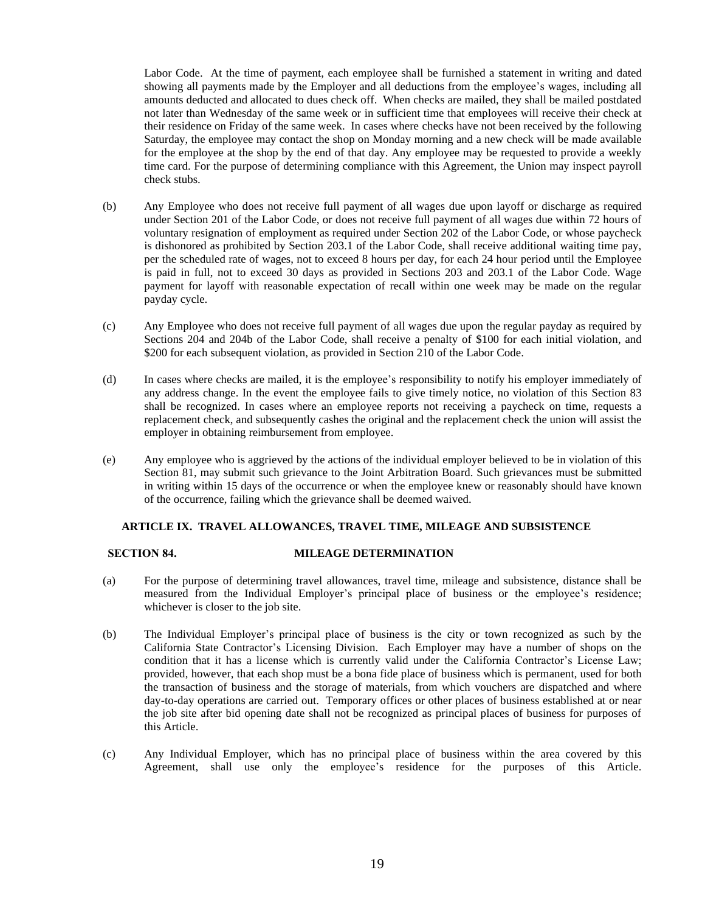Labor Code. At the time of payment, each employee shall be furnished a statement in writing and dated showing all payments made by the Employer and all deductions from the employee's wages, including all amounts deducted and allocated to dues check off. When checks are mailed, they shall be mailed postdated not later than Wednesday of the same week or in sufficient time that employees will receive their check at their residence on Friday of the same week. In cases where checks have not been received by the following Saturday, the employee may contact the shop on Monday morning and a new check will be made available for the employee at the shop by the end of that day. Any employee may be requested to provide a weekly time card. For the purpose of determining compliance with this Agreement, the Union may inspect payroll check stubs.

(b) Any Employee who does not receive full payment of all wages due upon layoff or discharge as required under Section 201 of the Labor Code, or does not receive full payment of all wages due within 72 hours of voluntary resignation of employment as required under Section 202 of the Labor Code, or whose paycheck is dishonored as prohibited by Section 203.1 of the Labor Code, shall receive additional waiting time pay, per the scheduled rate of wages, not to exceed 8 hours per day, for each 24 hour period until the Employee is paid in full, not to exceed 30 days as provided in Sections 203 and 203.1 of the Labor Code. Wage payment for layoff with reasonable expectation of recall within one week may be made on the regular payday cycle.

(c) Any Employee who does not receive full payment of all wages due upon the regular payday as required by Sections 204 and 204b of the Labor Code, shall receive a penalty of $100 for each initial violation, and $200 for each subsequent violation, as provided in Section 210 of the Labor Code.

(d) In cases where checks are mailed, it is the employee's responsibility to notify his employer immediately of any address change. In the event the employee fails to give timely notice, no violation of this Section 83 shall be recognized. In cases where an employee reports not receiving a paycheck on time, requests a replacement check, and subsequently cashes the original and the replacement check the union will assist the employer in obtaining reimbursement from employee.

(e) Any employee who is aggrieved by the actions of the individual employer believed to be in violation of this Section 81, may submit such grievance to the Joint Arbitration Board. Such grievances must be submitted in writing within 15 days of the occurrence or when the employee knew or reasonably should have known of the occurrence, failing which the grievance shall be deemed waived.

## ARTICLE IX. TRAVEL ALLOWANCES, TRAVEL TIME, MILEAGE AND SUBSISTENCE

### SECTION 84. MILEAGE DETERMINATION

(a) For the purpose of determining travel allowances, travel time, mileage and subsistence, distance shall be measured from the Individual Employer's principal place of business or the employee's residence; whichever is closer to the job site.

(b) The Individual Employer's principal place of business is the city or town recognized as such by the California State Contractor's Licensing Division. Each Employer may have a number of shops on the condition that it has a license which is currently valid under the California Contractor's License Law; provided, however, that each shop must be a bona fide place of business which is permanent, used for both the transaction of business and the storage of materials, from which vouchers are dispatched and where day-to-day operations are carried out. Temporary offices or other places of business established at or near the job site after bid opening date shall not be recognized as principal places of business for purposes of this Article.

(c) Any Individual Employer, which has no principal place of business within the area covered by this Agreement, shall use only the employee's residence for the purposes of this Article.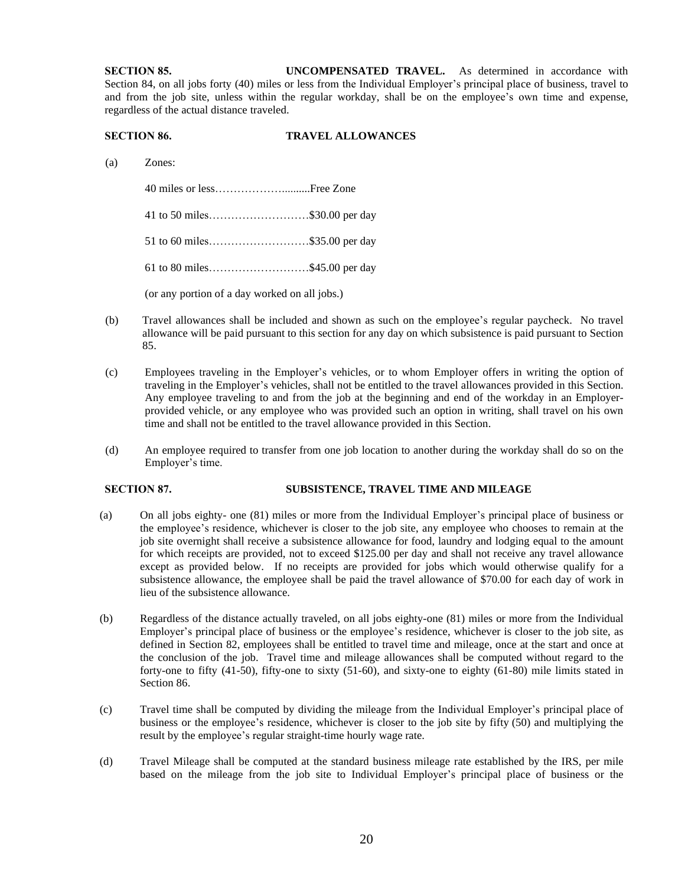**SECTION 85. UNCOMPENSATED TRAVEL.** As determined in accordance with Section 84, on all jobs forty (40) miles or less from the Individual Employer's principal place of business, travel to and from the job site, unless within the regular workday, shall be on the employee's own time and expense, regardless of the actual distance traveled.

**SECTION 86. TRAVEL ALLOWANCES**

(a) Zones:

40 miles or less……………….........Free Zone

41 to 50 miles………………………$30.00 per day

51 to 60 miles………………………$35.00 per day

61 to 80 miles………………………$45.00 per day

(or any portion of a day worked on all jobs.)

(b) Travel allowances shall be included and shown as such on the employee's regular paycheck. No travel allowance will be paid pursuant to this section for any day on which subsistence is paid pursuant to Section 85.

(c) Employees traveling in the Employer's vehicles, or to whom Employer offers in writing the option of traveling in the Employer's vehicles, shall not be entitled to the travel allowances provided in this Section. Any employee traveling to and from the job at the beginning and end of the workday in an Employer-provided vehicle, or any employee who was provided such an option in writing, shall travel on his own time and shall not be entitled to the travel allowance provided in this Section.

(d) An employee required to transfer from one job location to another during the workday shall do so on the Employer's time.

**SECTION 87. SUBSISTENCE, TRAVEL TIME AND MILEAGE**

(a) On all jobs eighty- one (81) miles or more from the Individual Employer's principal place of business or the employee's residence, whichever is closer to the job site, any employee who chooses to remain at the job site overnight shall receive a subsistence allowance for food, laundry and lodging equal to the amount for which receipts are provided, not to exceed $125.00 per day and shall not receive any travel allowance except as provided below. If no receipts are provided for jobs which would otherwise qualify for a subsistence allowance, the employee shall be paid the travel allowance of $70.00 for each day of work in lieu of the subsistence allowance.

(b) Regardless of the distance actually traveled, on all jobs eighty-one (81) miles or more from the Individual Employer's principal place of business or the employee's residence, whichever is closer to the job site, as defined in Section 82, employees shall be entitled to travel time and mileage, once at the start and once at the conclusion of the job. Travel time and mileage allowances shall be computed without regard to the forty-one to fifty (41-50), fifty-one to sixty (51-60), and sixty-one to eighty (61-80) mile limits stated in Section 86.

(c) Travel time shall be computed by dividing the mileage from the Individual Employer's principal place of business or the employee's residence, whichever is closer to the job site by fifty (50) and multiplying the result by the employee's regular straight-time hourly wage rate.

(d) Travel Mileage shall be computed at the standard business mileage rate established by the IRS, per mile based on the mileage from the job site to Individual Employer's principal place of business or the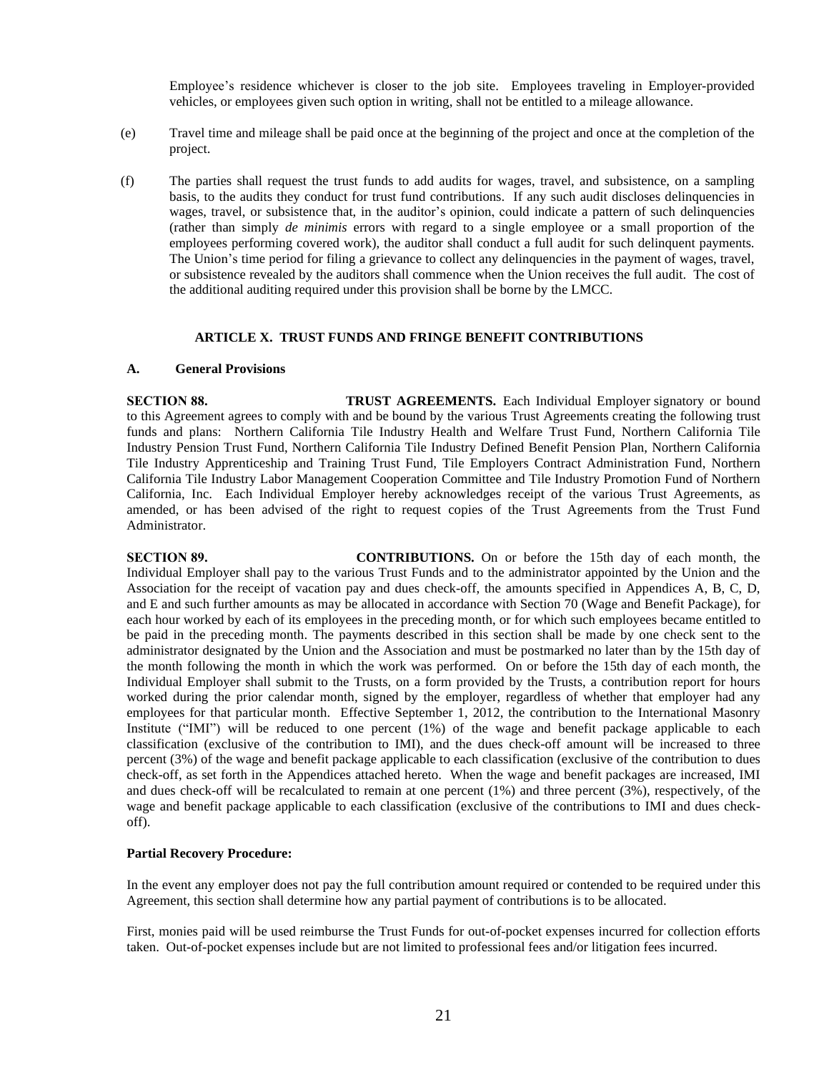Employee's residence whichever is closer to the job site. Employees traveling in Employer-provided vehicles, or employees given such option in writing, shall not be entitled to a mileage allowance.

(e) Travel time and mileage shall be paid once at the beginning of the project and once at the completion of the project.

(f) The parties shall request the trust funds to add audits for wages, travel, and subsistence, on a sampling basis, to the audits they conduct for trust fund contributions. If any such audit discloses delinquencies in wages, travel, or subsistence that, in the auditor's opinion, could indicate a pattern of such delinquencies (rather than simply *de minimis* errors with regard to a single employee or a small proportion of the employees performing covered work), the auditor shall conduct a full audit for such delinquent payments. The Union's time period for filing a grievance to collect any delinquencies in the payment of wages, travel, or subsistence revealed by the auditors shall commence when the Union receives the full audit. The cost of the additional auditing required under this provision shall be borne by the LMCC.

## ARTICLE X. TRUST FUNDS AND FRINGE BENEFIT CONTRIBUTIONS

### A. General Provisions

**SECTION 88. TRUST AGREEMENTS.** Each Individual Employer signatory or bound to this Agreement agrees to comply with and be bound by the various Trust Agreements creating the following trust funds and plans: Northern California Tile Industry Health and Welfare Trust Fund, Northern California Tile Industry Pension Trust Fund, Northern California Tile Industry Defined Benefit Pension Plan, Northern California Tile Industry Apprenticeship and Training Trust Fund, Tile Employers Contract Administration Fund, Northern California Tile Industry Labor Management Cooperation Committee and Tile Industry Promotion Fund of Northern California, Inc. Each Individual Employer hereby acknowledges receipt of the various Trust Agreements, as amended, or has been advised of the right to request copies of the Trust Agreements from the Trust Fund Administrator.

**SECTION 89. CONTRIBUTIONS.** On or before the 15th day of each month, the Individual Employer shall pay to the various Trust Funds and to the administrator appointed by the Union and the Association for the receipt of vacation pay and dues check-off, the amounts specified in Appendices A, B, C, D, and E and such further amounts as may be allocated in accordance with Section 70 (Wage and Benefit Package), for each hour worked by each of its employees in the preceding month, or for which such employees became entitled to be paid in the preceding month. The payments described in this section shall be made by one check sent to the administrator designated by the Union and the Association and must be postmarked no later than by the 15th day of the month following the month in which the work was performed. On or before the 15th day of each month, the Individual Employer shall submit to the Trusts, on a form provided by the Trusts, a contribution report for hours worked during the prior calendar month, signed by the employer, regardless of whether that employer had any employees for that particular month. Effective September 1, 2012, the contribution to the International Masonry Institute ("IMI") will be reduced to one percent (1%) of the wage and benefit package applicable to each classification (exclusive of the contribution to IMI), and the dues check-off amount will be increased to three percent (3%) of the wage and benefit package applicable to each classification (exclusive of the contribution to dues check-off, as set forth in the Appendices attached hereto. When the wage and benefit packages are increased, IMI and dues check-off will be recalculated to remain at one percent (1%) and three percent (3%), respectively, of the wage and benefit package applicable to each classification (exclusive of the contributions to IMI and dues check-off).

**Partial Recovery Procedure:**

In the event any employer does not pay the full contribution amount required or contended to be required under this Agreement, this section shall determine how any partial payment of contributions is to be allocated.

First, monies paid will be used reimburse the Trust Funds for out-of-pocket expenses incurred for collection efforts taken. Out-of-pocket expenses include but are not limited to professional fees and/or litigation fees incurred.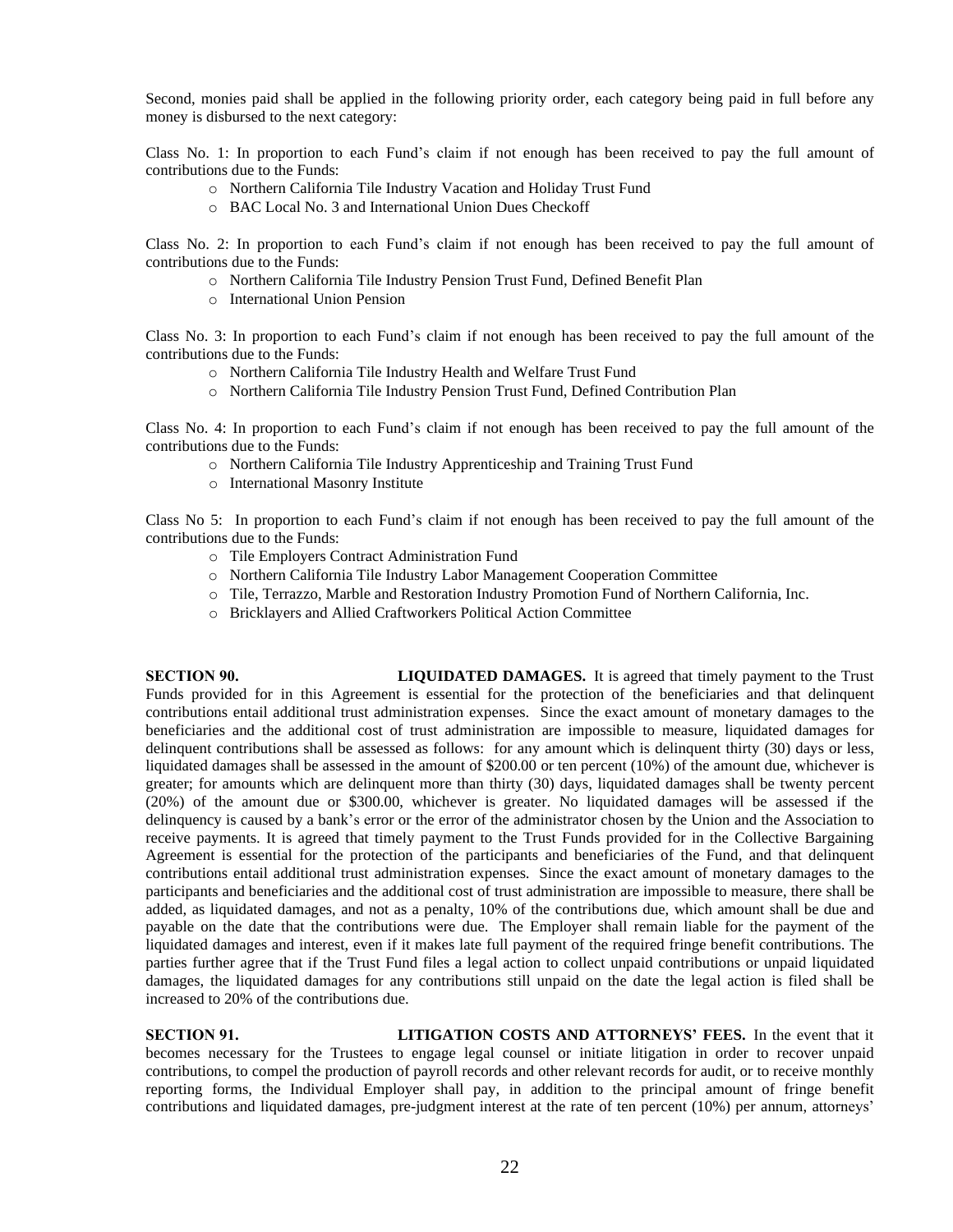Second, monies paid shall be applied in the following priority order, each category being paid in full before any money is disbursed to the next category:

Class No. 1: In proportion to each Fund's claim if not enough has been received to pay the full amount of contributions due to the Funds:

- Northern California Tile Industry Vacation and Holiday Trust Fund
- BAC Local No. 3 and International Union Dues Checkoff

Class No. 2: In proportion to each Fund's claim if not enough has been received to pay the full amount of contributions due to the Funds:

- Northern California Tile Industry Pension Trust Fund, Defined Benefit Plan
- International Union Pension

Class No. 3: In proportion to each Fund's claim if not enough has been received to pay the full amount of the contributions due to the Funds:

- Northern California Tile Industry Health and Welfare Trust Fund
- Northern California Tile Industry Pension Trust Fund, Defined Contribution Plan

Class No. 4: In proportion to each Fund's claim if not enough has been received to pay the full amount of the contributions due to the Funds:

- Northern California Tile Industry Apprenticeship and Training Trust Fund
- International Masonry Institute

Class No 5: In proportion to each Fund's claim if not enough has been received to pay the full amount of the contributions due to the Funds:

- Tile Employers Contract Administration Fund
- Northern California Tile Industry Labor Management Cooperation Committee
- Tile, Terrazzo, Marble and Restoration Industry Promotion Fund of Northern California, Inc.
- Bricklayers and Allied Craftworkers Political Action Committee

**SECTION 90.** **LIQUIDATED DAMAGES.** It is agreed that timely payment to the Trust Funds provided for in this Agreement is essential for the protection of the beneficiaries and that delinquent contributions entail additional trust administration expenses. Since the exact amount of monetary damages to the beneficiaries and the additional cost of trust administration are impossible to measure, liquidated damages for delinquent contributions shall be assessed as follows: for any amount which is delinquent thirty (30) days or less, liquidated damages shall be assessed in the amount of $200.00 or ten percent (10%) of the amount due, whichever is greater; for amounts which are delinquent more than thirty (30) days, liquidated damages shall be twenty percent (20%) of the amount due or $300.00, whichever is greater. No liquidated damages will be assessed if the delinquency is caused by a bank's error or the error of the administrator chosen by the Union and the Association to receive payments. It is agreed that timely payment to the Trust Funds provided for in the Collective Bargaining Agreement is essential for the protection of the participants and beneficiaries of the Fund, and that delinquent contributions entail additional trust administration expenses. Since the exact amount of monetary damages to the participants and beneficiaries and the additional cost of trust administration are impossible to measure, there shall be added, as liquidated damages, and not as a penalty, 10% of the contributions due, which amount shall be due and payable on the date that the contributions were due. The Employer shall remain liable for the payment of the liquidated damages and interest, even if it makes late full payment of the required fringe benefit contributions. The parties further agree that if the Trust Fund files a legal action to collect unpaid contributions or unpaid liquidated damages, the liquidated damages for any contributions still unpaid on the date the legal action is filed shall be increased to 20% of the contributions due.

**SECTION 91.** **LITIGATION COSTS AND ATTORNEYS' FEES.** In the event that it becomes necessary for the Trustees to engage legal counsel or initiate litigation in order to recover unpaid contributions, to compel the production of payroll records and other relevant records for audit, or to receive monthly reporting forms, the Individual Employer shall pay, in addition to the principal amount of fringe benefit contributions and liquidated damages, pre-judgment interest at the rate of ten percent (10%) per annum, attorneys'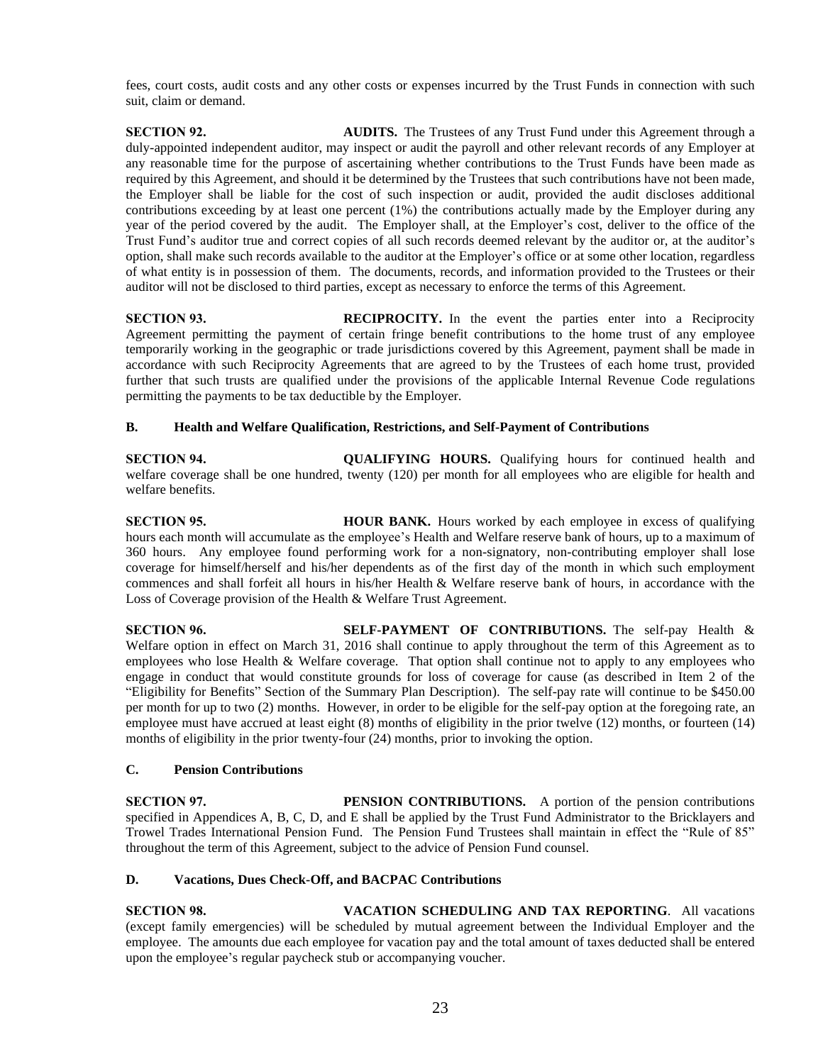fees, court costs, audit costs and any other costs or expenses incurred by the Trust Funds in connection with such suit, claim or demand.

**SECTION 92. AUDITS.** The Trustees of any Trust Fund under this Agreement through a duly-appointed independent auditor, may inspect or audit the payroll and other relevant records of any Employer at any reasonable time for the purpose of ascertaining whether contributions to the Trust Funds have been made as required by this Agreement, and should it be determined by the Trustees that such contributions have not been made, the Employer shall be liable for the cost of such inspection or audit, provided the audit discloses additional contributions exceeding by at least one percent (1%) the contributions actually made by the Employer during any year of the period covered by the audit. The Employer shall, at the Employer's cost, deliver to the office of the Trust Fund's auditor true and correct copies of all such records deemed relevant by the auditor or, at the auditor's option, shall make such records available to the auditor at the Employer's office or at some other location, regardless of what entity is in possession of them. The documents, records, and information provided to the Trustees or their auditor will not be disclosed to third parties, except as necessary to enforce the terms of this Agreement.

**SECTION 93. RECIPROCITY.** In the event the parties enter into a Reciprocity Agreement permitting the payment of certain fringe benefit contributions to the home trust of any employee temporarily working in the geographic or trade jurisdictions covered by this Agreement, payment shall be made in accordance with such Reciprocity Agreements that are agreed to by the Trustees of each home trust, provided further that such trusts are qualified under the provisions of the applicable Internal Revenue Code regulations permitting the payments to be tax deductible by the Employer.

### B. Health and Welfare Qualification, Restrictions, and Self-Payment of Contributions

**SECTION 94. QUALIFYING HOURS.** Qualifying hours for continued health and welfare coverage shall be one hundred, twenty (120) per month for all employees who are eligible for health and welfare benefits.

**SECTION 95. HOUR BANK.** Hours worked by each employee in excess of qualifying hours each month will accumulate as the employee's Health and Welfare reserve bank of hours, up to a maximum of 360 hours. Any employee found performing work for a non-signatory, non-contributing employer shall lose coverage for himself/herself and his/her dependents as of the first day of the month in which such employment commences and shall forfeit all hours in his/her Health & Welfare reserve bank of hours, in accordance with the Loss of Coverage provision of the Health & Welfare Trust Agreement.

**SECTION 96. SELF-PAYMENT OF CONTRIBUTIONS.** The self-pay Health & Welfare option in effect on March 31, 2016 shall continue to apply throughout the term of this Agreement as to employees who lose Health & Welfare coverage. That option shall continue not to apply to any employees who engage in conduct that would constitute grounds for loss of coverage for cause (as described in Item 2 of the "Eligibility for Benefits" Section of the Summary Plan Description). The self-pay rate will continue to be $450.00 per month for up to two (2) months. However, in order to be eligible for the self-pay option at the foregoing rate, an employee must have accrued at least eight (8) months of eligibility in the prior twelve (12) months, or fourteen (14) months of eligibility in the prior twenty-four (24) months, prior to invoking the option.

### C. Pension Contributions

**SECTION 97. PENSION CONTRIBUTIONS.** A portion of the pension contributions specified in Appendices A, B, C, D, and E shall be applied by the Trust Fund Administrator to the Bricklayers and Trowel Trades International Pension Fund. The Pension Fund Trustees shall maintain in effect the "Rule of 85" throughout the term of this Agreement, subject to the advice of Pension Fund counsel.

### D. Vacations, Dues Check-Off, and BACPAC Contributions

**SECTION 98. VACATION SCHEDULING AND TAX REPORTING**. All vacations (except family emergencies) will be scheduled by mutual agreement between the Individual Employer and the employee. The amounts due each employee for vacation pay and the total amount of taxes deducted shall be entered upon the employee's regular paycheck stub or accompanying voucher.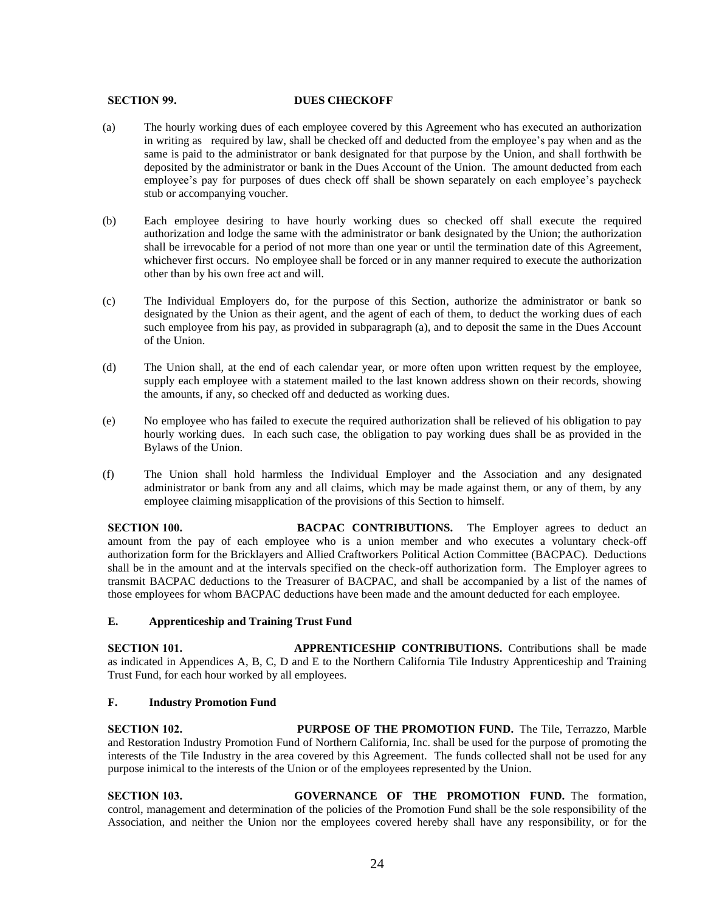**SECTION 99. DUES CHECKOFF**

(a) The hourly working dues of each employee covered by this Agreement who has executed an authorization in writing as required by law, shall be checked off and deducted from the employee's pay when and as the same is paid to the administrator or bank designated for that purpose by the Union, and shall forthwith be deposited by the administrator or bank in the Dues Account of the Union. The amount deducted from each employee's pay for purposes of dues check off shall be shown separately on each employee's paycheck stub or accompanying voucher.

(b) Each employee desiring to have hourly working dues so checked off shall execute the required authorization and lodge the same with the administrator or bank designated by the Union; the authorization shall be irrevocable for a period of not more than one year or until the termination date of this Agreement, whichever first occurs. No employee shall be forced or in any manner required to execute the authorization other than by his own free act and will.

(c) The Individual Employers do, for the purpose of this Section, authorize the administrator or bank so designated by the Union as their agent, and the agent of each of them, to deduct the working dues of each such employee from his pay, as provided in subparagraph (a), and to deposit the same in the Dues Account of the Union.

(d) The Union shall, at the end of each calendar year, or more often upon written request by the employee, supply each employee with a statement mailed to the last known address shown on their records, showing the amounts, if any, so checked off and deducted as working dues.

(e) No employee who has failed to execute the required authorization shall be relieved of his obligation to pay hourly working dues. In each such case, the obligation to pay working dues shall be as provided in the Bylaws of the Union.

(f) The Union shall hold harmless the Individual Employer and the Association and any designated administrator or bank from any and all claims, which may be made against them, or any of them, by any employee claiming misapplication of the provisions of this Section to himself.

**SECTION 100. BACPAC CONTRIBUTIONS.** The Employer agrees to deduct an amount from the pay of each employee who is a union member and who executes a voluntary check-off authorization form for the Bricklayers and Allied Craftworkers Political Action Committee (BACPAC). Deductions shall be in the amount and at the intervals specified on the check-off authorization form. The Employer agrees to transmit BACPAC deductions to the Treasurer of BACPAC, and shall be accompanied by a list of the names of those employees for whom BACPAC deductions have been made and the amount deducted for each employee.

**E. Apprenticeship and Training Trust Fund**

**SECTION 101. APPRENTICESHIP CONTRIBUTIONS.** Contributions shall be made as indicated in Appendices A, B, C, D and E to the Northern California Tile Industry Apprenticeship and Training Trust Fund, for each hour worked by all employees.

**F. Industry Promotion Fund**

**SECTION 102. PURPOSE OF THE PROMOTION FUND.** The Tile, Terrazzo, Marble and Restoration Industry Promotion Fund of Northern California, Inc. shall be used for the purpose of promoting the interests of the Tile Industry in the area covered by this Agreement. The funds collected shall not be used for any purpose inimical to the interests of the Union or of the employees represented by the Union.

**SECTION 103. GOVERNANCE OF THE PROMOTION FUND.** The formation, control, management and determination of the policies of the Promotion Fund shall be the sole responsibility of the Association, and neither the Union nor the employees covered hereby shall have any responsibility, or for the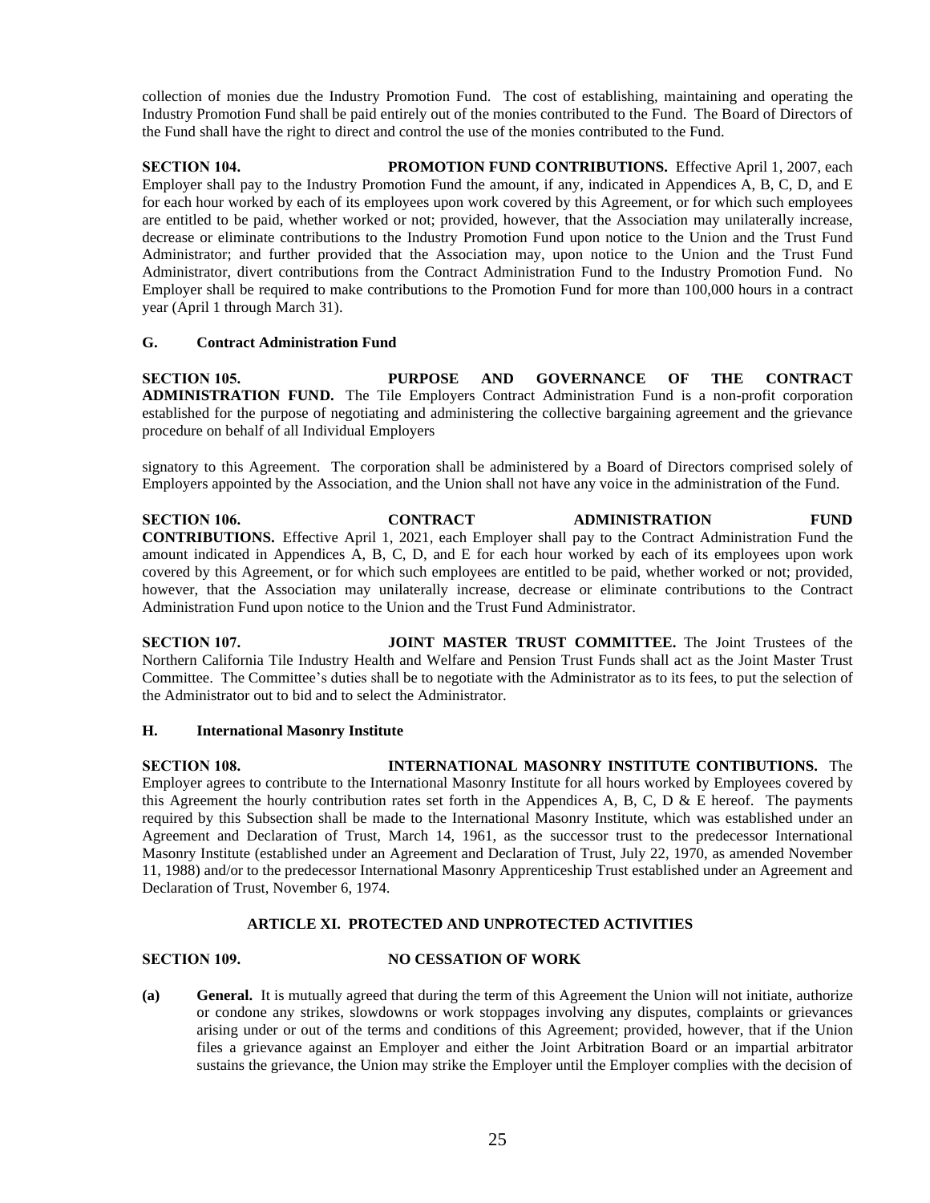collection of monies due the Industry Promotion Fund. The cost of establishing, maintaining and operating the Industry Promotion Fund shall be paid entirely out of the monies contributed to the Fund. The Board of Directors of the Fund shall have the right to direct and control the use of the monies contributed to the Fund.

**SECTION 104. PROMOTION FUND CONTRIBUTIONS.** Effective April 1, 2007, each Employer shall pay to the Industry Promotion Fund the amount, if any, indicated in Appendices A, B, C, D, and E for each hour worked by each of its employees upon work covered by this Agreement, or for which such employees are entitled to be paid, whether worked or not; provided, however, that the Association may unilaterally increase, decrease or eliminate contributions to the Industry Promotion Fund upon notice to the Union and the Trust Fund Administrator; and further provided that the Association may, upon notice to the Union and the Trust Fund Administrator, divert contributions from the Contract Administration Fund to the Industry Promotion Fund. No Employer shall be required to make contributions to the Promotion Fund for more than 100,000 hours in a contract year (April 1 through March 31).

### G. Contract Administration Fund

**SECTION 105. PURPOSE AND GOVERNANCE OF THE CONTRACT ADMINISTRATION FUND.** The Tile Employers Contract Administration Fund is a non-profit corporation established for the purpose of negotiating and administering the collective bargaining agreement and the grievance procedure on behalf of all Individual Employers

signatory to this Agreement. The corporation shall be administered by a Board of Directors comprised solely of Employers appointed by the Association, and the Union shall not have any voice in the administration of the Fund.

**SECTION 106. CONTRACT ADMINISTRATION FUND CONTRIBUTIONS.** Effective April 1, 2021, each Employer shall pay to the Contract Administration Fund the amount indicated in Appendices A, B, C, D, and E for each hour worked by each of its employees upon work covered by this Agreement, or for which such employees are entitled to be paid, whether worked or not; provided, however, that the Association may unilaterally increase, decrease or eliminate contributions to the Contract Administration Fund upon notice to the Union and the Trust Fund Administrator.

**SECTION 107. JOINT MASTER TRUST COMMITTEE.** The Joint Trustees of the Northern California Tile Industry Health and Welfare and Pension Trust Funds shall act as the Joint Master Trust Committee. The Committee's duties shall be to negotiate with the Administrator as to its fees, to put the selection of the Administrator out to bid and to select the Administrator.

### H. International Masonry Institute

**SECTION 108. INTERNATIONAL MASONRY INSTITUTE CONTIBUTIONS.** The Employer agrees to contribute to the International Masonry Institute for all hours worked by Employees covered by this Agreement the hourly contribution rates set forth in the Appendices A, B, C, D & E hereof. The payments required by this Subsection shall be made to the International Masonry Institute, which was established under an Agreement and Declaration of Trust, March 14, 1961, as the successor trust to the predecessor International Masonry Institute (established under an Agreement and Declaration of Trust, July 22, 1970, as amended November 11, 1988) and/or to the predecessor International Masonry Apprenticeship Trust established under an Agreement and Declaration of Trust, November 6, 1974.

## ARTICLE XI. PROTECTED AND UNPROTECTED ACTIVITIES

**SECTION 109. NO CESSATION OF WORK**

**(a) General.** It is mutually agreed that during the term of this Agreement the Union will not initiate, authorize or condone any strikes, slowdowns or work stoppages involving any disputes, complaints or grievances arising under or out of the terms and conditions of this Agreement; provided, however, that if the Union files a grievance against an Employer and either the Joint Arbitration Board or an impartial arbitrator sustains the grievance, the Union may strike the Employer until the Employer complies with the decision of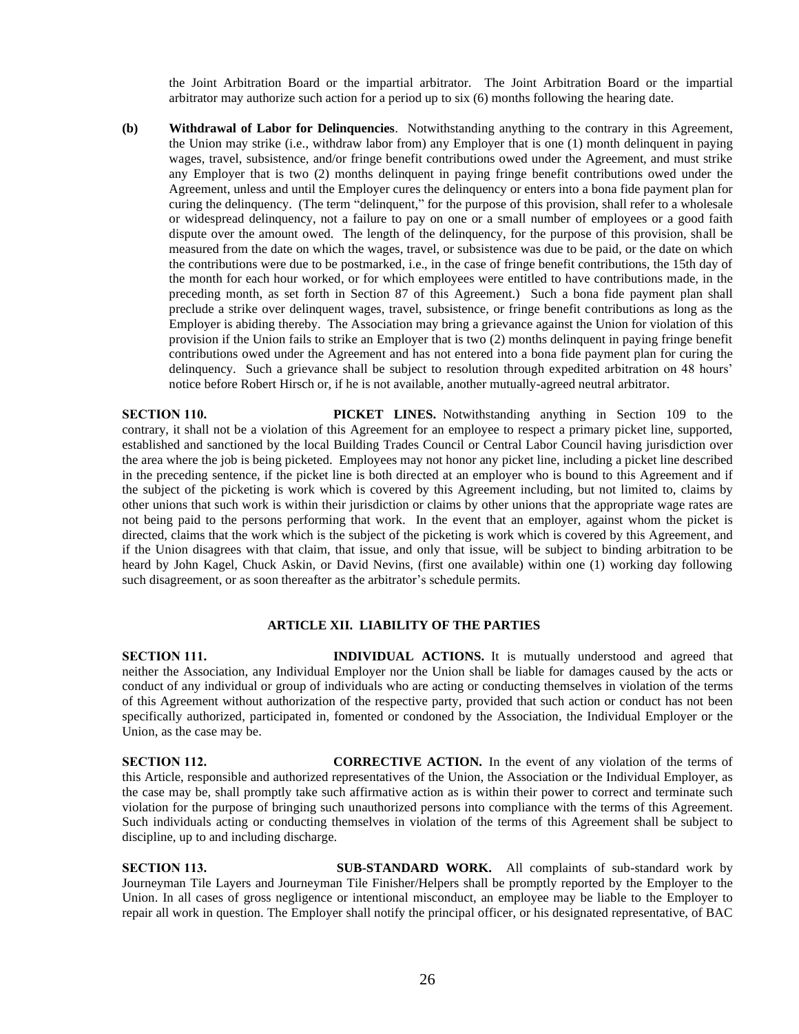the Joint Arbitration Board or the impartial arbitrator. The Joint Arbitration Board or the impartial arbitrator may authorize such action for a period up to six (6) months following the hearing date.

**(b) Withdrawal of Labor for Delinquencies**. Notwithstanding anything to the contrary in this Agreement, the Union may strike (i.e., withdraw labor from) any Employer that is one (1) month delinquent in paying wages, travel, subsistence, and/or fringe benefit contributions owed under the Agreement, and must strike any Employer that is two (2) months delinquent in paying fringe benefit contributions owed under the Agreement, unless and until the Employer cures the delinquency or enters into a bona fide payment plan for curing the delinquency. (The term "delinquent," for the purpose of this provision, shall refer to a wholesale or widespread delinquency, not a failure to pay on one or a small number of employees or a good faith dispute over the amount owed. The length of the delinquency, for the purpose of this provision, shall be measured from the date on which the wages, travel, or subsistence was due to be paid, or the date on which the contributions were due to be postmarked, i.e., in the case of fringe benefit contributions, the 15th day of the month for each hour worked, or for which employees were entitled to have contributions made, in the preceding month, as set forth in Section 87 of this Agreement.) Such a bona fide payment plan shall preclude a strike over delinquent wages, travel, subsistence, or fringe benefit contributions as long as the Employer is abiding thereby. The Association may bring a grievance against the Union for violation of this provision if the Union fails to strike an Employer that is two (2) months delinquent in paying fringe benefit contributions owed under the Agreement and has not entered into a bona fide payment plan for curing the delinquency. Such a grievance shall be subject to resolution through expedited arbitration on 48 hours' notice before Robert Hirsch or, if he is not available, another mutually-agreed neutral arbitrator.

**SECTION 110. PICKET LINES.** Notwithstanding anything in Section 109 to the contrary, it shall not be a violation of this Agreement for an employee to respect a primary picket line, supported, established and sanctioned by the local Building Trades Council or Central Labor Council having jurisdiction over the area where the job is being picketed. Employees may not honor any picket line, including a picket line described in the preceding sentence, if the picket line is both directed at an employer who is bound to this Agreement and if the subject of the picketing is work which is covered by this Agreement including, but not limited to, claims by other unions that such work is within their jurisdiction or claims by other unions that the appropriate wage rates are not being paid to the persons performing that work. In the event that an employer, against whom the picket is directed, claims that the work which is the subject of the picketing is work which is covered by this Agreement, and if the Union disagrees with that claim, that issue, and only that issue, will be subject to binding arbitration to be heard by John Kagel, Chuck Askin, or David Nevins, (first one available) within one (1) working day following such disagreement, or as soon thereafter as the arbitrator's schedule permits.

## ARTICLE XII. LIABILITY OF THE PARTIES

**SECTION 111. INDIVIDUAL ACTIONS.** It is mutually understood and agreed that neither the Association, any Individual Employer nor the Union shall be liable for damages caused by the acts or conduct of any individual or group of individuals who are acting or conducting themselves in violation of the terms of this Agreement without authorization of the respective party, provided that such action or conduct has not been specifically authorized, participated in, fomented or condoned by the Association, the Individual Employer or the Union, as the case may be.

**SECTION 112. CORRECTIVE ACTION.** In the event of any violation of the terms of this Article, responsible and authorized representatives of the Union, the Association or the Individual Employer, as the case may be, shall promptly take such affirmative action as is within their power to correct and terminate such violation for the purpose of bringing such unauthorized persons into compliance with the terms of this Agreement. Such individuals acting or conducting themselves in violation of the terms of this Agreement shall be subject to discipline, up to and including discharge.

**SECTION 113. SUB-STANDARD WORK.** All complaints of sub-standard work by Journeyman Tile Layers and Journeyman Tile Finisher/Helpers shall be promptly reported by the Employer to the Union. In all cases of gross negligence or intentional misconduct, an employee may be liable to the Employer to repair all work in question. The Employer shall notify the principal officer, or his designated representative, of BAC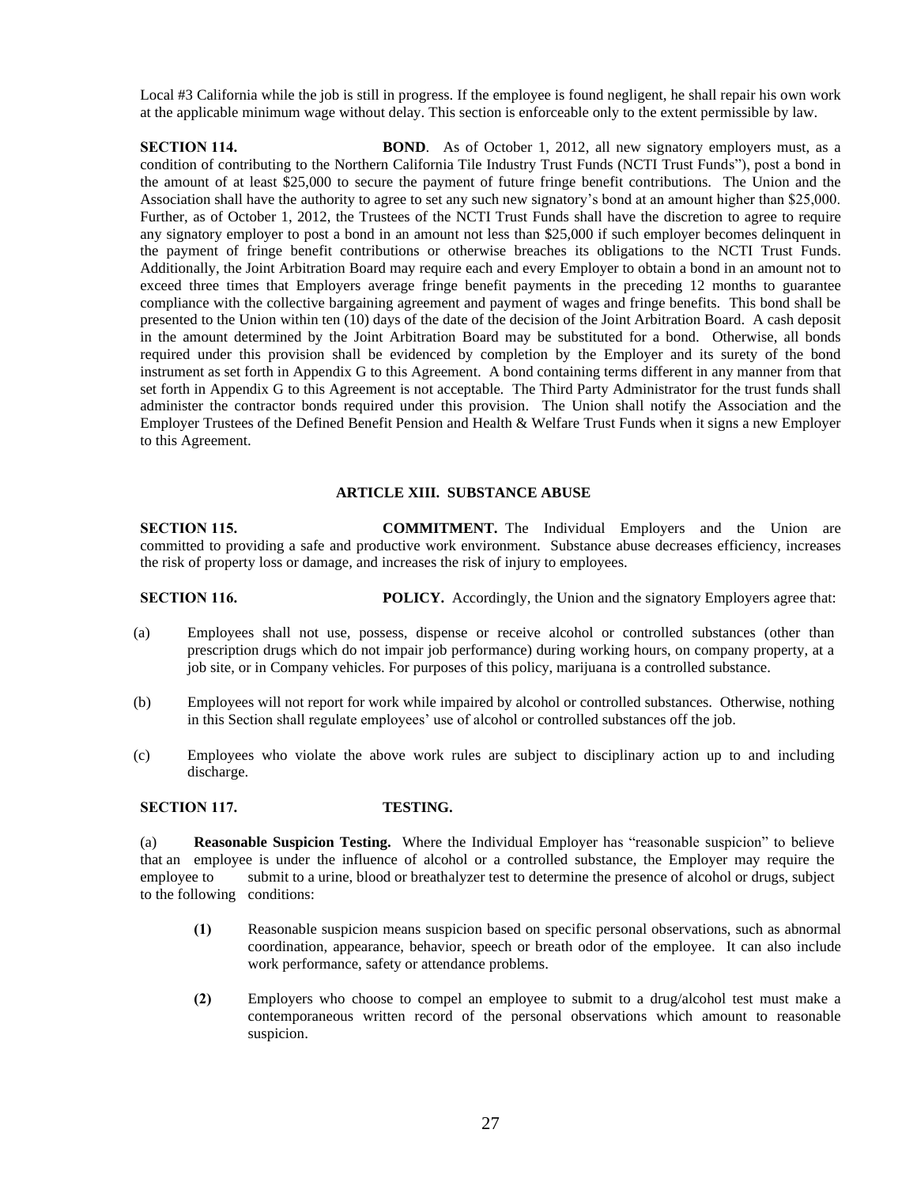Local #3 California while the job is still in progress. If the employee is found negligent, he shall repair his own work at the applicable minimum wage without delay. This section is enforceable only to the extent permissible by law.

**SECTION 114.** **BOND**. As of October 1, 2012, all new signatory employers must, as a condition of contributing to the Northern California Tile Industry Trust Funds (NCTI Trust Funds"), post a bond in the amount of at least $25,000 to secure the payment of future fringe benefit contributions. The Union and the Association shall have the authority to agree to set any such new signatory's bond at an amount higher than $25,000. Further, as of October 1, 2012, the Trustees of the NCTI Trust Funds shall have the discretion to agree to require any signatory employer to post a bond in an amount not less than $25,000 if such employer becomes delinquent in the payment of fringe benefit contributions or otherwise breaches its obligations to the NCTI Trust Funds. Additionally, the Joint Arbitration Board may require each and every Employer to obtain a bond in an amount not to exceed three times that Employers average fringe benefit payments in the preceding 12 months to guarantee compliance with the collective bargaining agreement and payment of wages and fringe benefits. This bond shall be presented to the Union within ten (10) days of the date of the decision of the Joint Arbitration Board. A cash deposit in the amount determined by the Joint Arbitration Board may be substituted for a bond. Otherwise, all bonds required under this provision shall be evidenced by completion by the Employer and its surety of the bond instrument as set forth in Appendix G to this Agreement. A bond containing terms different in any manner from that set forth in Appendix G to this Agreement is not acceptable. The Third Party Administrator for the trust funds shall administer the contractor bonds required under this provision. The Union shall notify the Association and the Employer Trustees of the Defined Benefit Pension and Health & Welfare Trust Funds when it signs a new Employer to this Agreement.

## ARTICLE XIII. SUBSTANCE ABUSE

**SECTION 115.** **COMMITMENT.** The Individual Employers and the Union are committed to providing a safe and productive work environment. Substance abuse decreases efficiency, increases the risk of property loss or damage, and increases the risk of injury to employees.

**SECTION 116.** **POLICY.** Accordingly, the Union and the signatory Employers agree that:

(a) Employees shall not use, possess, dispense or receive alcohol or controlled substances (other than prescription drugs which do not impair job performance) during working hours, on company property, at a job site, or in Company vehicles. For purposes of this policy, marijuana is a controlled substance.

(b) Employees will not report for work while impaired by alcohol or controlled substances. Otherwise, nothing in this Section shall regulate employees' use of alcohol or controlled substances off the job.

(c) Employees who violate the above work rules are subject to disciplinary action up to and including discharge.

**SECTION 117.** **TESTING.**

(a) **Reasonable Suspicion Testing.** Where the Individual Employer has "reasonable suspicion" to believe that an employee is under the influence of alcohol or a controlled substance, the Employer may require the employee to submit to a urine, blood or breathalyzer test to determine the presence of alcohol or drugs, subject to the following conditions:

**(1)** Reasonable suspicion means suspicion based on specific personal observations, such as abnormal coordination, appearance, behavior, speech or breath odor of the employee. It can also include work performance, safety or attendance problems.

**(2)** Employers who choose to compel an employee to submit to a drug/alcohol test must make a contemporaneous written record of the personal observations which amount to reasonable suspicion.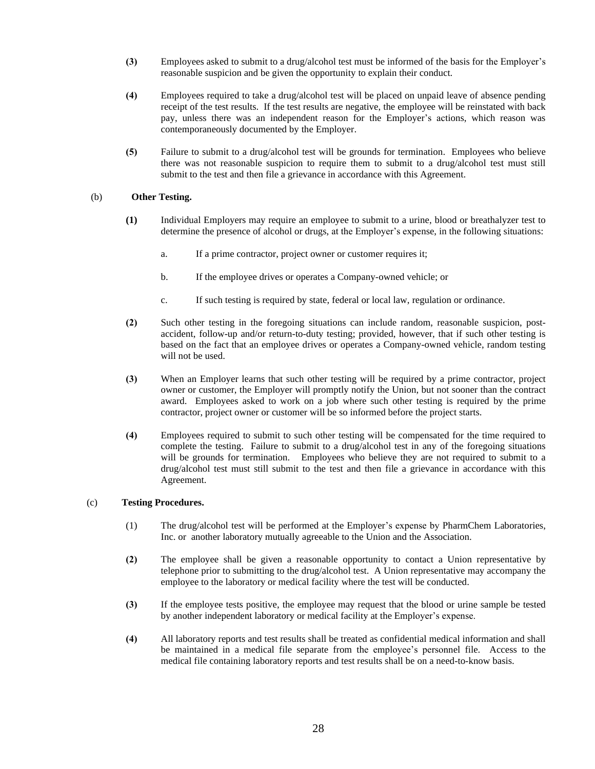**(3)** Employees asked to submit to a drug/alcohol test must be informed of the basis for the Employer's reasonable suspicion and be given the opportunity to explain their conduct.

**(4)** Employees required to take a drug/alcohol test will be placed on unpaid leave of absence pending receipt of the test results. If the test results are negative, the employee will be reinstated with back pay, unless there was an independent reason for the Employer's actions, which reason was contemporaneously documented by the Employer.

**(5)** Failure to submit to a drug/alcohol test will be grounds for termination. Employees who believe there was not reasonable suspicion to require them to submit to a drug/alcohol test must still submit to the test and then file a grievance in accordance with this Agreement.

(b) **Other Testing.**

**(1)** Individual Employers may require an employee to submit to a urine, blood or breathalyzer test to determine the presence of alcohol or drugs, at the Employer's expense, in the following situations:

a. If a prime contractor, project owner or customer requires it;

b. If the employee drives or operates a Company-owned vehicle; or

c. If such testing is required by state, federal or local law, regulation or ordinance.

**(2)** Such other testing in the foregoing situations can include random, reasonable suspicion, post-accident, follow-up and/or return-to-duty testing; provided, however, that if such other testing is based on the fact that an employee drives or operates a Company-owned vehicle, random testing will not be used.

**(3)** When an Employer learns that such other testing will be required by a prime contractor, project owner or customer, the Employer will promptly notify the Union, but not sooner than the contract award. Employees asked to work on a job where such other testing is required by the prime contractor, project owner or customer will be so informed before the project starts.

**(4)** Employees required to submit to such other testing will be compensated for the time required to complete the testing. Failure to submit to a drug/alcohol test in any of the foregoing situations will be grounds for termination. Employees who believe they are not required to submit to a drug/alcohol test must still submit to the test and then file a grievance in accordance with this Agreement.

(c) **Testing Procedures.**

(1) The drug/alcohol test will be performed at the Employer's expense by PharmChem Laboratories, Inc. or another laboratory mutually agreeable to the Union and the Association.

**(2)** The employee shall be given a reasonable opportunity to contact a Union representative by telephone prior to submitting to the drug/alcohol test. A Union representative may accompany the employee to the laboratory or medical facility where the test will be conducted.

**(3)** If the employee tests positive, the employee may request that the blood or urine sample be tested by another independent laboratory or medical facility at the Employer's expense.

**(4)** All laboratory reports and test results shall be treated as confidential medical information and shall be maintained in a medical file separate from the employee's personnel file. Access to the medical file containing laboratory reports and test results shall be on a need-to-know basis.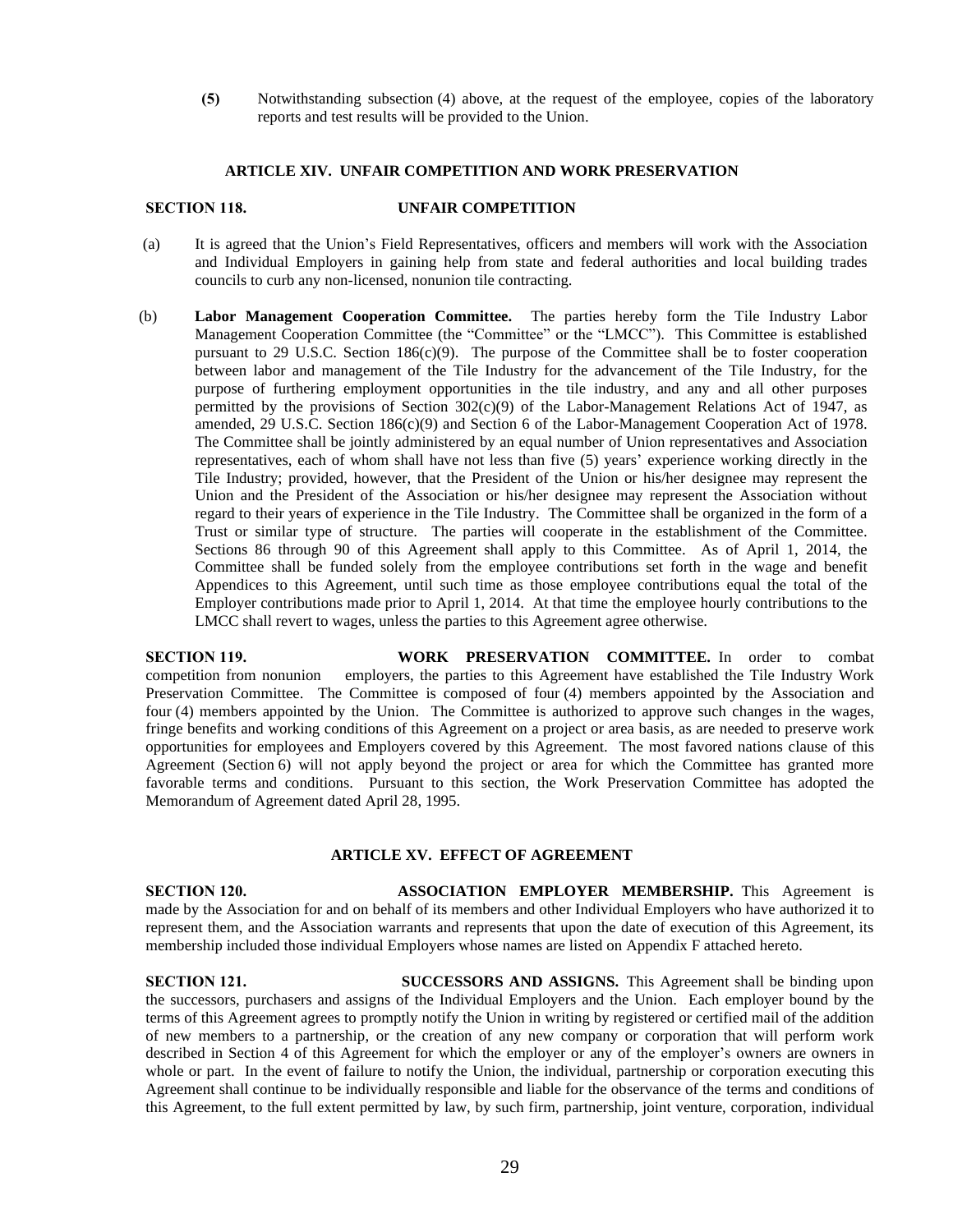**(5)** Notwithstanding subsection (4) above, at the request of the employee, copies of the laboratory reports and test results will be provided to the Union.

## ARTICLE XIV. UNFAIR COMPETITION AND WORK PRESERVATION

### SECTION 118. UNFAIR COMPETITION

(a) It is agreed that the Union's Field Representatives, officers and members will work with the Association and Individual Employers in gaining help from state and federal authorities and local building trades councils to curb any non-licensed, nonunion tile contracting.

(b) **Labor Management Cooperation Committee.** The parties hereby form the Tile Industry Labor Management Cooperation Committee (the "Committee" or the "LMCC"). This Committee is established pursuant to 29 U.S.C. Section 186(c)(9). The purpose of the Committee shall be to foster cooperation between labor and management of the Tile Industry for the advancement of the Tile Industry, for the purpose of furthering employment opportunities in the tile industry, and any and all other purposes permitted by the provisions of Section 302(c)(9) of the Labor-Management Relations Act of 1947, as amended, 29 U.S.C. Section 186(c)(9) and Section 6 of the Labor-Management Cooperation Act of 1978. The Committee shall be jointly administered by an equal number of Union representatives and Association representatives, each of whom shall have not less than five (5) years' experience working directly in the Tile Industry; provided, however, that the President of the Union or his/her designee may represent the Union and the President of the Association or his/her designee may represent the Association without regard to their years of experience in the Tile Industry. The Committee shall be organized in the form of a Trust or similar type of structure. The parties will cooperate in the establishment of the Committee. Sections 86 through 90 of this Agreement shall apply to this Committee. As of April 1, 2014, the Committee shall be funded solely from the employee contributions set forth in the wage and benefit Appendices to this Agreement, until such time as those employee contributions equal the total of the Employer contributions made prior to April 1, 2014. At that time the employee hourly contributions to the LMCC shall revert to wages, unless the parties to this Agreement agree otherwise.

**SECTION 119. WORK PRESERVATION COMMITTEE.** In order to combat competition from nonunion employers, the parties to this Agreement have established the Tile Industry Work Preservation Committee. The Committee is composed of four (4) members appointed by the Association and four (4) members appointed by the Union. The Committee is authorized to approve such changes in the wages, fringe benefits and working conditions of this Agreement on a project or area basis, as are needed to preserve work opportunities for employees and Employers covered by this Agreement. The most favored nations clause of this Agreement (Section 6) will not apply beyond the project or area for which the Committee has granted more favorable terms and conditions. Pursuant to this section, the Work Preservation Committee has adopted the Memorandum of Agreement dated April 28, 1995.

## ARTICLE XV. EFFECT OF AGREEMENT

**SECTION 120. ASSOCIATION EMPLOYER MEMBERSHIP.** This Agreement is made by the Association for and on behalf of its members and other Individual Employers who have authorized it to represent them, and the Association warrants and represents that upon the date of execution of this Agreement, its membership included those individual Employers whose names are listed on Appendix F attached hereto.

**SECTION 121. SUCCESSORS AND ASSIGNS.** This Agreement shall be binding upon the successors, purchasers and assigns of the Individual Employers and the Union. Each employer bound by the terms of this Agreement agrees to promptly notify the Union in writing by registered or certified mail of the addition of new members to a partnership, or the creation of any new company or corporation that will perform work described in Section 4 of this Agreement for which the employer or any of the employer's owners are owners in whole or part. In the event of failure to notify the Union, the individual, partnership or corporation executing this Agreement shall continue to be individually responsible and liable for the observance of the terms and conditions of this Agreement, to the full extent permitted by law, by such firm, partnership, joint venture, corporation, individual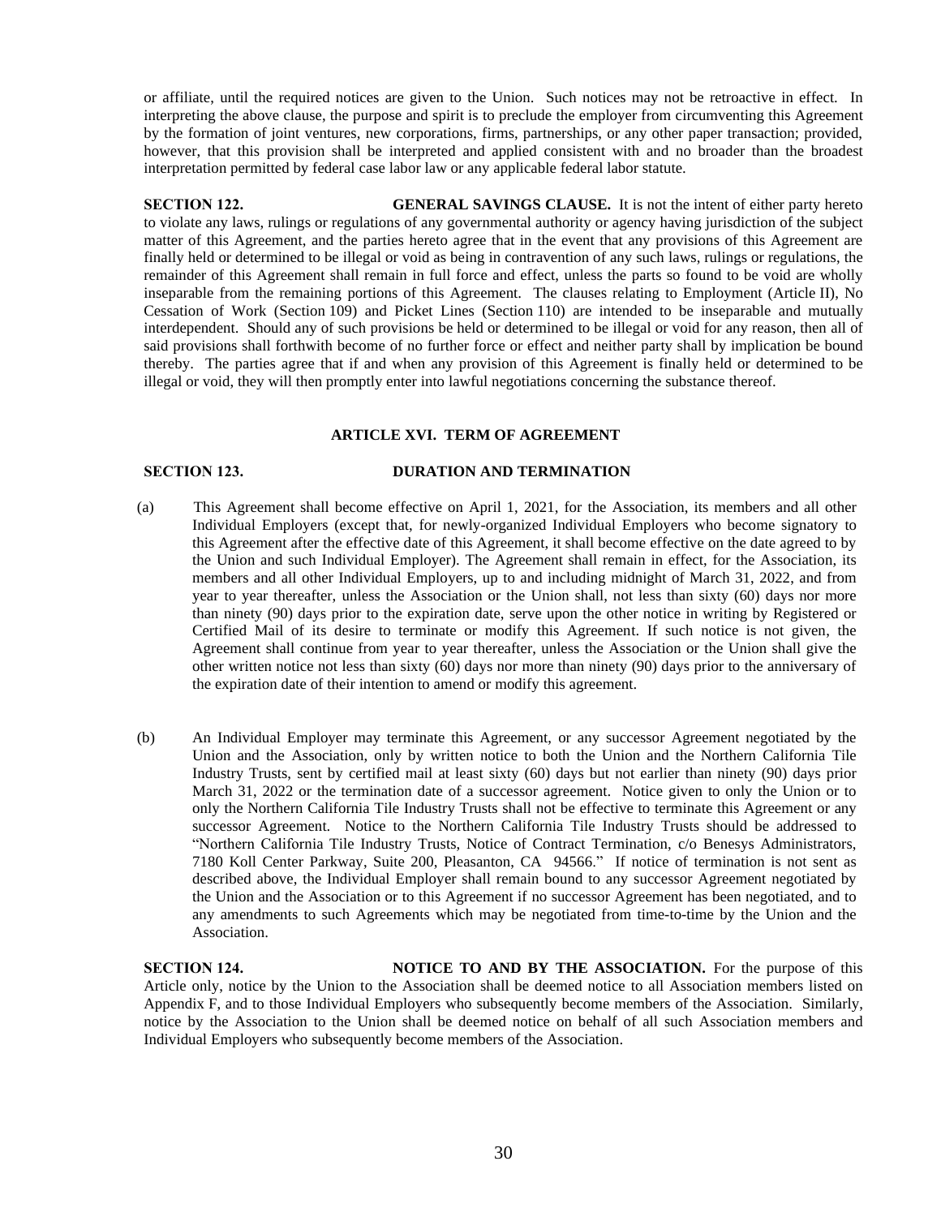or affiliate, until the required notices are given to the Union. Such notices may not be retroactive in effect. In interpreting the above clause, the purpose and spirit is to preclude the employer from circumventing this Agreement by the formation of joint ventures, new corporations, firms, partnerships, or any other paper transaction; provided, however, that this provision shall be interpreted and applied consistent with and no broader than the broadest interpretation permitted by federal case labor law or any applicable federal labor statute.

**SECTION 122. GENERAL SAVINGS CLAUSE.** It is not the intent of either party hereto to violate any laws, rulings or regulations of any governmental authority or agency having jurisdiction of the subject matter of this Agreement, and the parties hereto agree that in the event that any provisions of this Agreement are finally held or determined to be illegal or void as being in contravention of any such laws, rulings or regulations, the remainder of this Agreement shall remain in full force and effect, unless the parts so found to be void are wholly inseparable from the remaining portions of this Agreement. The clauses relating to Employment (Article II), No Cessation of Work (Section 109) and Picket Lines (Section 110) are intended to be inseparable and mutually interdependent. Should any of such provisions be held or determined to be illegal or void for any reason, then all of said provisions shall forthwith become of no further force or effect and neither party shall by implication be bound thereby. The parties agree that if and when any provision of this Agreement is finally held or determined to be illegal or void, they will then promptly enter into lawful negotiations concerning the substance thereof.

## ARTICLE XVI. TERM OF AGREEMENT

**SECTION 123. DURATION AND TERMINATION**

(a) This Agreement shall become effective on April 1, 2021, for the Association, its members and all other Individual Employers (except that, for newly-organized Individual Employers who become signatory to this Agreement after the effective date of this Agreement, it shall become effective on the date agreed to by the Union and such Individual Employer). The Agreement shall remain in effect, for the Association, its members and all other Individual Employers, up to and including midnight of March 31, 2022, and from year to year thereafter, unless the Association or the Union shall, not less than sixty (60) days nor more than ninety (90) days prior to the expiration date, serve upon the other notice in writing by Registered or Certified Mail of its desire to terminate or modify this Agreement. If such notice is not given, the Agreement shall continue from year to year thereafter, unless the Association or the Union shall give the other written notice not less than sixty (60) days nor more than ninety (90) days prior to the anniversary of the expiration date of their intention to amend or modify this agreement.

(b) An Individual Employer may terminate this Agreement, or any successor Agreement negotiated by the Union and the Association, only by written notice to both the Union and the Northern California Tile Industry Trusts, sent by certified mail at least sixty (60) days but not earlier than ninety (90) days prior March 31, 2022 or the termination date of a successor agreement. Notice given to only the Union or to only the Northern California Tile Industry Trusts shall not be effective to terminate this Agreement or any successor Agreement. Notice to the Northern California Tile Industry Trusts should be addressed to "Northern California Tile Industry Trusts, Notice of Contract Termination, c/o Benesys Administrators, 7180 Koll Center Parkway, Suite 200, Pleasanton, CA 94566." If notice of termination is not sent as described above, the Individual Employer shall remain bound to any successor Agreement negotiated by the Union and the Association or to this Agreement if no successor Agreement has been negotiated, and to any amendments to such Agreements which may be negotiated from time-to-time by the Union and the Association.

**SECTION 124. NOTICE TO AND BY THE ASSOCIATION.** For the purpose of this Article only, notice by the Union to the Association shall be deemed notice to all Association members listed on Appendix F, and to those Individual Employers who subsequently become members of the Association. Similarly, notice by the Association to the Union shall be deemed notice on behalf of all such Association members and Individual Employers who subsequently become members of the Association.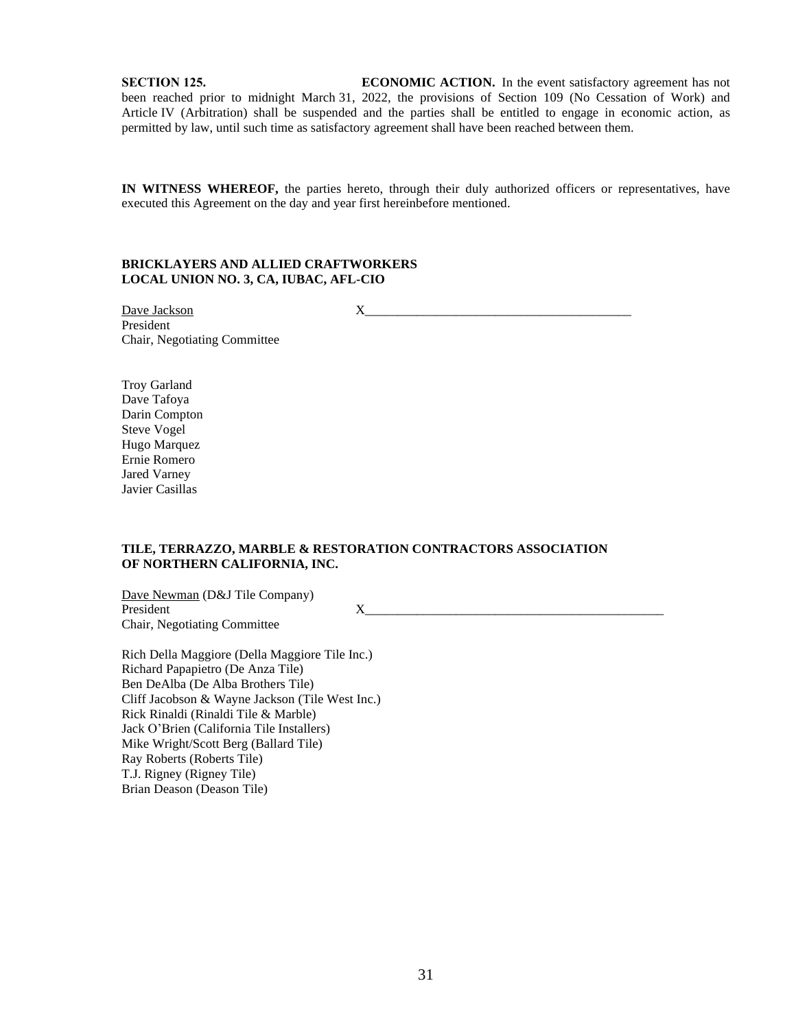**SECTION 125. ECONOMIC ACTION.** In the event satisfactory agreement has not been reached prior to midnight March 31, 2022, the provisions of Section 109 (No Cessation of Work) and Article IV (Arbitration) shall be suspended and the parties shall be entitled to engage in economic action, as permitted by law, until such time as satisfactory agreement shall have been reached between them.

**IN WITNESS WHEREOF,** the parties hereto, through their duly authorized officers or representatives, have executed this Agreement on the day and year first hereinbefore mentioned.

**BRICKLAYERS AND ALLIED CRAFTWORKERS**
**LOCAL UNION NO. 3, CA, IUBAC, AFL-CIO**

Dave Jackson X__________________________________________
President
Chair, Negotiating Committee

Troy Garland
Dave Tafoya
Darin Compton
Steve Vogel
Hugo Marquez
Ernie Romero
Jared Varney
Javier Casillas

**TILE, TERRAZZO, MARBLE & RESTORATION CONTRACTORS ASSOCIATION**
**OF NORTHERN CALIFORNIA, INC.**

Dave Newman (D&J Tile Company)
President X_______________________________________________
Chair, Negotiating Committee

Rich Della Maggiore (Della Maggiore Tile Inc.)
Richard Papapietro (De Anza Tile)
Ben DeAlba (De Alba Brothers Tile)
Cliff Jacobson & Wayne Jackson (Tile West Inc.)
Rick Rinaldi (Rinaldi Tile & Marble)
Jack O'Brien (California Tile Installers)
Mike Wright/Scott Berg (Ballard Tile)
Ray Roberts (Roberts Tile)
T.J. Rigney (Rigney Tile)
Brian Deason (Deason Tile)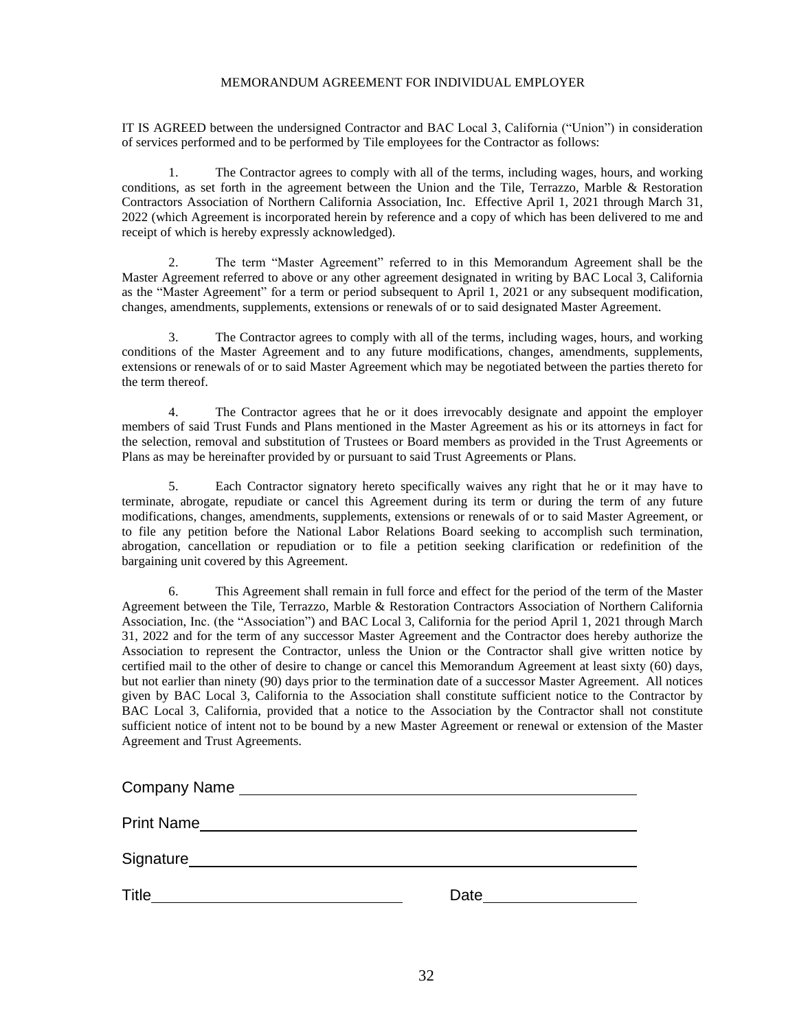# MEMORANDUM AGREEMENT FOR INDIVIDUAL EMPLOYER

IT IS AGREED between the undersigned Contractor and BAC Local 3, California ("Union") in consideration of services performed and to be performed by Tile employees for the Contractor as follows:

1. The Contractor agrees to comply with all of the terms, including wages, hours, and working conditions, as set forth in the agreement between the Union and the Tile, Terrazzo, Marble & Restoration Contractors Association of Northern California Association, Inc. Effective April 1, 2021 through March 31, 2022 (which Agreement is incorporated herein by reference and a copy of which has been delivered to me and receipt of which is hereby expressly acknowledged).

2. The term "Master Agreement" referred to in this Memorandum Agreement shall be the Master Agreement referred to above or any other agreement designated in writing by BAC Local 3, California as the "Master Agreement" for a term or period subsequent to April 1, 2021 or any subsequent modification, changes, amendments, supplements, extensions or renewals of or to said designated Master Agreement.

3. The Contractor agrees to comply with all of the terms, including wages, hours, and working conditions of the Master Agreement and to any future modifications, changes, amendments, supplements, extensions or renewals of or to said Master Agreement which may be negotiated between the parties thereto for the term thereof.

4. The Contractor agrees that he or it does irrevocably designate and appoint the employer members of said Trust Funds and Plans mentioned in the Master Agreement as his or its attorneys in fact for the selection, removal and substitution of Trustees or Board members as provided in the Trust Agreements or Plans as may be hereinafter provided by or pursuant to said Trust Agreements or Plans.

5. Each Contractor signatory hereto specifically waives any right that he or it may have to terminate, abrogate, repudiate or cancel this Agreement during its term or during the term of any future modifications, changes, amendments, supplements, extensions or renewals of or to said Master Agreement, or to file any petition before the National Labor Relations Board seeking to accomplish such termination, abrogation, cancellation or repudiation or to file a petition seeking clarification or redefinition of the bargaining unit covered by this Agreement.

6. This Agreement shall remain in full force and effect for the period of the term of the Master Agreement between the Tile, Terrazzo, Marble & Restoration Contractors Association of Northern California Association, Inc. (the "Association") and BAC Local 3, California for the period April 1, 2021 through March 31, 2022 and for the term of any successor Master Agreement and the Contractor does hereby authorize the Association to represent the Contractor, unless the Union or the Contractor shall give written notice by certified mail to the other of desire to change or cancel this Memorandum Agreement at least sixty (60) days, but not earlier than ninety (90) days prior to the termination date of a successor Master Agreement. All notices given by BAC Local 3, California to the Association shall constitute sufficient notice to the Contractor by BAC Local 3, California, provided that a notice to the Association by the Contractor shall not constitute sufficient notice of intent not to be bound by a new Master Agreement or renewal or extension of the Master Agreement and Trust Agreements.

Company Name ______________________________

Print Name ______________________________

Signature ______________________________

Title ____________________ Date ____________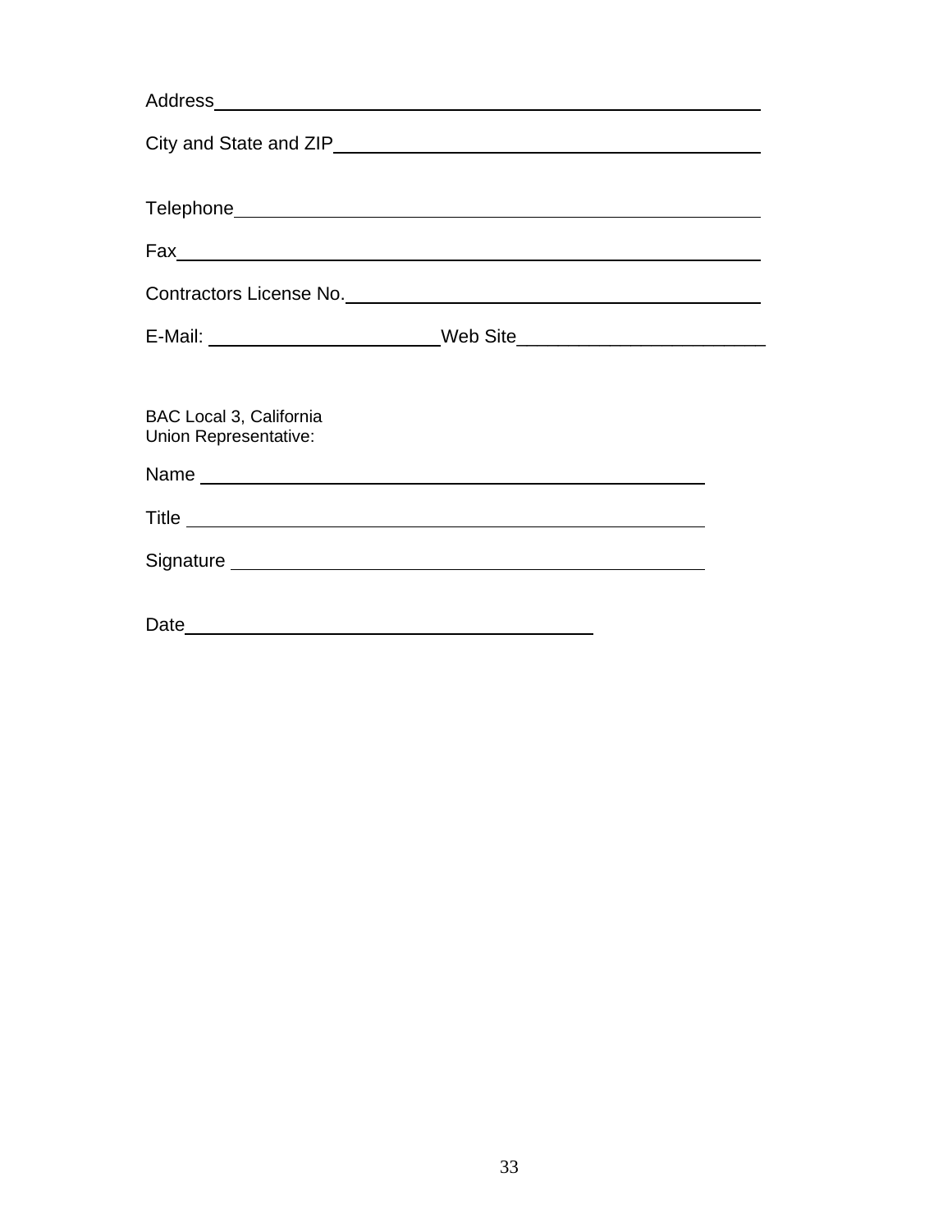Address________________________________________________

City and State and ZIP__________________________________

Telephone______________________________________________

Fax____________________________________________________

Contractors License No.__________________________________

E-Mail: ______________________Web Site________________________

BAC Local 3, California
Union Representative:

Name ____________________________________________

Title _____________________________________________

Signature _________________________________________

Date________________________________________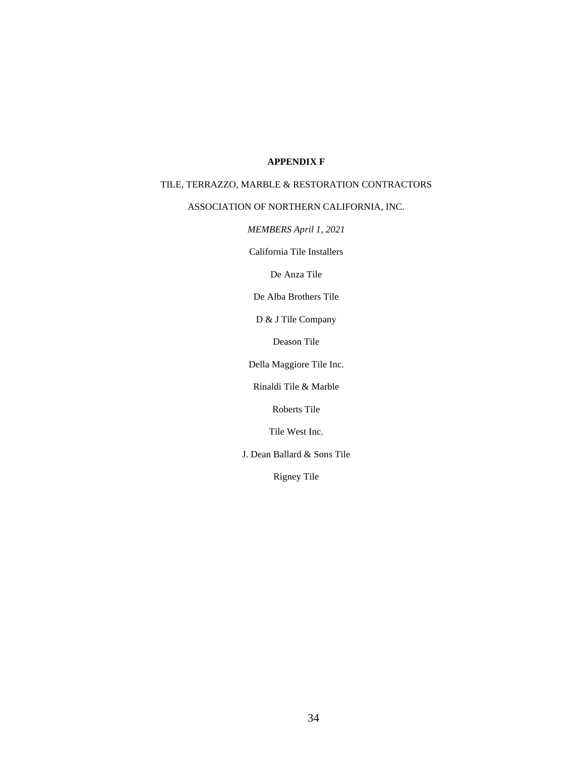## APPENDIX F

TILE, TERRAZZO, MARBLE & RESTORATION CONTRACTORS

ASSOCIATION OF NORTHERN CALIFORNIA, INC.

*MEMBERS April 1, 2021*

California Tile Installers

De Anza Tile

De Alba Brothers Tile

D & J Tile Company

Deason Tile

Della Maggiore Tile Inc.

Rinaldi Tile & Marble

Roberts Tile

Tile West Inc.

J. Dean Ballard & Sons Tile

Rigney Tile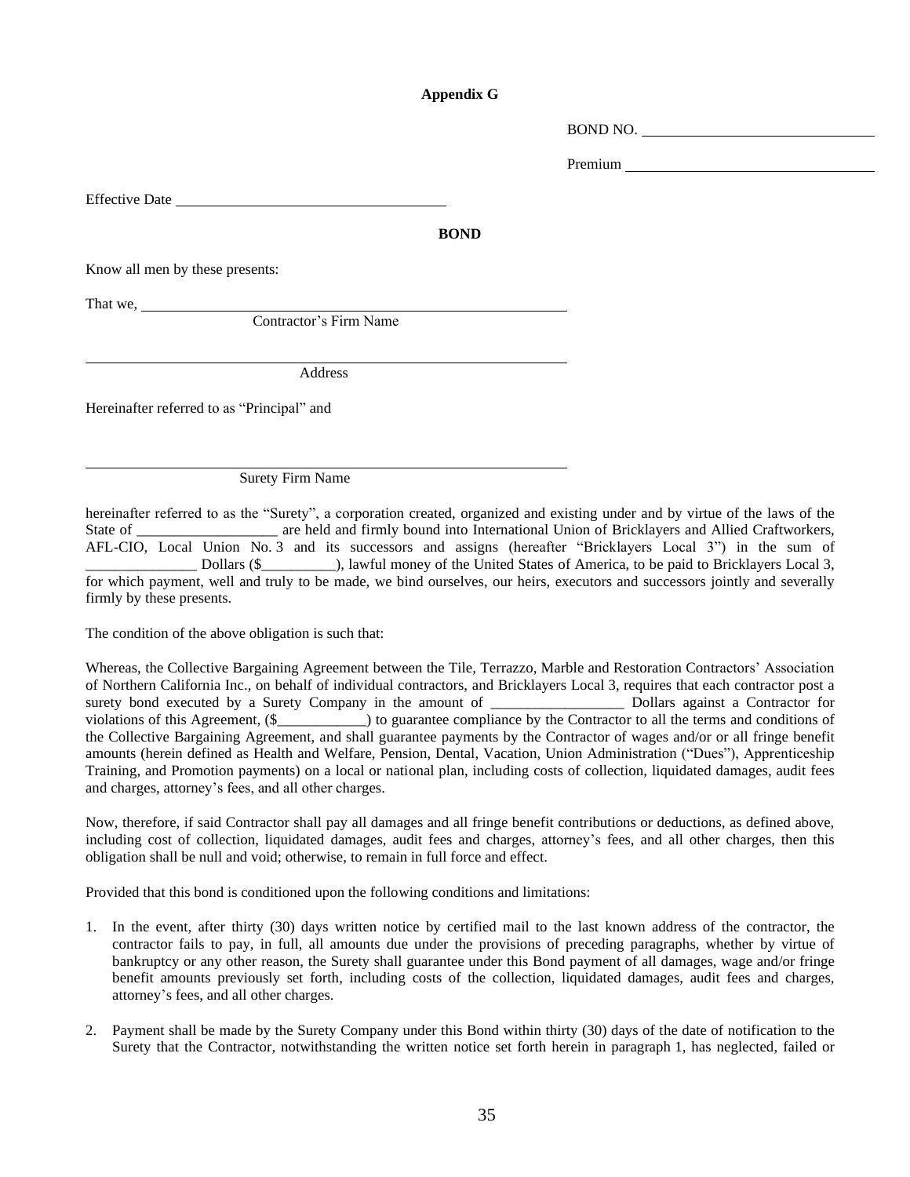**Appendix G**

BOND NO. ______________________________

Premium ______________________________

Effective Date ______________________________

**BOND**

Know all men by these presents:

That we, ____________________________________________________
Contractor's Firm Name

____________________________________________________
Address

Hereinafter referred to as "Principal" and

____________________________________________________
Surety Firm Name

hereinafter referred to as the "Surety", a corporation created, organized and existing under and by virtue of the laws of the State of ___________________ are held and firmly bound into International Union of Bricklayers and Allied Craftworkers, AFL-CIO, Local Union No. 3 and its successors and assigns (hereafter "Bricklayers Local 3") in the sum of _______________ Dollars ($__________), lawful money of the United States of America, to be paid to Bricklayers Local 3, for which payment, well and truly to be made, we bind ourselves, our heirs, executors and successors jointly and severally firmly by these presents.

The condition of the above obligation is such that:

Whereas, the Collective Bargaining Agreement between the Tile, Terrazzo, Marble and Restoration Contractors' Association of Northern California Inc., on behalf of individual contractors, and Bricklayers Local 3, requires that each contractor post a surety bond executed by a Surety Company in the amount of __________________ Dollars against a Contractor for violations of this Agreement, ($____________) to guarantee compliance by the Contractor to all the terms and conditions of the Collective Bargaining Agreement, and shall guarantee payments by the Contractor of wages and/or or all fringe benefit amounts (herein defined as Health and Welfare, Pension, Dental, Vacation, Union Administration ("Dues"), Apprenticeship Training, and Promotion payments) on a local or national plan, including costs of collection, liquidated damages, audit fees and charges, attorney's fees, and all other charges.

Now, therefore, if said Contractor shall pay all damages and all fringe benefit contributions or deductions, as defined above, including cost of collection, liquidated damages, audit fees and charges, attorney's fees, and all other charges, then this obligation shall be null and void; otherwise, to remain in full force and effect.

Provided that this bond is conditioned upon the following conditions and limitations:

1. In the event, after thirty (30) days written notice by certified mail to the last known address of the contractor, the contractor fails to pay, in full, all amounts due under the provisions of preceding paragraphs, whether by virtue of bankruptcy or any other reason, the Surety shall guarantee under this Bond payment of all damages, wage and/or fringe benefit amounts previously set forth, including costs of the collection, liquidated damages, audit fees and charges, attorney's fees, and all other charges.

2. Payment shall be made by the Surety Company under this Bond within thirty (30) days of the date of notification to the Surety that the Contractor, notwithstanding the written notice set forth herein in paragraph 1, has neglected, failed or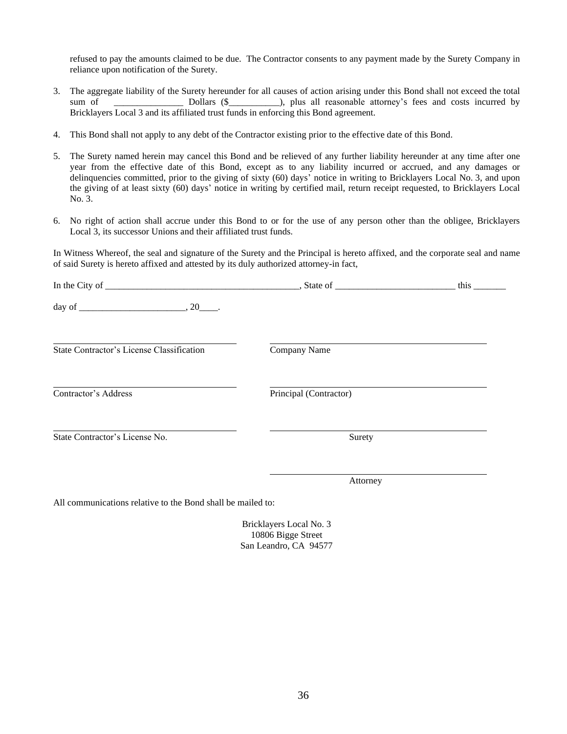refused to pay the amounts claimed to be due. The Contractor consents to any payment made by the Surety Company in reliance upon notification of the Surety.

3. The aggregate liability of the Surety hereunder for all causes of action arising under this Bond shall not exceed the total sum of _______________ Dollars ($___________), plus all reasonable attorney's fees and costs incurred by Bricklayers Local 3 and its affiliated trust funds in enforcing this Bond agreement.

4. This Bond shall not apply to any debt of the Contractor existing prior to the effective date of this Bond.

5. The Surety named herein may cancel this Bond and be relieved of any further liability hereunder at any time after one year from the effective date of this Bond, except as to any liability incurred or accrued, and any damages or delinquencies committed, prior to the giving of sixty (60) days' notice in writing to Bricklayers Local No. 3, and upon the giving of at least sixty (60) days' notice in writing by certified mail, return receipt requested, to Bricklayers Local No. 3.

6. No right of action shall accrue under this Bond to or for the use of any person other than the obligee, Bricklayers Local 3, its successor Unions and their affiliated trust funds.

In Witness Whereof, the seal and signature of the Surety and the Principal is hereto affixed, and the corporate seal and name of said Surety is hereto affixed and attested by its duly authorized attorney-in fact,

In the City of ___________________________________________, State of __________________________ this _______

day of _______________________, 20____.

| | |
|---|---|
| ______________________________ | ______________________________ |
| State Contractor's License Classification | Company Name |
| ______________________________ | ______________________________ |
| Contractor's Address | Principal (Contractor) |
| ______________________________ | ______________________________ |
| State Contractor's License No. | Surety |
| | ______________________________ |
| | Attorney |

All communications relative to the Bond shall be mailed to:

Bricklayers Local No. 3
10806 Bigge Street
San Leandro, CA 94577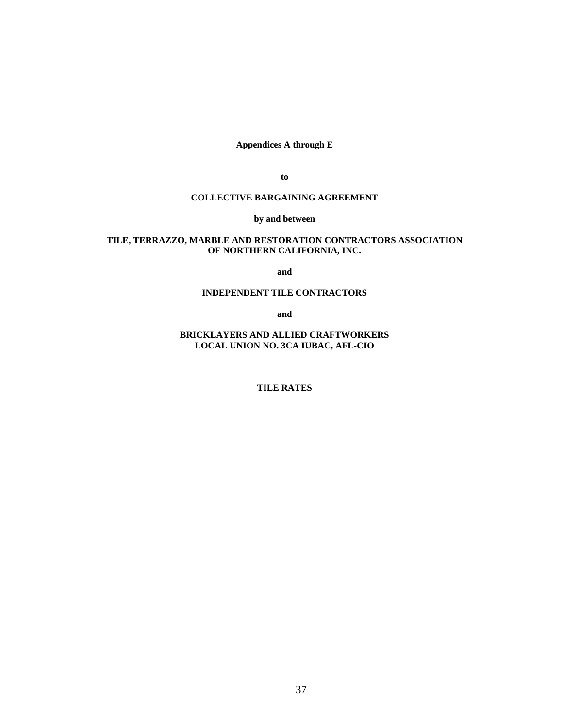**Appendices A through E**

**to**

**COLLECTIVE BARGAINING AGREEMENT**

**by and between**

**TILE, TERRAZZO, MARBLE AND RESTORATION CONTRACTORS ASSOCIATION OF NORTHERN CALIFORNIA, INC.**

**and**

**INDEPENDENT TILE CONTRACTORS**

**and**

**BRICKLAYERS AND ALLIED CRAFTWORKERS LOCAL UNION NO. 3CA IUBAC, AFL-CIO**

**TILE RATES**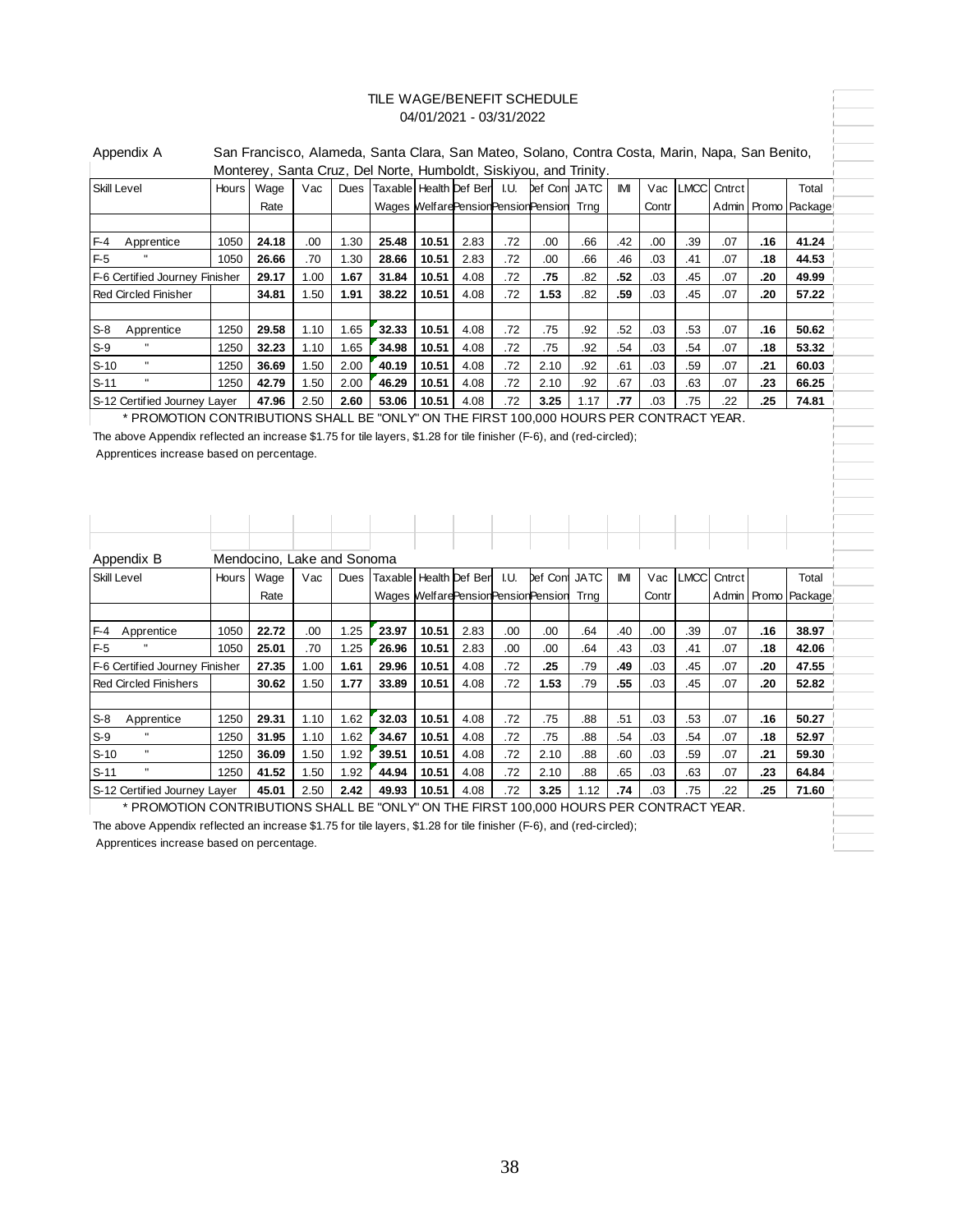# TILE WAGE/BENEFIT SCHEDULE

04/01/2021 - 03/31/2022

**Appendix A** San Francisco, Alameda, Santa Clara, San Mateo, Solano, Contra Costa, Marin, Napa, San Benito, Monterey, Santa Cruz, Del Norte, Humboldt, Siskiyou, and Trinity.

| Skill Level | Hours | Wage Rate | Vac | Dues | Taxable Wages | Health Welfare | Def Ben Pension | I.U. Pension | Def Con Pension | JATC Trng | IMI | Vac Contr | LMCC | Cntrct Admin | Promo | Total Package |
|---|---|---|---|---|---|---|---|---|---|---|---|---|---|---|---|---|
| F-4 Apprentice | 1050 | **24.18** | .00 | 1.30 | **25.48** | **10.51** | 2.83 | .72 | .00 | .66 | .42 | .00 | .39 | .07 | **.16** | **41.24** |
| F-5 " | 1050 | **26.66** | .70 | 1.30 | **28.66** | **10.51** | 2.83 | .72 | .00 | .66 | .46 | .03 | .41 | .07 | **.18** | **44.53** |
| F-6 Certified Journey Finisher | | **29.17** | 1.00 | **1.67** | **31.84** | **10.51** | 4.08 | .72 | **.75** | .82 | **.52** | .03 | .45 | .07 | **.20** | **49.99** |
| Red Circled Finisher | | **34.81** | 1.50 | **1.91** | **38.22** | **10.51** | 4.08 | .72 | **1.53** | .82 | **.59** | .03 | .45 | .07 | **.20** | **57.22** |
| S-8 Apprentice | 1250 | **29.58** | 1.10 | 1.65 | **32.33** | **10.51** | 4.08 | .72 | .75 | .92 | .52 | .03 | .53 | .07 | **.16** | **50.62** |
| S-9 " | 1250 | **32.23** | 1.10 | 1.65 | **34.98** | **10.51** | 4.08 | .72 | .75 | .92 | .54 | .03 | .54 | .07 | **.18** | **53.32** |
| S-10 " | 1250 | **36.69** | 1.50 | 2.00 | **40.19** | **10.51** | 4.08 | .72 | 2.10 | .92 | .61 | .03 | .59 | .07 | **.21** | **60.03** |
| S-11 " | 1250 | **42.79** | 1.50 | 2.00 | **46.29** | **10.51** | 4.08 | .72 | 2.10 | .92 | .67 | .03 | .63 | .07 | **.23** | **66.25** |
| S-12 Certified Journey Layer | | **47.96** | 2.50 | **2.60** | **53.06** | **10.51** | 4.08 | .72 | **3.25** | 1.17 | **.77** | .03 | .75 | .22 | **.25** | **74.81** |

\* PROMOTION CONTRIBUTIONS SHALL BE "ONLY" ON THE FIRST 100,000 HOURS PER CONTRACT YEAR.

The above Appendix reflected an increase $1.75 for tile layers, $1.28 for tile finisher (F-6), and (red-circled);
Apprentices increase based on percentage.

**Appendix B** Mendocino, Lake and Sonoma

| Skill Level | Hours | Wage Rate | Vac | Dues | Taxable Wages | Health Welfare | Def Ben Pension | I.U. Pension | Def Con Pension | JATC Trng | IMI | Vac Contr | LMCC | Cntrct Admin | Promo | Total Package |
|---|---|---|---|---|---|---|---|---|---|---|---|---|---|---|---|---|
| F-4 Apprentice | 1050 | **22.72** | .00 | 1.25 | **23.97** | **10.51** | 2.83 | .00 | .00 | .64 | .40 | .00 | .39 | .07 | **.16** | **38.97** |
| F-5 " | 1050 | **25.01** | .70 | 1.25 | **26.96** | **10.51** | 2.83 | .00 | .00 | .64 | .43 | .03 | .41 | .07 | **.18** | **42.06** |
| F-6 Certified Journey Finisher | | **27.35** | 1.00 | **1.61** | **29.96** | **10.51** | 4.08 | .72 | **.25** | .79 | **.49** | .03 | .45 | .07 | **.20** | **47.55** |
| Red Circled Finishers | | **30.62** | 1.50 | **1.77** | **33.89** | **10.51** | 4.08 | .72 | **1.53** | .79 | **.55** | .03 | .45 | .07 | **.20** | **52.82** |
| S-8 Apprentice | 1250 | **29.31** | 1.10 | 1.62 | **32.03** | **10.51** | 4.08 | .72 | .75 | .88 | .51 | .03 | .53 | .07 | **.16** | **50.27** |
| S-9 " | 1250 | **31.95** | 1.10 | 1.62 | **34.67** | **10.51** | 4.08 | .72 | .75 | .88 | .54 | .03 | .54 | .07 | **.18** | **52.97** |
| S-10 " | 1250 | **36.09** | 1.50 | 1.92 | **39.51** | **10.51** | 4.08 | .72 | 2.10 | .88 | .60 | .03 | .59 | .07 | **.21** | **59.30** |
| S-11 " | 1250 | **41.52** | 1.50 | 1.92 | **44.94** | **10.51** | 4.08 | .72 | 2.10 | .88 | .65 | .03 | .63 | .07 | **.23** | **64.84** |
| S-12 Certified Journey Layer | | **45.01** | 2.50 | **2.42** | **49.93** | **10.51** | 4.08 | .72 | **3.25** | 1.12 | **.74** | .03 | .75 | .22 | **.25** | **71.60** |

\* PROMOTION CONTRIBUTIONS SHALL BE "ONLY" ON THE FIRST 100,000 HOURS PER CONTRACT YEAR.

The above Appendix reflected an increase $1.75 for tile layers, $1.28 for tile finisher (F-6), and (red-circled);
Apprentices increase based on percentage.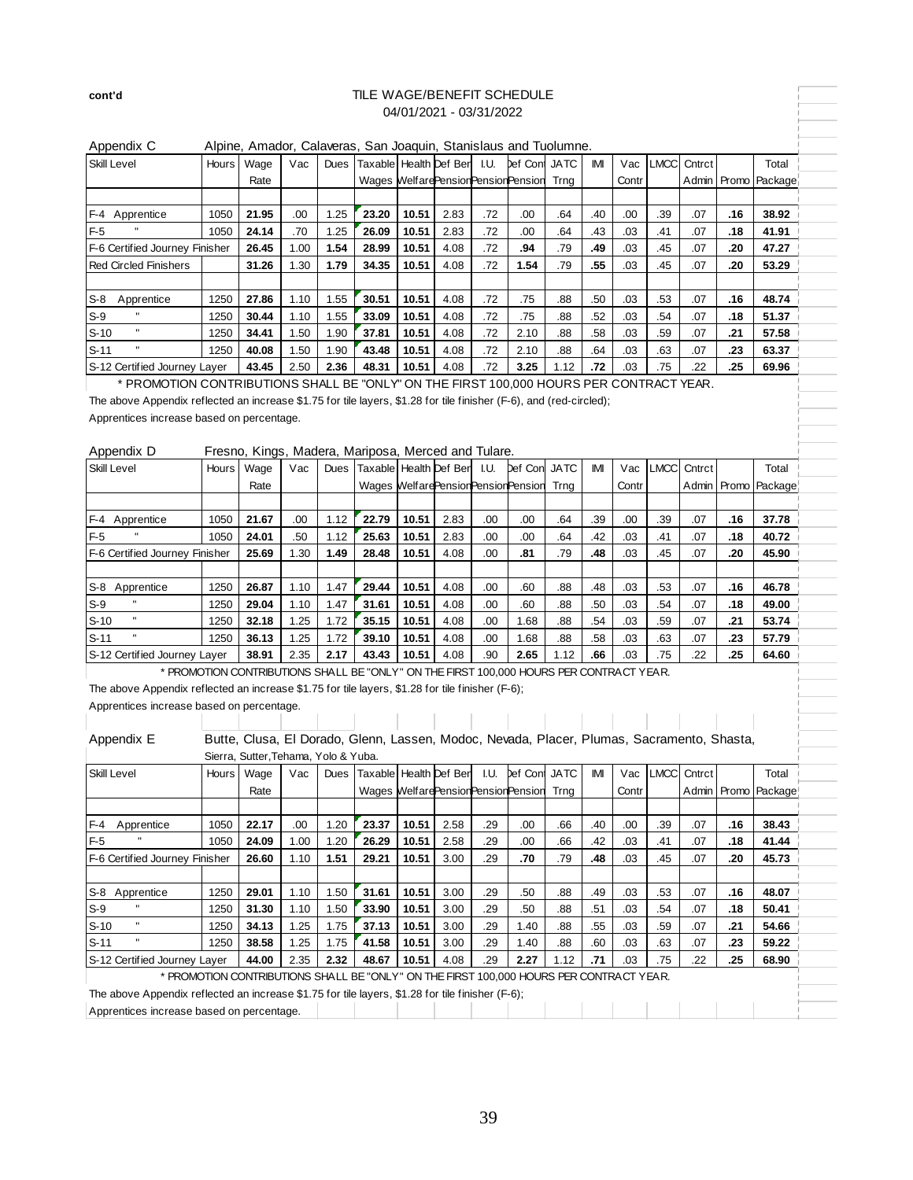cont'd

# TILE WAGE/BENEFIT SCHEDULE

04/01/2021 - 03/31/2022

## Appendix C

Alpine, Amador, Calaveras, San Joaquin, Stanislaus and Tuolumne.

| Skill Level | Hours | Wage Rate | Vac | Dues | Taxable Wages | Health Welfare | Def Ben Pension | I.U. Pension | Def Con Pension | JATC Trng | IMI | Vac Contr | LMCC | Cntrct Admin | Promo | Total Package |
|---|---|---|---|---|---|---|---|---|---|---|---|---|---|---|---|---|
| F-4 Apprentice | 1050 | 21.95 | .00 | 1.25 | **23.20** | **10.51** | 2.83 | .72 | .00 | .64 | .40 | .00 | .39 | .07 | **.16** | **38.92** |
| F-5 " | 1050 | 24.14 | .70 | 1.25 | **26.09** | **10.51** | 2.83 | .72 | .00 | .64 | .43 | .03 | .41 | .07 | **.18** | **41.91** |
| F-6 Certified Journey Finisher | | **26.45** | 1.00 | **1.54** | **28.99** | **10.51** | 4.08 | .72 | **.94** | .79 | **.49** | .03 | .45 | .07 | **.20** | **47.27** |
| Red Circled Finishers | | **31.26** | 1.30 | **1.79** | **34.35** | **10.51** | 4.08 | .72 | **1.54** | .79 | **.55** | .03 | .45 | .07 | **.20** | **53.29** |
| S-8 Apprentice | 1250 | **27.86** | 1.10 | 1.55 | **30.51** | **10.51** | 4.08 | .72 | .75 | .88 | .50 | .03 | .53 | .07 | **.16** | **48.74** |
| S-9 " | 1250 | **30.44** | 1.10 | 1.55 | **33.09** | **10.51** | 4.08 | .72 | .75 | .88 | .52 | .03 | .54 | .07 | **.18** | **51.37** |
| S-10 " | 1250 | **34.41** | 1.50 | 1.90 | **37.81** | **10.51** | 4.08 | .72 | 2.10 | .88 | .58 | .03 | .59 | .07 | **.21** | **57.58** |
| S-11 " | 1250 | **40.08** | 1.50 | 1.90 | **43.48** | **10.51** | 4.08 | .72 | 2.10 | .88 | .64 | .03 | .63 | .07 | **.23** | **63.37** |
| S-12 Certified Journey Layer | | **43.45** | 2.50 | **2.36** | **48.31** | **10.51** | 4.08 | .72 | **3.25** | 1.12 | **.72** | .03 | .75 | .22 | **.25** | **69.96** |

\* PROMOTION CONTRIBUTIONS SHALL BE "ONLY" ON THE FIRST 100,000 HOURS PER CONTRACT YEAR.

The above Appendix reflected an increase $1.75 for tile layers, $1.28 for tile finisher (F-6), and (red-circled);

Apprentices increase based on percentage.

## Appendix D

Fresno, Kings, Madera, Mariposa, Merced and Tulare.

| Skill Level | Hours | Wage Rate | Vac | Dues | Taxable Wages | Health Welfare | Def Ben Pension | I.U. Pension | Def Con Pension | JATC Trng | IMI | Vac Contr | LMCC | Cntrct Admin | Promo | Total Package |
|---|---|---|---|---|---|---|---|---|---|---|---|---|---|---|---|---|
| F-4 Apprentice | 1050 | 21.67 | .00 | 1.12 | **22.79** | **10.51** | 2.83 | .00 | .00 | .64 | .39 | .00 | .39 | .07 | **.16** | **37.78** |
| F-5 " | 1050 | 24.01 | .50 | 1.12 | **25.63** | **10.51** | 2.83 | .00 | .00 | .64 | .42 | .03 | .41 | .07 | **.18** | **40.72** |
| F-6 Certified Journey Finisher | | **25.69** | 1.30 | **1.49** | **28.48** | **10.51** | 4.08 | .00 | **.81** | .79 | **.48** | .03 | .45 | .07 | **.20** | **45.90** |
| S-8 Apprentice | 1250 | 26.87 | 1.10 | 1.47 | **29.44** | **10.51** | 4.08 | .00 | .60 | .88 | .48 | .03 | .53 | .07 | **.16** | **46.78** |
| S-9 " | 1250 | 29.04 | 1.10 | 1.47 | **31.61** | **10.51** | 4.08 | .00 | .60 | .88 | .50 | .03 | .54 | .07 | **.18** | **49.00** |
| S-10 " | 1250 | 32.18 | 1.25 | 1.72 | **35.15** | **10.51** | 4.08 | .00 | 1.68 | .88 | .54 | .03 | .59 | .07 | **.21** | **53.74** |
| S-11 " | 1250 | 36.13 | 1.25 | 1.72 | **39.10** | **10.51** | 4.08 | .00 | 1.68 | .88 | .58 | .03 | .63 | .07 | **.23** | **57.79** |
| S-12 Certified Journey Layer | | **38.91** | 2.35 | **2.17** | **43.43** | **10.51** | 4.08 | .90 | **2.65** | 1.12 | **.66** | .03 | .75 | .22 | **.25** | **64.60** |

\* PROMOTION CONTRIBUTIONS SHALL BE "ONLY" ON THE FIRST 100,000 HOURS PER CONTRACT YEAR.

The above Appendix reflected an increase $1.75 for tile layers, $1.28 for tile finisher (F-6);

Apprentices increase based on percentage.

## Appendix E

Butte, Clusa, El Dorado, Glenn, Lassen, Modoc, Nevada, Placer, Plumas, Sacramento, Shasta, Sierra, Sutter, Tehama, Yolo & Yuba.

| Skill Level | Hours | Wage Rate | Vac | Dues | Taxable Wages | Health Welfare | Def Ben Pension | I.U. Pension | Def Con Pension | JATC Trng | IMI | Vac Contr | LMCC | Cntrct Admin | Promo | Total Package |
|---|---|---|---|---|---|---|---|---|---|---|---|---|---|---|---|---|
| F-4 Apprentice | 1050 | 22.17 | .00 | 1.20 | **23.37** | **10.51** | 2.58 | .29 | .00 | .66 | .40 | .00 | .39 | .07 | **.16** | **38.43** |
| F-5 " | 1050 | 24.09 | 1.00 | 1.20 | **26.29** | **10.51** | 2.58 | .29 | .00 | .66 | .42 | .03 | .41 | .07 | **.18** | **41.44** |
| F-6 Certified Journey Finisher | | **26.60** | 1.10 | **1.51** | **29.21** | **10.51** | 3.00 | .29 | **.70** | .79 | **.48** | .03 | .45 | .07 | **.20** | **45.73** |
| S-8 Apprentice | 1250 | 29.01 | 1.10 | 1.50 | **31.61** | **10.51** | 3.00 | .29 | .50 | .88 | .49 | .03 | .53 | .07 | **.16** | **48.07** |
| S-9 " | 1250 | 31.30 | 1.10 | 1.50 | **33.90** | **10.51** | 3.00 | .29 | .50 | .88 | .51 | .03 | .54 | .07 | **.18** | **50.41** |
| S-10 " | 1250 | 34.13 | 1.25 | 1.75 | **37.13** | **10.51** | 3.00 | .29 | 1.40 | .88 | .55 | .03 | .59 | .07 | **.21** | **54.66** |
| S-11 " | 1250 | 38.58 | 1.25 | 1.75 | **41.58** | **10.51** | 3.00 | .29 | 1.40 | .88 | .60 | .03 | .63 | .07 | **.23** | **59.22** |
| S-12 Certified Journey Layer | | **44.00** | 2.35 | **2.32** | **48.67** | **10.51** | 4.08 | .29 | **2.27** | 1.12 | **.71** | .03 | .75 | .22 | **.25** | **68.90** |

\* PROMOTION CONTRIBUTIONS SHALL BE "ONLY" ON THE FIRST 100,000 HOURS PER CONTRACT YEAR.

The above Appendix reflected an increase $1.75 for tile layers, $1.28 for tile finisher (F-6);

Apprentices increase based on percentage.